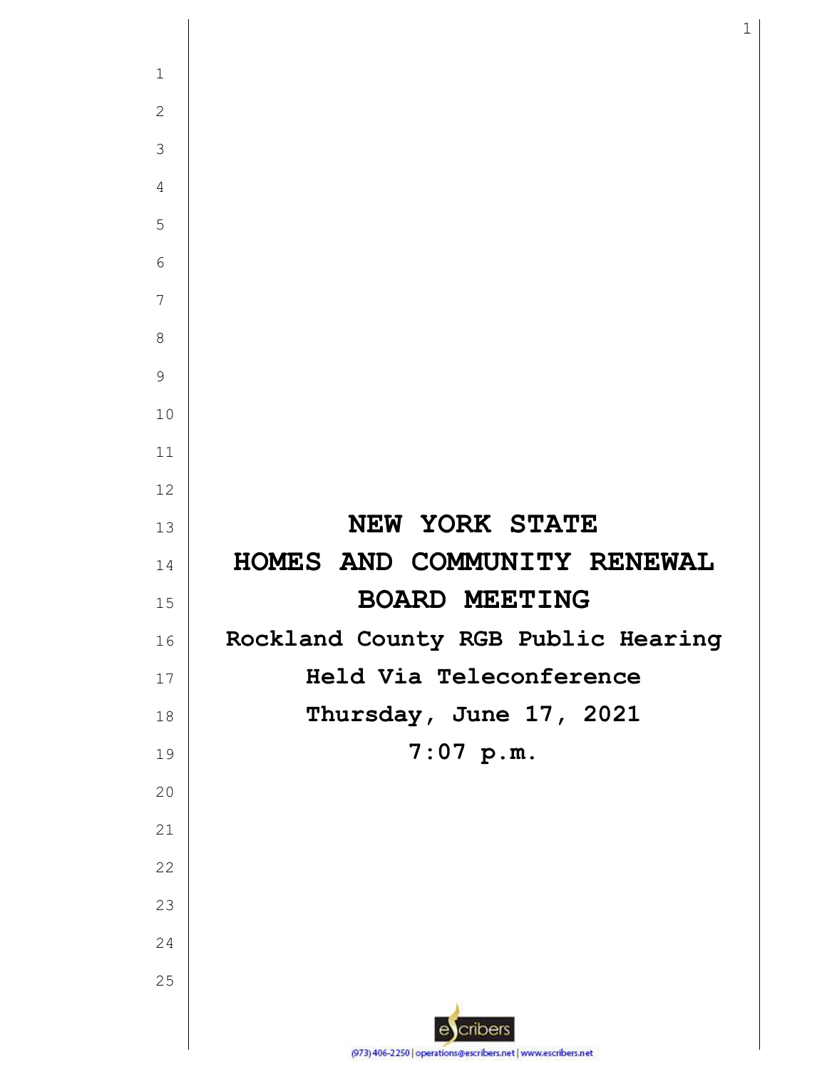# NEW YORK STATE
# HOMES AND COMMUNITY RENEWAL
# BOARD MEETING

**Rockland County RGB Public Hearing**

**Held Via Teleconference**

**Thursday, June 17, 2021**

**7:07 p.m.**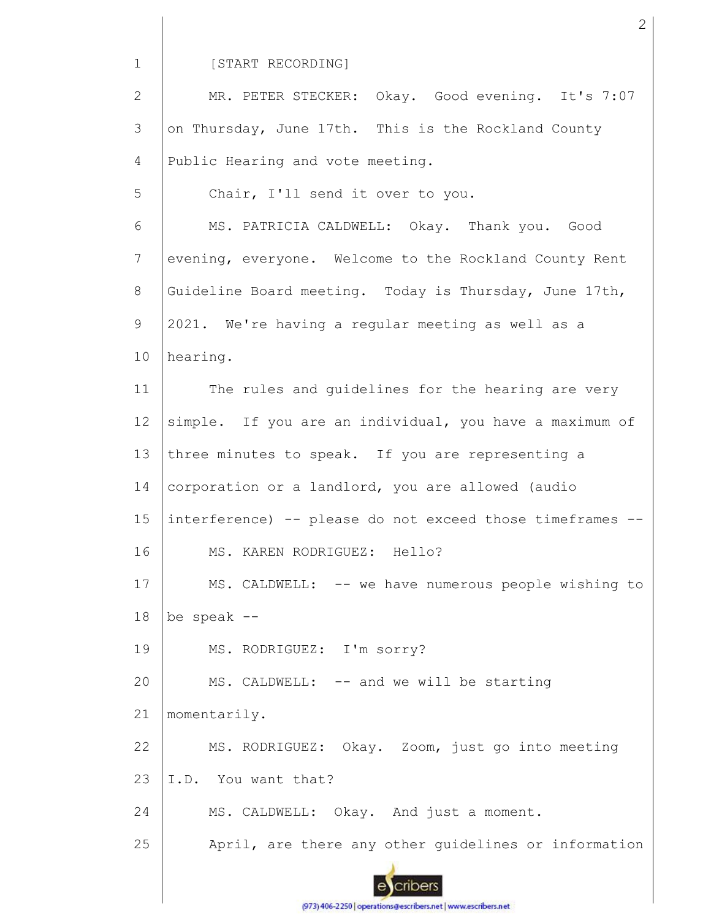[START RECORDING]

MR. PETER STECKER: Okay. Good evening. It's 7:07 on Thursday, June 17th. This is the Rockland County Public Hearing and vote meeting.

Chair, I'll send it over to you.

MS. PATRICIA CALDWELL: Okay. Thank you. Good evening, everyone. Welcome to the Rockland County Rent Guideline Board meeting. Today is Thursday, June 17th, 2021. We're having a regular meeting as well as a hearing.

The rules and guidelines for the hearing are very simple. If you are an individual, you have a maximum of three minutes to speak. If you are representing a corporation or a landlord, you are allowed (audio interference) -- please do not exceed those timeframes --

MS. KAREN RODRIGUEZ: Hello?

MS. CALDWELL: -- we have numerous people wishing to be speak --

MS. RODRIGUEZ: I'm sorry?

MS. CALDWELL: -- and we will be starting momentarily.

MS. RODRIGUEZ: Okay. Zoom, just go into meeting I.D. You want that?

MS. CALDWELL: Okay. And just a moment.

April, are there any other guidelines or information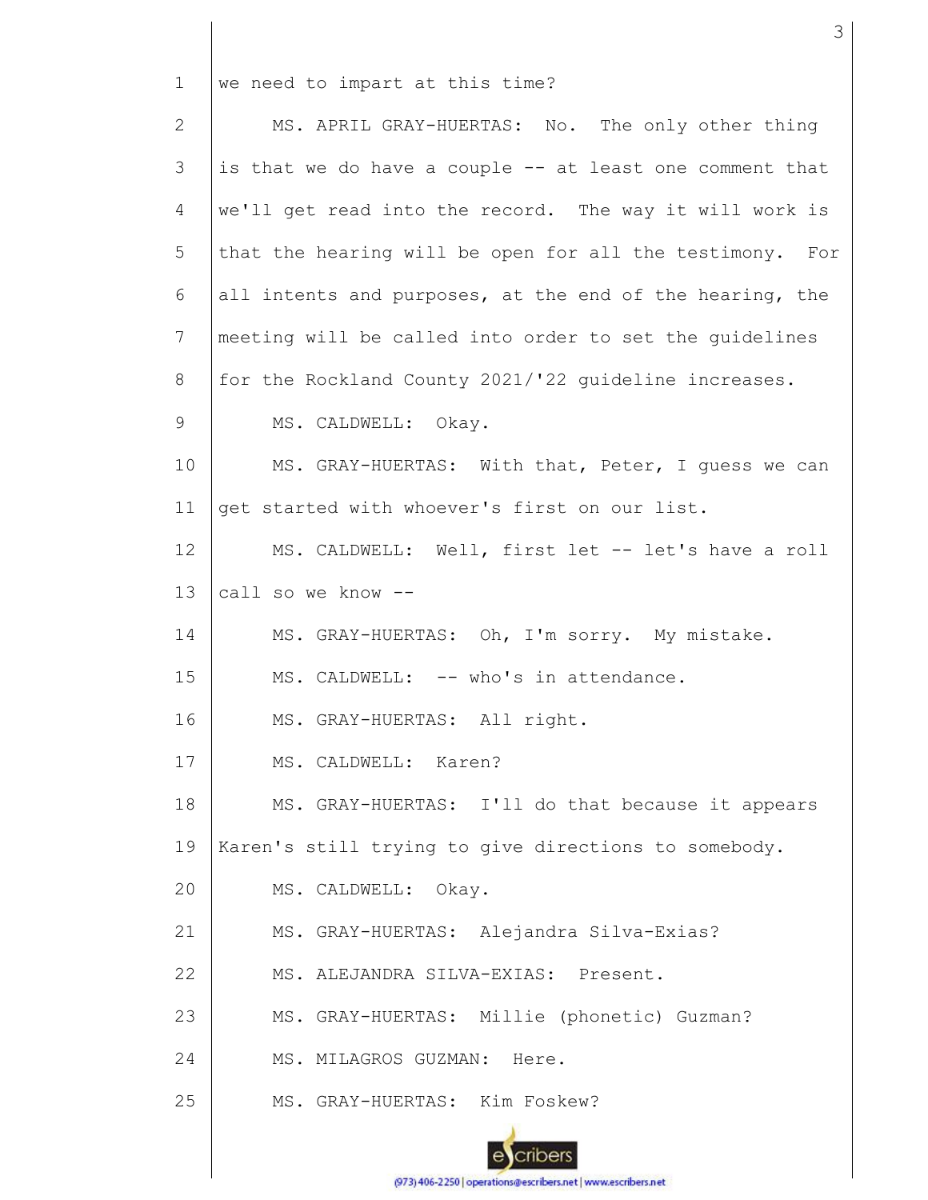1 we need to impart at this time?

2 MS. APRIL GRAY-HUERTAS: No. The only other thing

3 is that we do have a couple -- at least one comment that

4 we'll get read into the record. The way it will work is

5 that the hearing will be open for all the testimony. For

6 all intents and purposes, at the end of the hearing, the

7 meeting will be called into order to set the guidelines

8 for the Rockland County 2021/'22 guideline increases.

9 MS. CALDWELL: Okay.

10 MS. GRAY-HUERTAS: With that, Peter, I guess we can

11 get started with whoever's first on our list.

12 MS. CALDWELL: Well, first let -- let's have a roll

13 call so we know --

14 MS. GRAY-HUERTAS: Oh, I'm sorry. My mistake.

15 MS. CALDWELL: -- who's in attendance.

16 MS. GRAY-HUERTAS: All right.

17 MS. CALDWELL: Karen?

18 MS. GRAY-HUERTAS: I'll do that because it appears

19 Karen's still trying to give directions to somebody.

20 MS. CALDWELL: Okay.

21 MS. GRAY-HUERTAS: Alejandra Silva-Exias?

22 MS. ALEJANDRA SILVA-EXIAS: Present.

23 MS. GRAY-HUERTAS: Millie (phonetic) Guzman?

24 MS. MILAGROS GUZMAN: Here.

25 MS. GRAY-HUERTAS: Kim Foskew?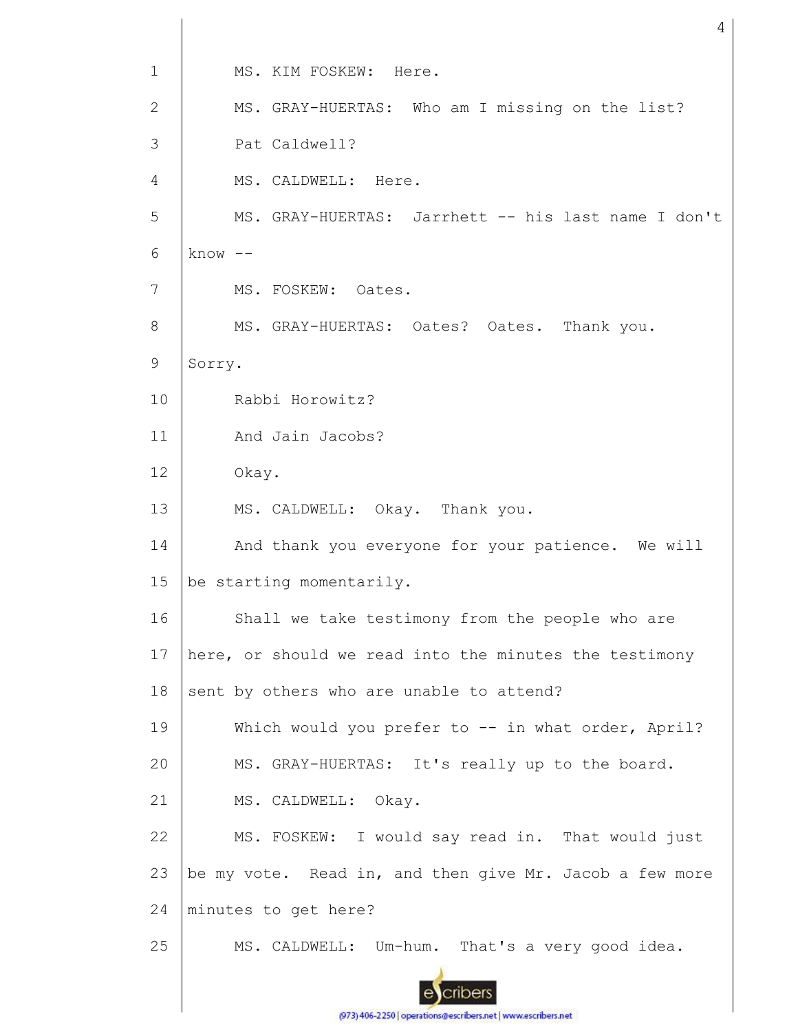MS. KIM FOSKEW: Here.

MS. GRAY-HUERTAS: Who am I missing on the list? Pat Caldwell?

MS. CALDWELL: Here.

MS. GRAY-HUERTAS: Jarrhett -- his last name I don't know --

MS. FOSKEW: Oates.

MS. GRAY-HUERTAS: Oates? Oates. Thank you. Sorry.

Rabbi Horowitz?

And Jain Jacobs?

Okay.

MS. CALDWELL: Okay. Thank you.

And thank you everyone for your patience. We will be starting momentarily.

Shall we take testimony from the people who are here, or should we read into the minutes the testimony sent by others who are unable to attend?

Which would you prefer to -- in what order, April?

MS. GRAY-HUERTAS: It's really up to the board.

MS. CALDWELL: Okay.

MS. FOSKEW: I would say read in. That would just be my vote. Read in, and then give Mr. Jacob a few more minutes to get here?

MS. CALDWELL: Um-hum. That's a very good idea.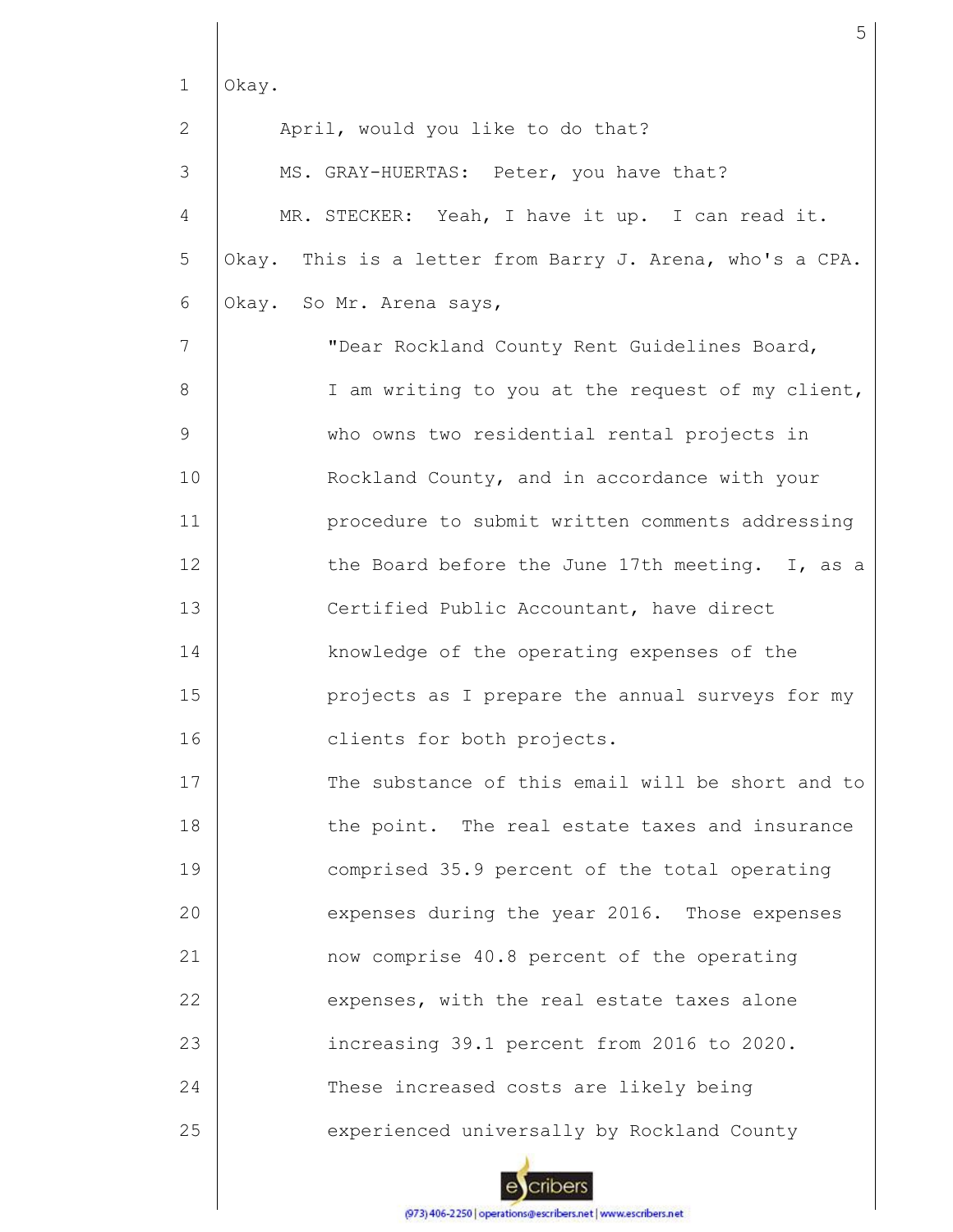Okay.

April, would you like to do that?

MS. GRAY-HUERTAS: Peter, you have that?

MR. STECKER: Yeah, I have it up. I can read it. Okay. This is a letter from Barry J. Arena, who's a CPA. Okay. So Mr. Arena says,

"Dear Rockland County Rent Guidelines Board,

I am writing to you at the request of my client, who owns two residential rental projects in Rockland County, and in accordance with your procedure to submit written comments addressing the Board before the June 17th meeting. I, as a Certified Public Accountant, have direct knowledge of the operating expenses of the projects as I prepare the annual surveys for my clients for both projects.

The substance of this email will be short and to the point. The real estate taxes and insurance comprised 35.9 percent of the total operating expenses during the year 2016. Those expenses now comprise 40.8 percent of the operating expenses, with the real estate taxes alone increasing 39.1 percent from 2016 to 2020. These increased costs are likely being experienced universally by Rockland County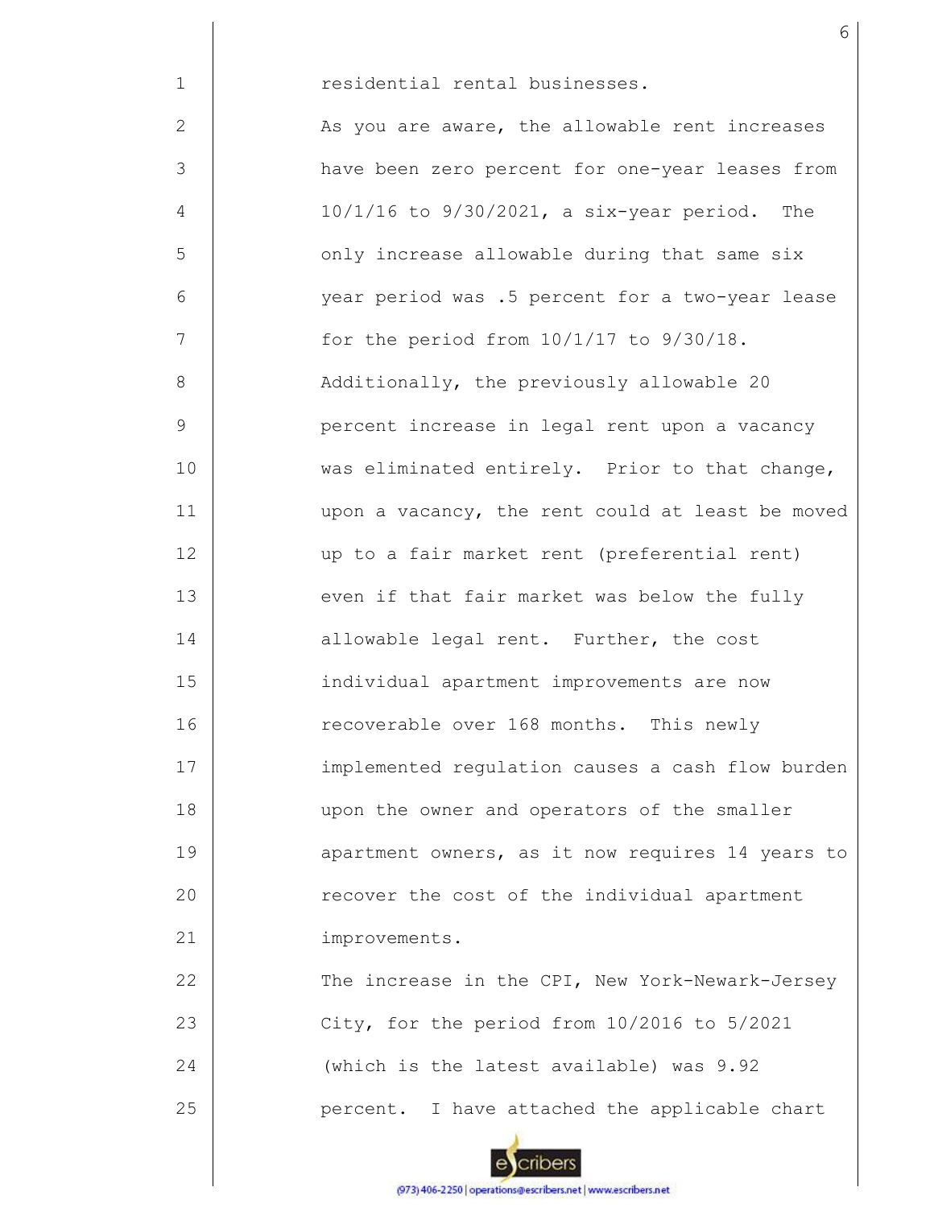residential rental businesses.

As you are aware, the allowable rent increases have been zero percent for one-year leases from 10/1/16 to 9/30/2021, a six-year period. The only increase allowable during that same six year period was .5 percent for a two-year lease for the period from 10/1/17 to 9/30/18.

Additionally, the previously allowable 20 percent increase in legal rent upon a vacancy was eliminated entirely. Prior to that change, upon a vacancy, the rent could at least be moved up to a fair market rent (preferential rent) even if that fair market was below the fully allowable legal rent. Further, the cost individual apartment improvements are now recoverable over 168 months. This newly implemented regulation causes a cash flow burden upon the owner and operators of the smaller apartment owners, as it now requires 14 years to recover the cost of the individual apartment improvements.

The increase in the CPI, New York-Newark-Jersey City, for the period from 10/2016 to 5/2021 (which is the latest available) was 9.92 percent. I have attached the applicable chart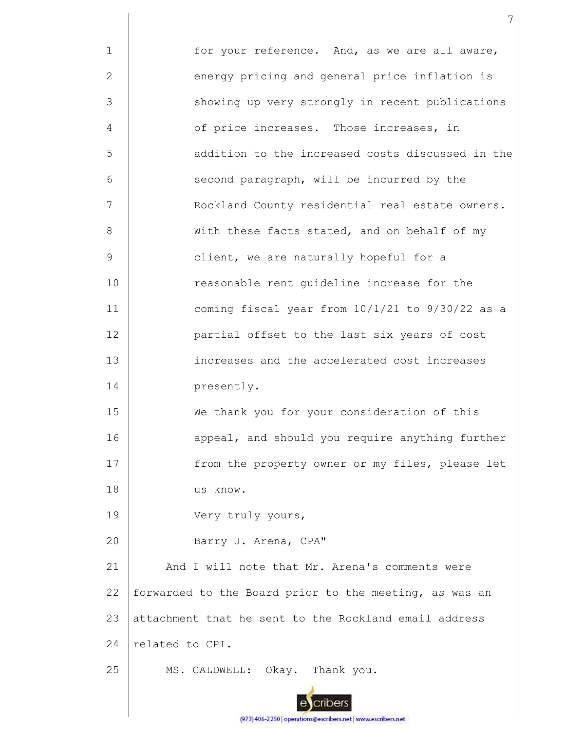for your reference. And, as we are all aware, energy pricing and general price inflation is showing up very strongly in recent publications of price increases. Those increases, in addition to the increased costs discussed in the second paragraph, will be incurred by the Rockland County residential real estate owners. With these facts stated, and on behalf of my client, we are naturally hopeful for a reasonable rent guideline increase for the coming fiscal year from 10/1/21 to 9/30/22 as a partial offset to the last six years of cost increases and the accelerated cost increases presently.

We thank you for your consideration of this appeal, and should you require anything further from the property owner or my files, please let us know.

Very truly yours,

Barry J. Arena, CPA"

And I will note that Mr. Arena's comments were forwarded to the Board prior to the meeting, as was an attachment that he sent to the Rockland email address related to CPI.

MS. CALDWELL: Okay. Thank you.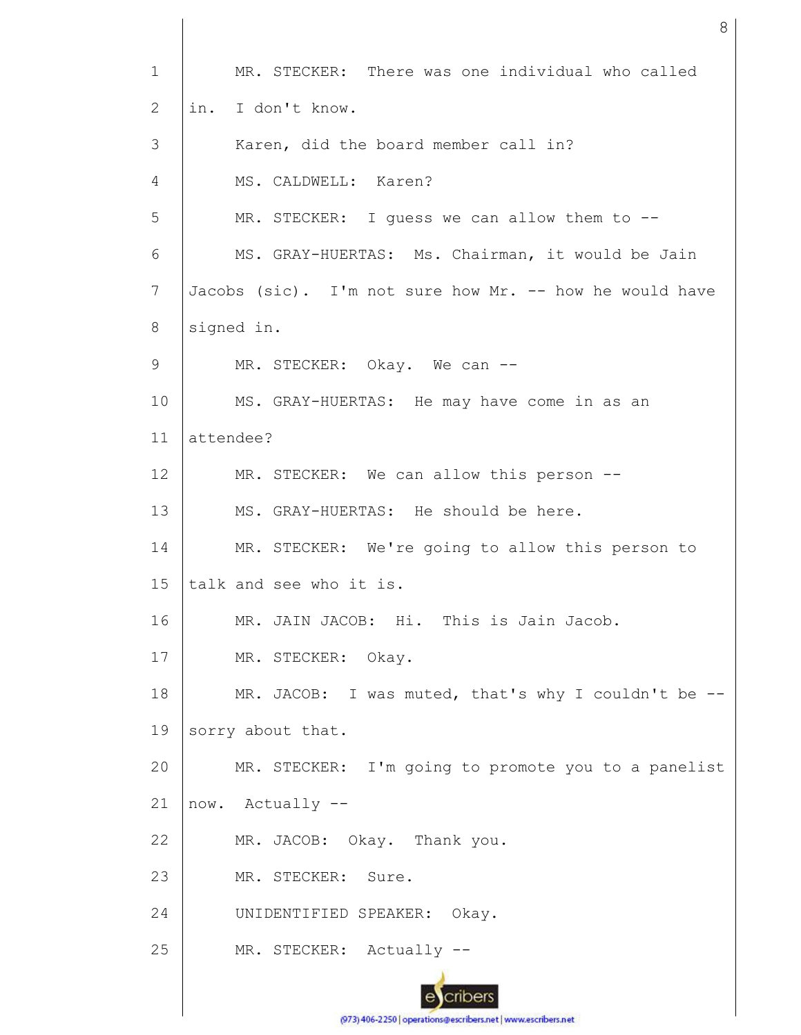1 MR. STECKER: There was one individual who called

2 in. I don't know.

3 Karen, did the board member call in?

4 MS. CALDWELL: Karen?

5 MR. STECKER: I guess we can allow them to --

6 MS. GRAY-HUERTAS: Ms. Chairman, it would be Jain

7 Jacobs (sic). I'm not sure how Mr. -- how he would have

8 signed in.

9 MR. STECKER: Okay. We can --

10 MS. GRAY-HUERTAS: He may have come in as an

11 attendee?

12 MR. STECKER: We can allow this person --

13 MS. GRAY-HUERTAS: He should be here.

14 MR. STECKER: We're going to allow this person to

15 talk and see who it is.

16 MR. JAIN JACOB: Hi. This is Jain Jacob.

17 MR. STECKER: Okay.

18 MR. JACOB: I was muted, that's why I couldn't be --

19 sorry about that.

20 MR. STECKER: I'm going to promote you to a panelist

21 now. Actually --

22 MR. JACOB: Okay. Thank you.

23 MR. STECKER: Sure.

24 UNIDENTIFIED SPEAKER: Okay.

25 MR. STECKER: Actually --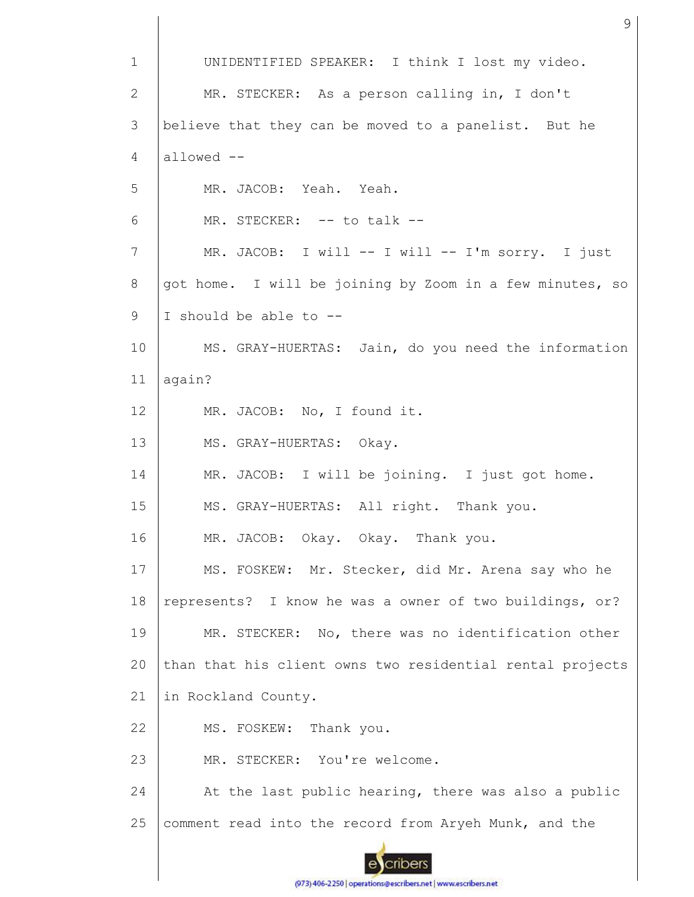UNIDENTIFIED SPEAKER: I think I lost my video.

MR. STECKER: As a person calling in, I don't believe that they can be moved to a panelist. But he allowed --

MR. JACOB: Yeah. Yeah.

MR. STECKER: -- to talk --

MR. JACOB: I will -- I will -- I'm sorry. I just got home. I will be joining by Zoom in a few minutes, so I should be able to --

MS. GRAY-HUERTAS: Jain, do you need the information again?

MR. JACOB: No, I found it.

MS. GRAY-HUERTAS: Okay.

MR. JACOB: I will be joining. I just got home.

MS. GRAY-HUERTAS: All right. Thank you.

MR. JACOB: Okay. Okay. Thank you.

MS. FOSKEW: Mr. Stecker, did Mr. Arena say who he represents? I know he was a owner of two buildings, or?

MR. STECKER: No, there was no identification other than that his client owns two residential rental projects in Rockland County.

MS. FOSKEW: Thank you.

MR. STECKER: You're welcome.

At the last public hearing, there was also a public comment read into the record from Aryeh Munk, and the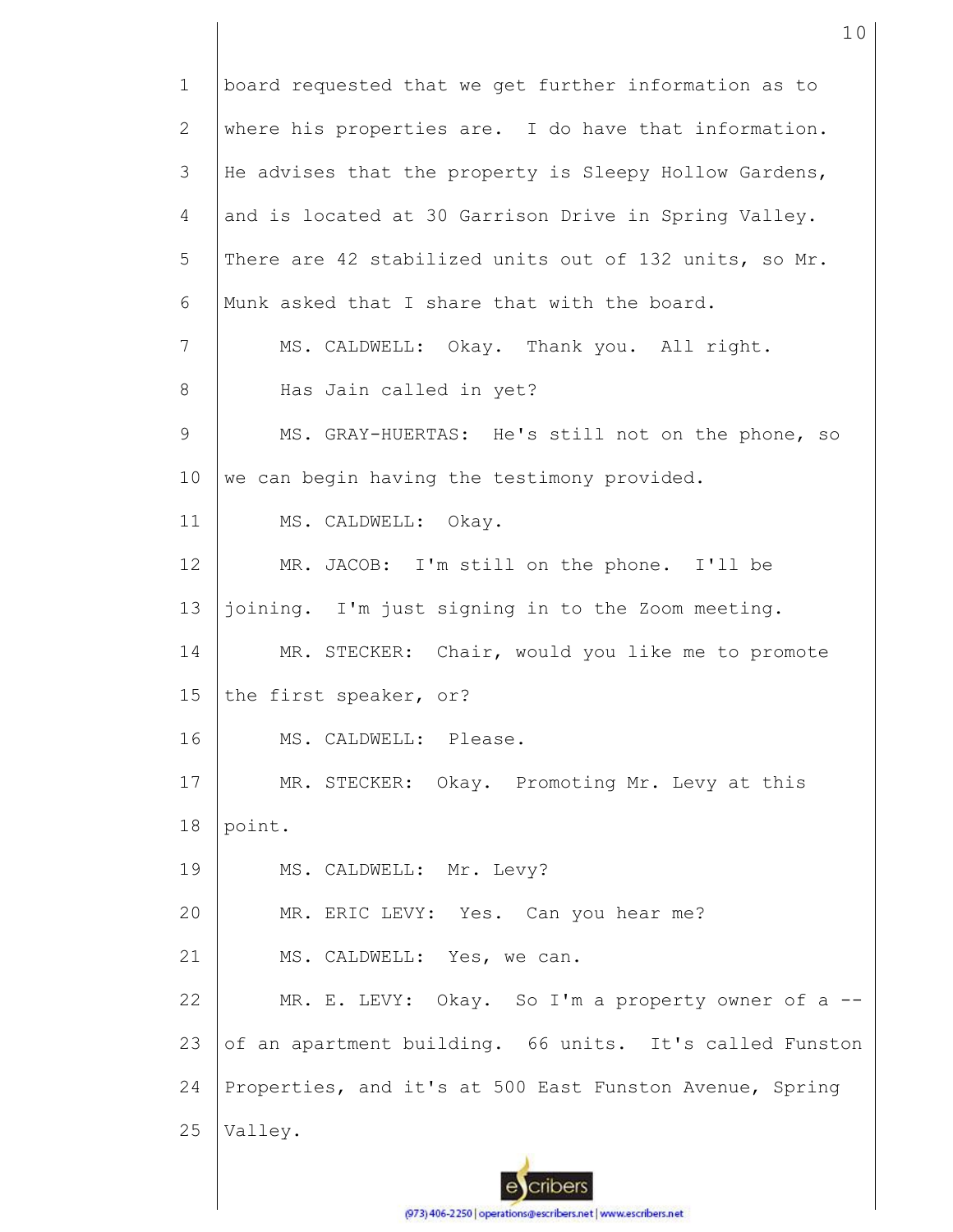board requested that we get further information as to where his properties are. I do have that information. He advises that the property is Sleepy Hollow Gardens, and is located at 30 Garrison Drive in Spring Valley. There are 42 stabilized units out of 132 units, so Mr. Munk asked that I share that with the board.

MS. CALDWELL: Okay. Thank you. All right.

Has Jain called in yet?

MS. GRAY-HUERTAS: He's still not on the phone, so we can begin having the testimony provided.

MS. CALDWELL: Okay.

MR. JACOB: I'm still on the phone. I'll be joining. I'm just signing in to the Zoom meeting.

MR. STECKER: Chair, would you like me to promote the first speaker, or?

MS. CALDWELL: Please.

MR. STECKER: Okay. Promoting Mr. Levy at this point.

MS. CALDWELL: Mr. Levy?

MR. ERIC LEVY: Yes. Can you hear me?

MS. CALDWELL: Yes, we can.

MR. E. LEVY: Okay. So I'm a property owner of a -- of an apartment building. 66 units. It's called Funston Properties, and it's at 500 East Funston Avenue, Spring Valley.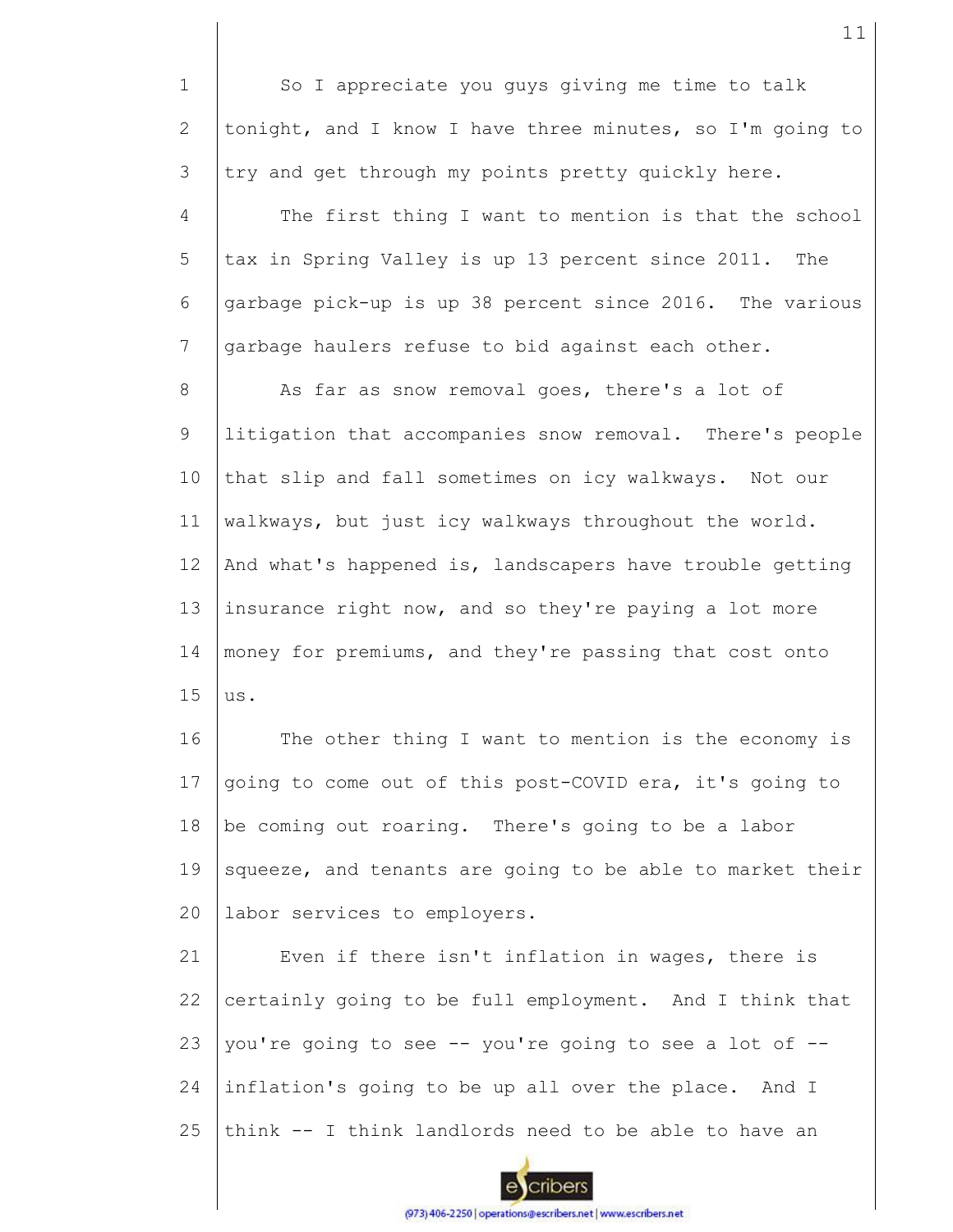So I appreciate you guys giving me time to talk tonight, and I know I have three minutes, so I'm going to try and get through my points pretty quickly here.

The first thing I want to mention is that the school tax in Spring Valley is up 13 percent since 2011. The garbage pick-up is up 38 percent since 2016. The various garbage haulers refuse to bid against each other.

As far as snow removal goes, there's a lot of litigation that accompanies snow removal. There's people that slip and fall sometimes on icy walkways. Not our walkways, but just icy walkways throughout the world. And what's happened is, landscapers have trouble getting insurance right now, and so they're paying a lot more money for premiums, and they're passing that cost onto us.

The other thing I want to mention is the economy is going to come out of this post-COVID era, it's going to be coming out roaring. There's going to be a labor squeeze, and tenants are going to be able to market their labor services to employers.

Even if there isn't inflation in wages, there is certainly going to be full employment. And I think that you're going to see -- you're going to see a lot of -- inflation's going to be up all over the place. And I think -- I think landlords need to be able to have an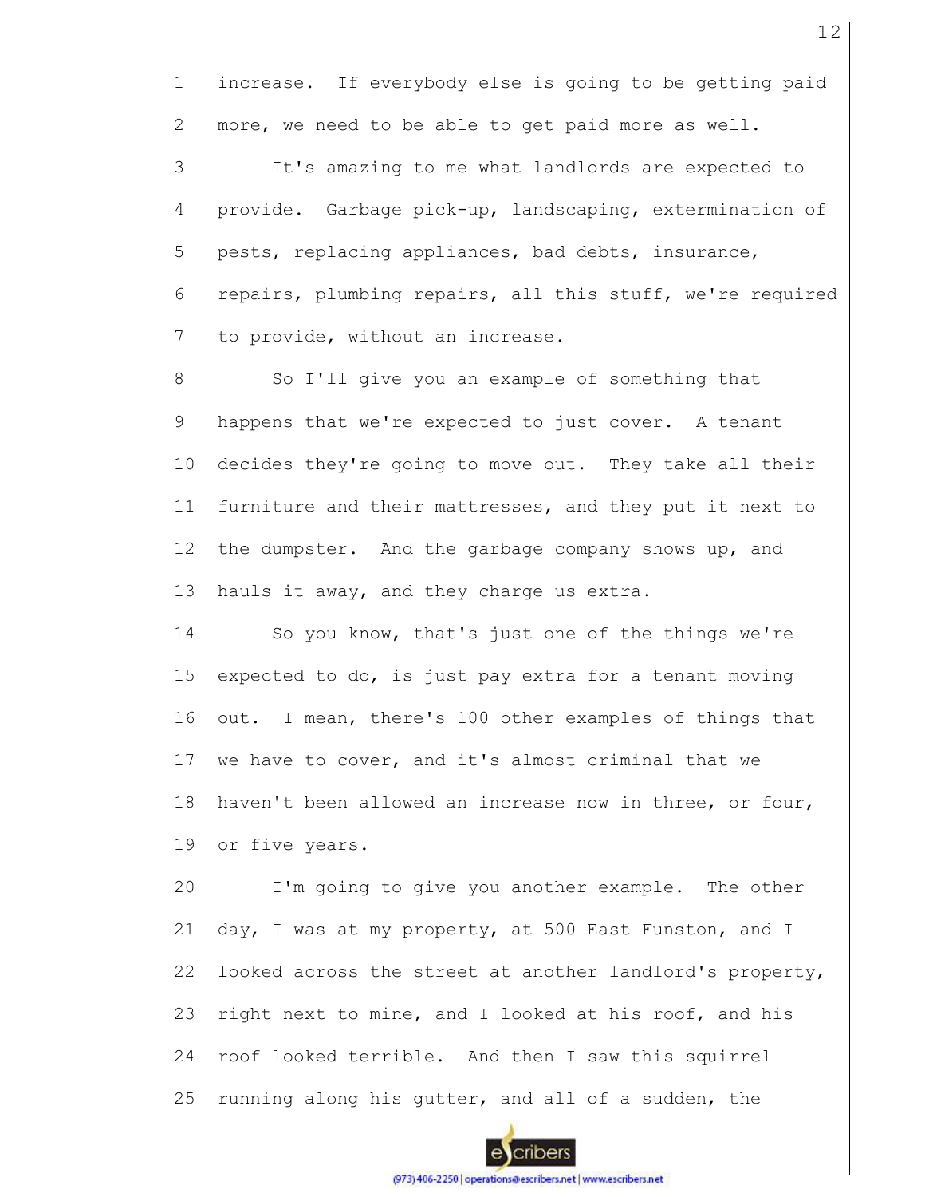increase. If everybody else is going to be getting paid more, we need to be able to get paid more as well.

It's amazing to me what landlords are expected to provide. Garbage pick-up, landscaping, extermination of pests, replacing appliances, bad debts, insurance, repairs, plumbing repairs, all this stuff, we're required to provide, without an increase.

So I'll give you an example of something that happens that we're expected to just cover. A tenant decides they're going to move out. They take all their furniture and their mattresses, and they put it next to the dumpster. And the garbage company shows up, and hauls it away, and they charge us extra.

So you know, that's just one of the things we're expected to do, is just pay extra for a tenant moving out. I mean, there's 100 other examples of things that we have to cover, and it's almost criminal that we haven't been allowed an increase now in three, or four, or five years.

I'm going to give you another example. The other day, I was at my property, at 500 East Funston, and I looked across the street at another landlord's property, right next to mine, and I looked at his roof, and his roof looked terrible. And then I saw this squirrel running along his gutter, and all of a sudden, the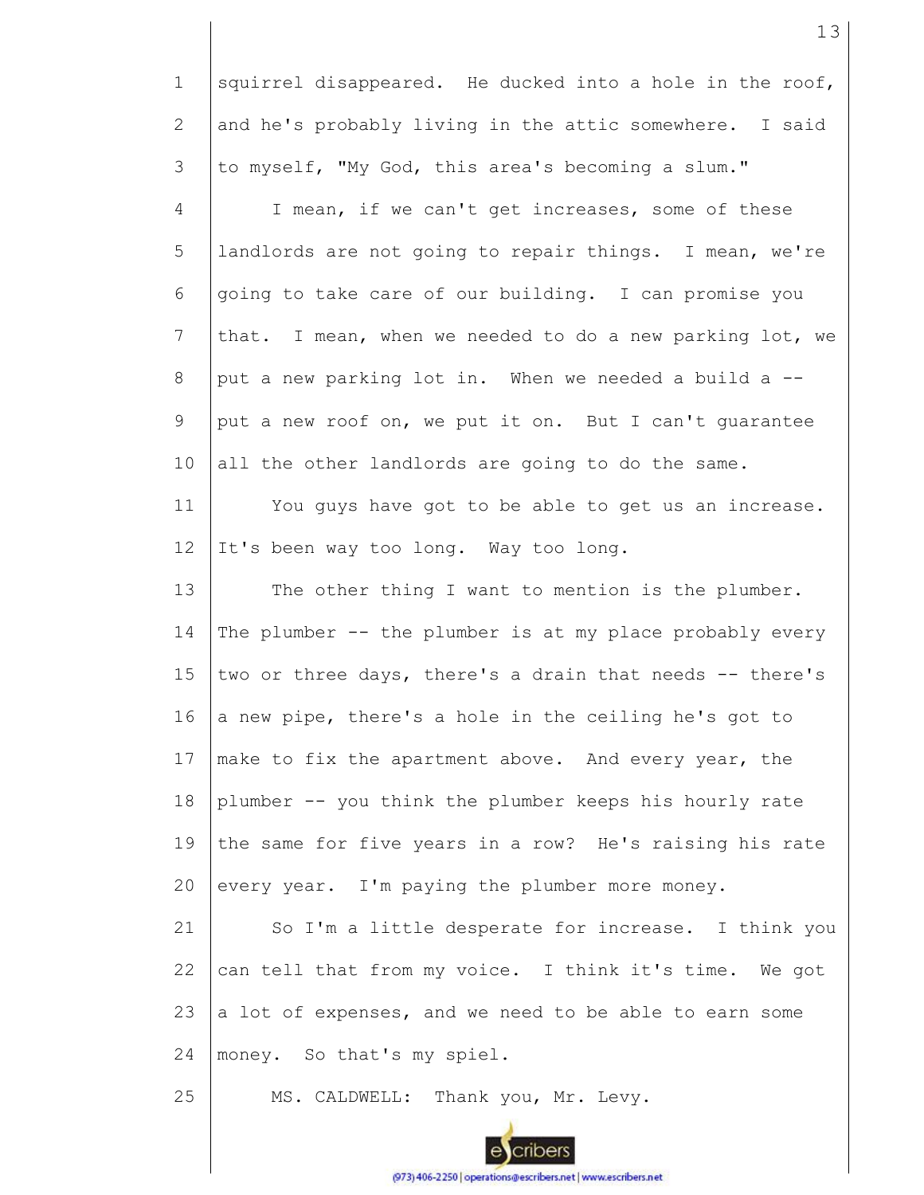squirrel disappeared. He ducked into a hole in the roof, and he's probably living in the attic somewhere. I said to myself, "My God, this area's becoming a slum."

I mean, if we can't get increases, some of these landlords are not going to repair things. I mean, we're going to take care of our building. I can promise you that. I mean, when we needed to do a new parking lot, we put a new parking lot in. When we needed a build a -- put a new roof on, we put it on. But I can't guarantee all the other landlords are going to do the same.

You guys have got to be able to get us an increase. It's been way too long. Way too long.

The other thing I want to mention is the plumber. The plumber -- the plumber is at my place probably every two or three days, there's a drain that needs -- there's a new pipe, there's a hole in the ceiling he's got to make to fix the apartment above. And every year, the plumber -- you think the plumber keeps his hourly rate the same for five years in a row? He's raising his rate every year. I'm paying the plumber more money.

So I'm a little desperate for increase. I think you can tell that from my voice. I think it's time. We got a lot of expenses, and we need to be able to earn some money. So that's my spiel.

MS. CALDWELL: Thank you, Mr. Levy.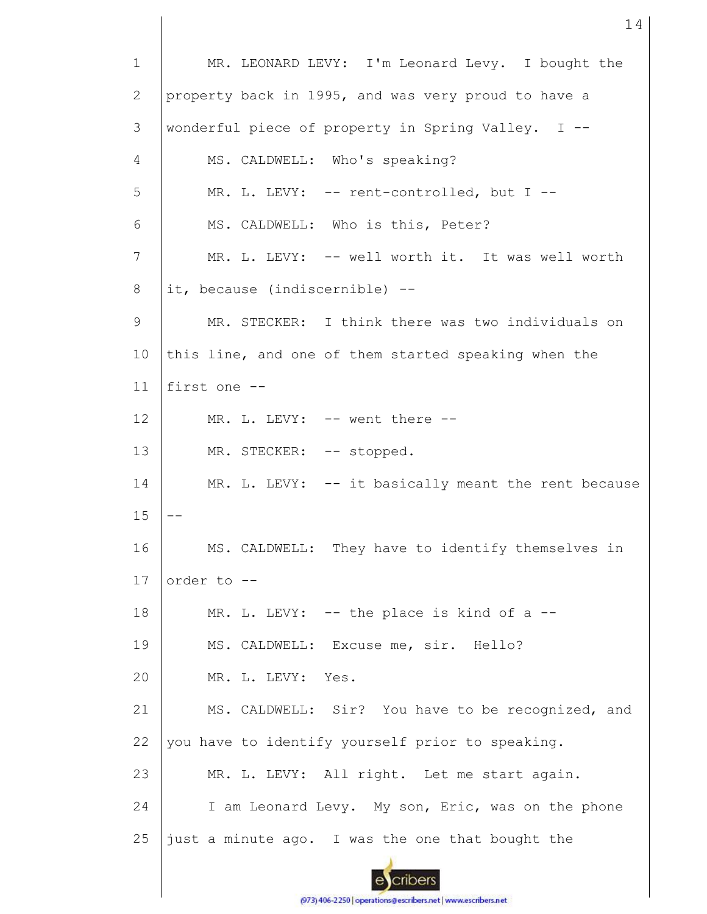MR. LEONARD LEVY: I'm Leonard Levy. I bought the property back in 1995, and was very proud to have a wonderful piece of property in Spring Valley. I --

MS. CALDWELL: Who's speaking?

MR. L. LEVY: -- rent-controlled, but I --

MS. CALDWELL: Who is this, Peter?

MR. L. LEVY: -- well worth it. It was well worth it, because (indiscernible) --

MR. STECKER: I think there was two individuals on this line, and one of them started speaking when the first one --

MR. L. LEVY: -- went there --

MR. STECKER: -- stopped.

MR. L. LEVY: -- it basically meant the rent because --

MS. CALDWELL: They have to identify themselves in order to --

MR. L. LEVY: -- the place is kind of a --

MS. CALDWELL: Excuse me, sir. Hello?

MR. L. LEVY: Yes.

MS. CALDWELL: Sir? You have to be recognized, and you have to identify yourself prior to speaking.

MR. L. LEVY: All right. Let me start again.

I am Leonard Levy. My son, Eric, was on the phone just a minute ago. I was the one that bought the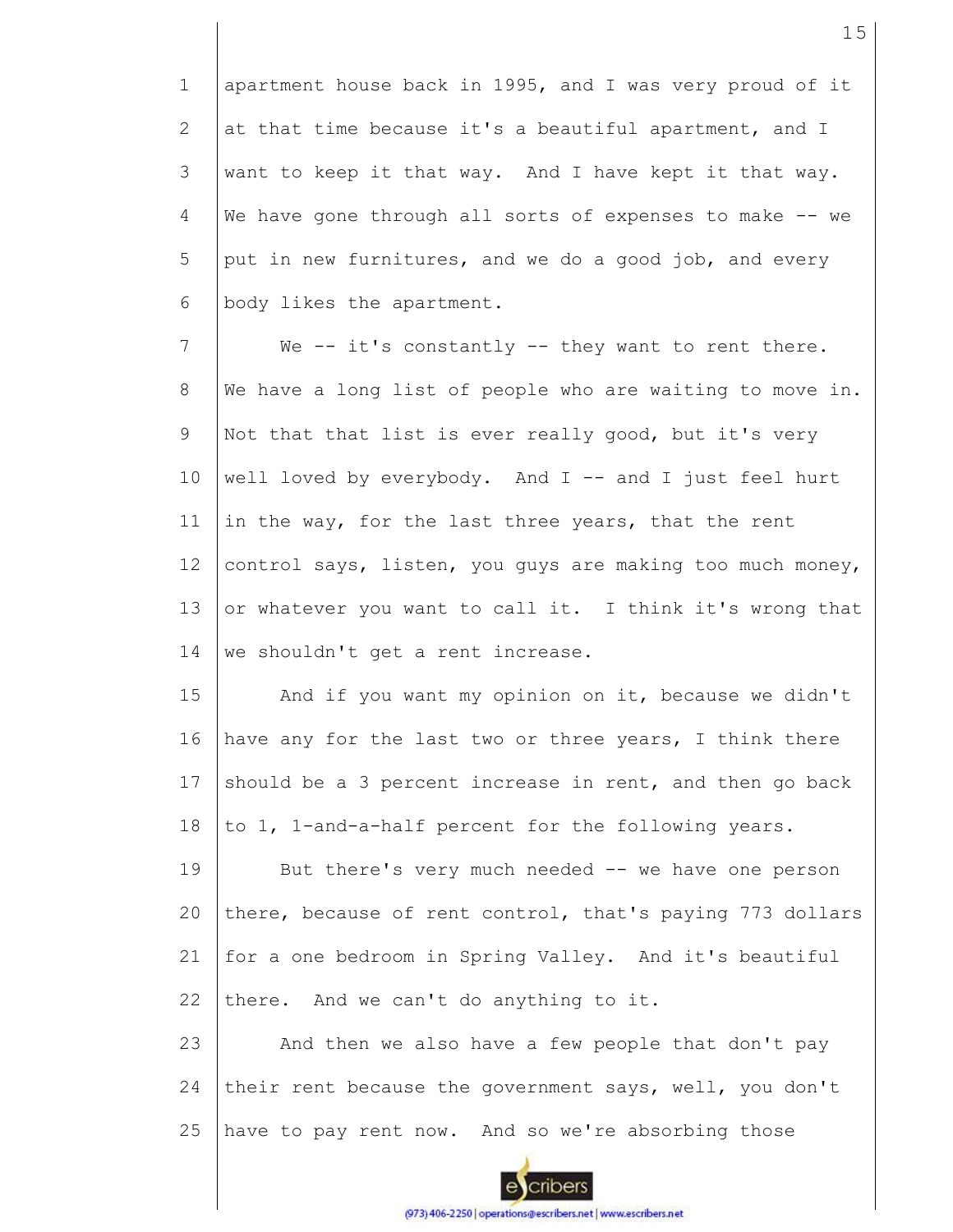apartment house back in 1995, and I was very proud of it at that time because it's a beautiful apartment, and I want to keep it that way. And I have kept it that way. We have gone through all sorts of expenses to make -- we put in new furnitures, and we do a good job, and every body likes the apartment.

We -- it's constantly -- they want to rent there. We have a long list of people who are waiting to move in. Not that that list is ever really good, but it's very well loved by everybody. And I -- and I just feel hurt in the way, for the last three years, that the rent control says, listen, you guys are making too much money, or whatever you want to call it. I think it's wrong that we shouldn't get a rent increase.

And if you want my opinion on it, because we didn't have any for the last two or three years, I think there should be a 3 percent increase in rent, and then go back to 1, 1-and-a-half percent for the following years.

But there's very much needed -- we have one person there, because of rent control, that's paying 773 dollars for a one bedroom in Spring Valley. And it's beautiful there. And we can't do anything to it.

And then we also have a few people that don't pay their rent because the government says, well, you don't have to pay rent now. And so we're absorbing those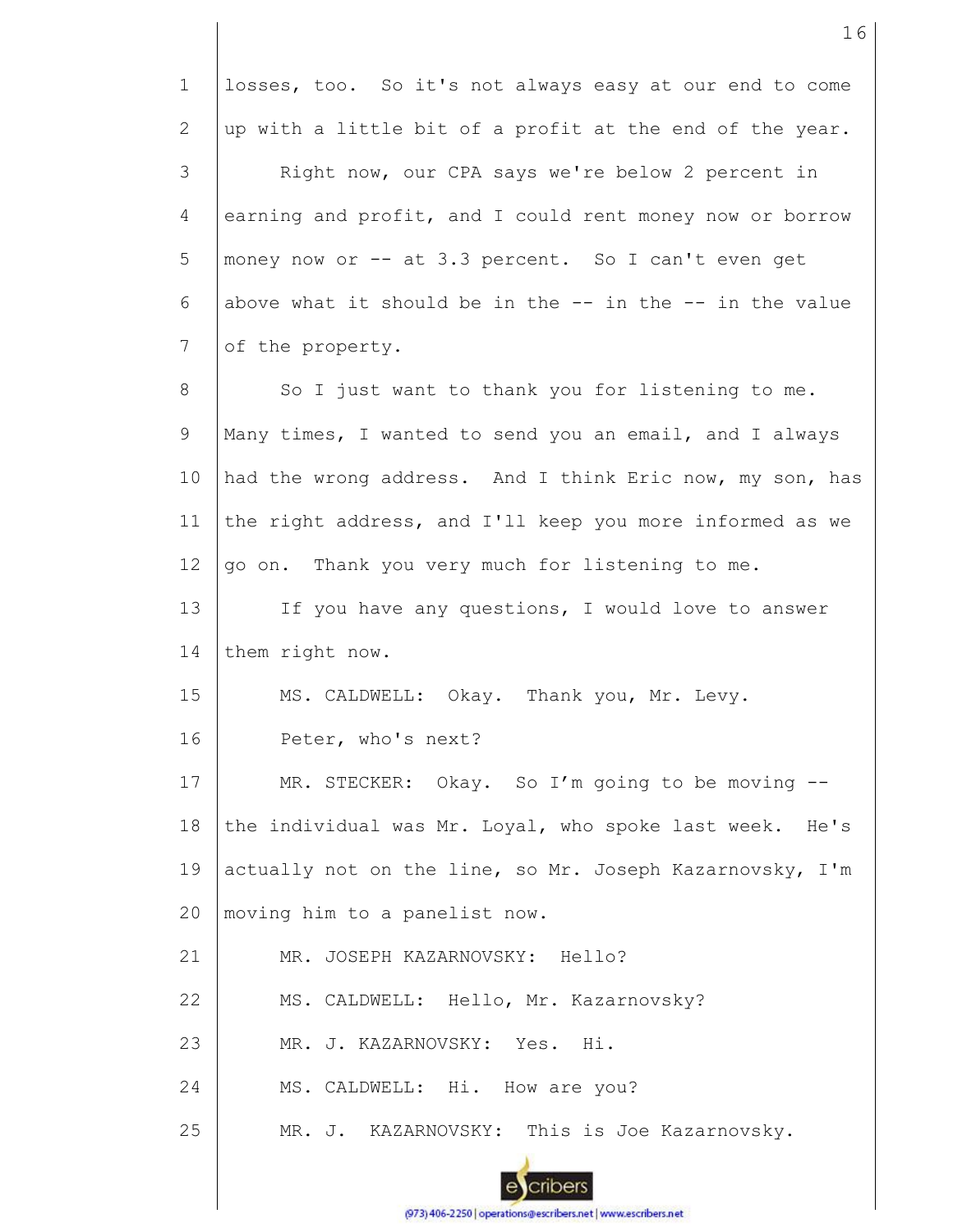losses, too. So it's not always easy at our end to come up with a little bit of a profit at the end of the year.

Right now, our CPA says we're below 2 percent in earning and profit, and I could rent money now or borrow money now or -- at 3.3 percent. So I can't even get above what it should be in the -- in the -- in the value of the property.

So I just want to thank you for listening to me. Many times, I wanted to send you an email, and I always had the wrong address. And I think Eric now, my son, has the right address, and I'll keep you more informed as we go on. Thank you very much for listening to me.

If you have any questions, I would love to answer them right now.

MS. CALDWELL: Okay. Thank you, Mr. Levy.

Peter, who's next?

MR. STECKER: Okay. So I'm going to be moving -- the individual was Mr. Loyal, who spoke last week. He's actually not on the line, so Mr. Joseph Kazarnovsky, I'm moving him to a panelist now.

MR. JOSEPH KAZARNOVSKY: Hello?

MS. CALDWELL: Hello, Mr. Kazarnovsky?

MR. J. KAZARNOVSKY: Yes. Hi.

MS. CALDWELL: Hi. How are you?

MR. J. KAZARNOVSKY: This is Joe Kazarnovsky.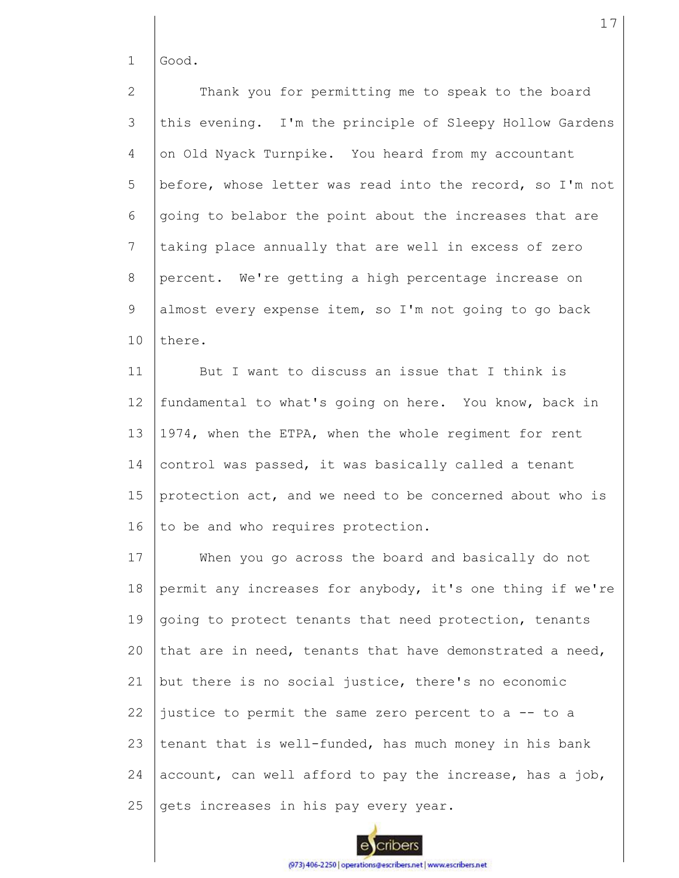Good.

Thank you for permitting me to speak to the board this evening. I'm the principle of Sleepy Hollow Gardens on Old Nyack Turnpike. You heard from my accountant before, whose letter was read into the record, so I'm not going to belabor the point about the increases that are taking place annually that are well in excess of zero percent. We're getting a high percentage increase on almost every expense item, so I'm not going to go back there.

But I want to discuss an issue that I think is fundamental to what's going on here. You know, back in 1974, when the ETPA, when the whole regiment for rent control was passed, it was basically called a tenant protection act, and we need to be concerned about who is to be and who requires protection.

When you go across the board and basically do not permit any increases for anybody, it's one thing if we're going to protect tenants that need protection, tenants that are in need, tenants that have demonstrated a need, but there is no social justice, there's no economic justice to permit the same zero percent to a -- to a tenant that is well-funded, has much money in his bank account, can well afford to pay the increase, has a job, gets increases in his pay every year.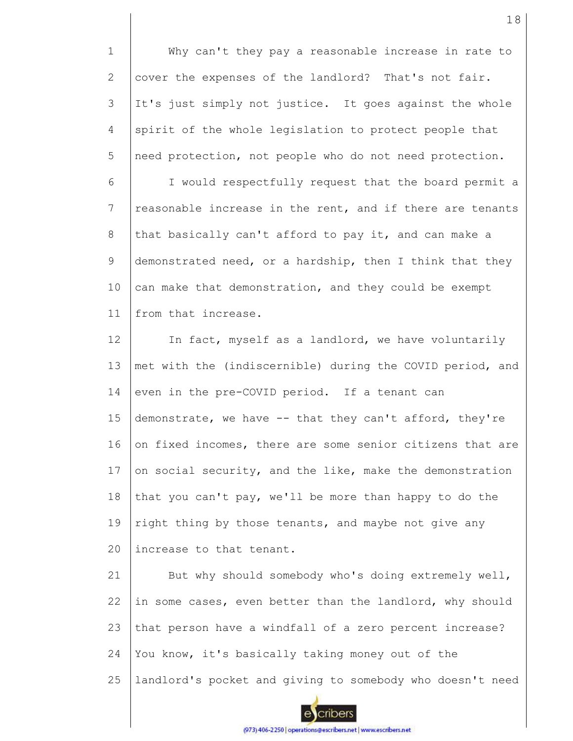Why can't they pay a reasonable increase in rate to cover the expenses of the landlord? That's not fair. It's just simply not justice. It goes against the whole spirit of the whole legislation to protect people that need protection, not people who do not need protection.

I would respectfully request that the board permit a reasonable increase in the rent, and if there are tenants that basically can't afford to pay it, and can make a demonstrated need, or a hardship, then I think that they can make that demonstration, and they could be exempt from that increase.

In fact, myself as a landlord, we have voluntarily met with the (indiscernible) during the COVID period, and even in the pre-COVID period. If a tenant can demonstrate, we have -- that they can't afford, they're on fixed incomes, there are some senior citizens that are on social security, and the like, make the demonstration that you can't pay, we'll be more than happy to do the right thing by those tenants, and maybe not give any increase to that tenant.

But why should somebody who's doing extremely well, in some cases, even better than the landlord, why should that person have a windfall of a zero percent increase? You know, it's basically taking money out of the landlord's pocket and giving to somebody who doesn't need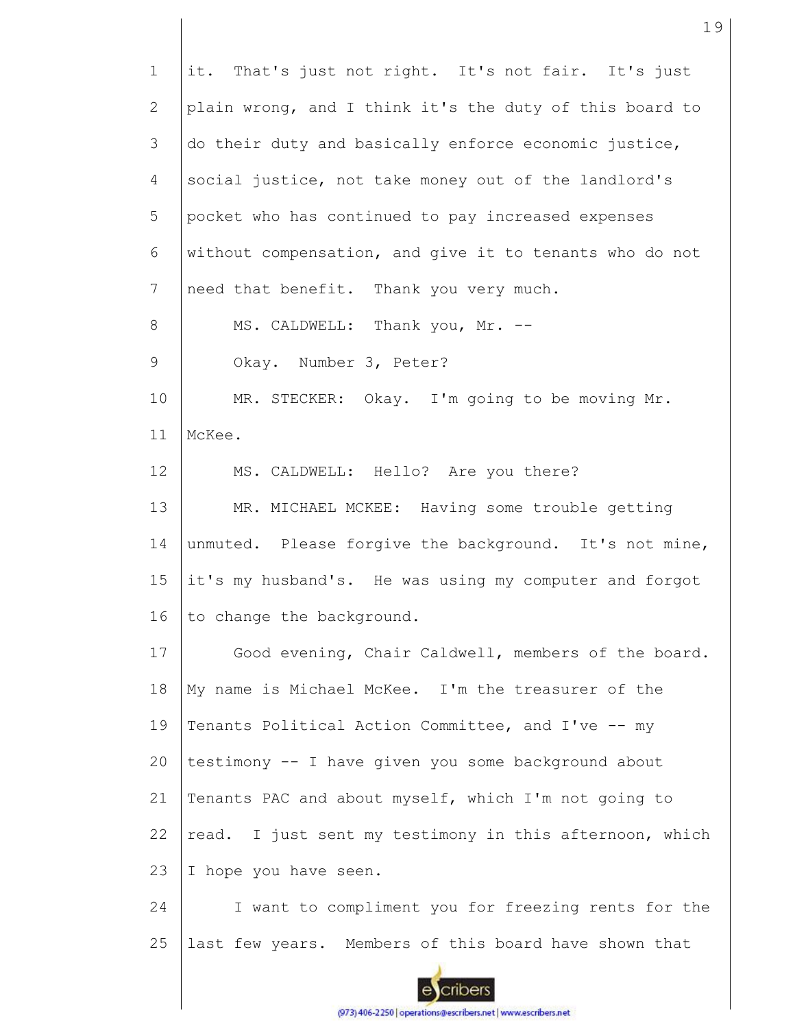it. That's just not right. It's not fair. It's just plain wrong, and I think it's the duty of this board to do their duty and basically enforce economic justice, social justice, not take money out of the landlord's pocket who has continued to pay increased expenses without compensation, and give it to tenants who do not need that benefit. Thank you very much.

MS. CALDWELL: Thank you, Mr. --

Okay. Number 3, Peter?

MR. STECKER: Okay. I'm going to be moving Mr. McKee.

MS. CALDWELL: Hello? Are you there?

MR. MICHAEL MCKEE: Having some trouble getting unmuted. Please forgive the background. It's not mine, it's my husband's. He was using my computer and forgot to change the background.

Good evening, Chair Caldwell, members of the board. My name is Michael McKee. I'm the treasurer of the Tenants Political Action Committee, and I've -- my testimony -- I have given you some background about Tenants PAC and about myself, which I'm not going to read. I just sent my testimony in this afternoon, which I hope you have seen.

I want to compliment you for freezing rents for the last few years. Members of this board have shown that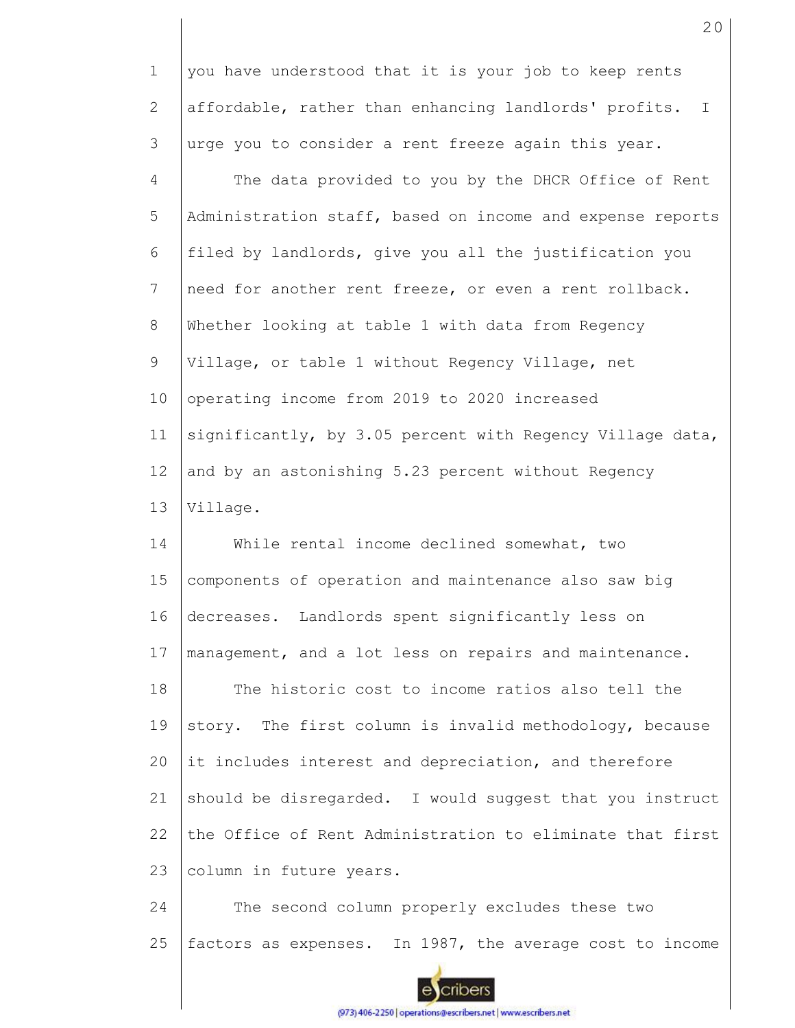you have understood that it is your job to keep rents affordable, rather than enhancing landlords' profits. I urge you to consider a rent freeze again this year.

The data provided to you by the DHCR Office of Rent Administration staff, based on income and expense reports filed by landlords, give you all the justification you need for another rent freeze, or even a rent rollback. Whether looking at table 1 with data from Regency Village, or table 1 without Regency Village, net operating income from 2019 to 2020 increased significantly, by 3.05 percent with Regency Village data, and by an astonishing 5.23 percent without Regency Village.

While rental income declined somewhat, two components of operation and maintenance also saw big decreases. Landlords spent significantly less on management, and a lot less on repairs and maintenance.

The historic cost to income ratios also tell the story. The first column is invalid methodology, because it includes interest and depreciation, and therefore should be disregarded. I would suggest that you instruct the Office of Rent Administration to eliminate that first column in future years.

The second column properly excludes these two factors as expenses. In 1987, the average cost to income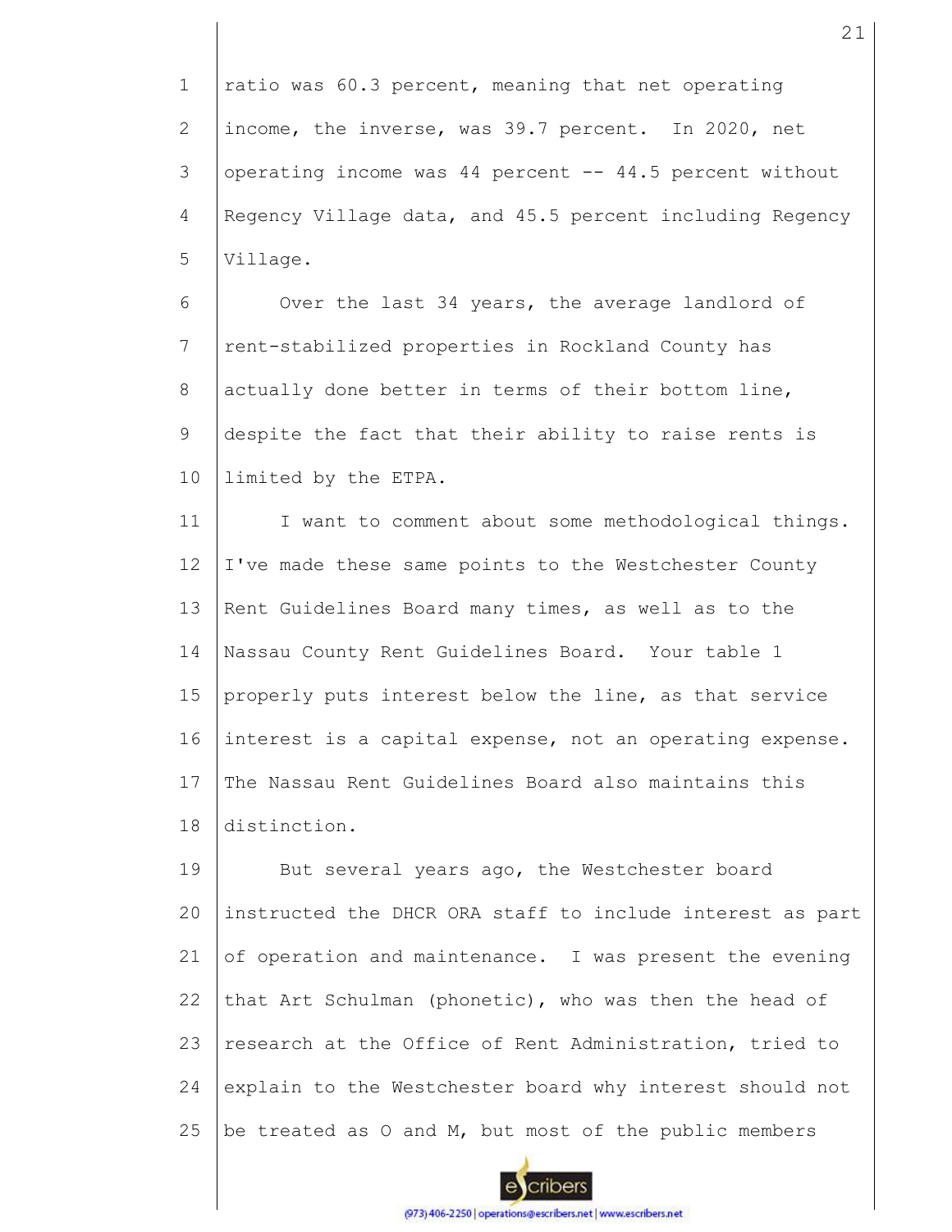ratio was 60.3 percent, meaning that net operating income, the inverse, was 39.7 percent. In 2020, net operating income was 44 percent -- 44.5 percent without Regency Village data, and 45.5 percent including Regency Village.

Over the last 34 years, the average landlord of rent-stabilized properties in Rockland County has actually done better in terms of their bottom line, despite the fact that their ability to raise rents is limited by the ETPA.

I want to comment about some methodological things. I've made these same points to the Westchester County Rent Guidelines Board many times, as well as to the Nassau County Rent Guidelines Board. Your table 1 properly puts interest below the line, as that service interest is a capital expense, not an operating expense. The Nassau Rent Guidelines Board also maintains this distinction.

But several years ago, the Westchester board instructed the DHCR ORA staff to include interest as part of operation and maintenance. I was present the evening that Art Schulman (phonetic), who was then the head of research at the Office of Rent Administration, tried to explain to the Westchester board why interest should not be treated as O and M, but most of the public members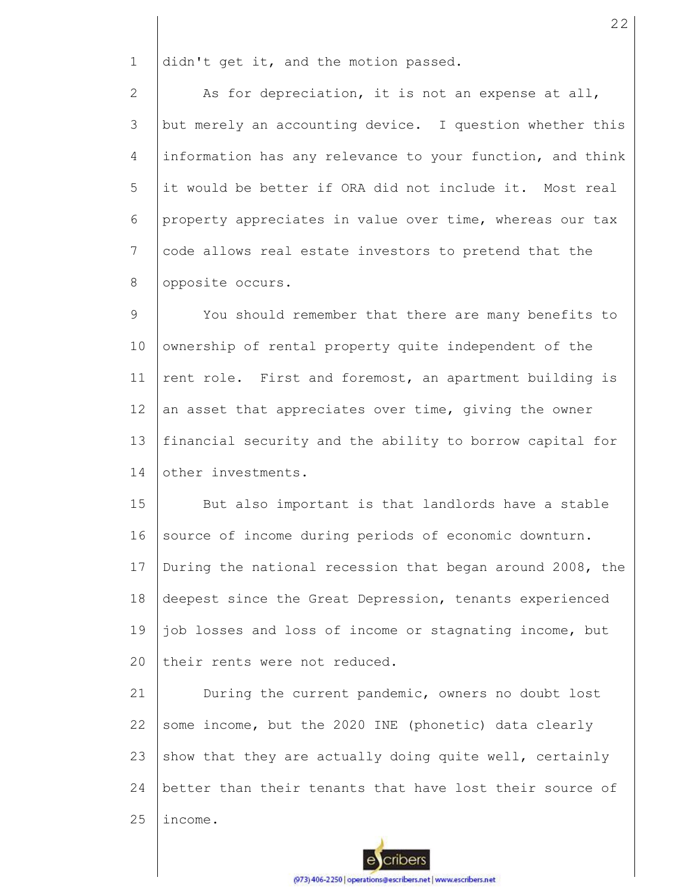didn't get it, and the motion passed.

As for depreciation, it is not an expense at all, but merely an accounting device. I question whether this information has any relevance to your function, and think it would be better if ORA did not include it. Most real property appreciates in value over time, whereas our tax code allows real estate investors to pretend that the opposite occurs.

You should remember that there are many benefits to ownership of rental property quite independent of the rent role. First and foremost, an apartment building is an asset that appreciates over time, giving the owner financial security and the ability to borrow capital for other investments.

But also important is that landlords have a stable source of income during periods of economic downturn. During the national recession that began around 2008, the deepest since the Great Depression, tenants experienced job losses and loss of income or stagnating income, but their rents were not reduced.

During the current pandemic, owners no doubt lost some income, but the 2020 INE (phonetic) data clearly show that they are actually doing quite well, certainly better than their tenants that have lost their source of income.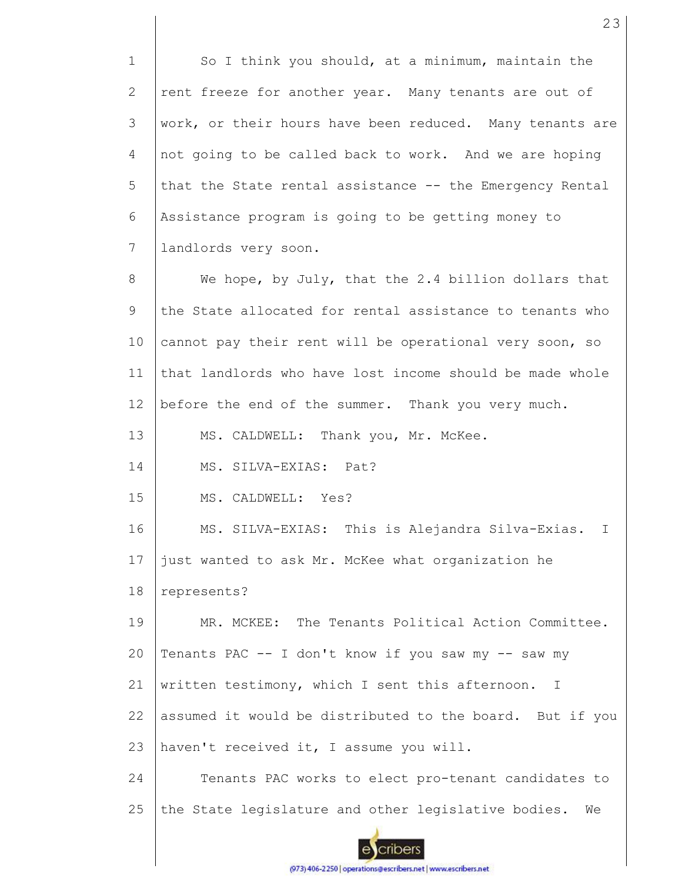So I think you should, at a minimum, maintain the rent freeze for another year. Many tenants are out of work, or their hours have been reduced. Many tenants are not going to be called back to work. And we are hoping that the State rental assistance -- the Emergency Rental Assistance program is going to be getting money to landlords very soon.

We hope, by July, that the 2.4 billion dollars that the State allocated for rental assistance to tenants who cannot pay their rent will be operational very soon, so that landlords who have lost income should be made whole before the end of the summer. Thank you very much.

MS. CALDWELL: Thank you, Mr. McKee.

MS. SILVA-EXIAS: Pat?

MS. CALDWELL: Yes?

MS. SILVA-EXIAS: This is Alejandra Silva-Exias. I just wanted to ask Mr. McKee what organization he represents?

MR. MCKEE: The Tenants Political Action Committee. Tenants PAC -- I don't know if you saw my -- saw my written testimony, which I sent this afternoon. I assumed it would be distributed to the board. But if you haven't received it, I assume you will.

Tenants PAC works to elect pro-tenant candidates to the State legislature and other legislative bodies. We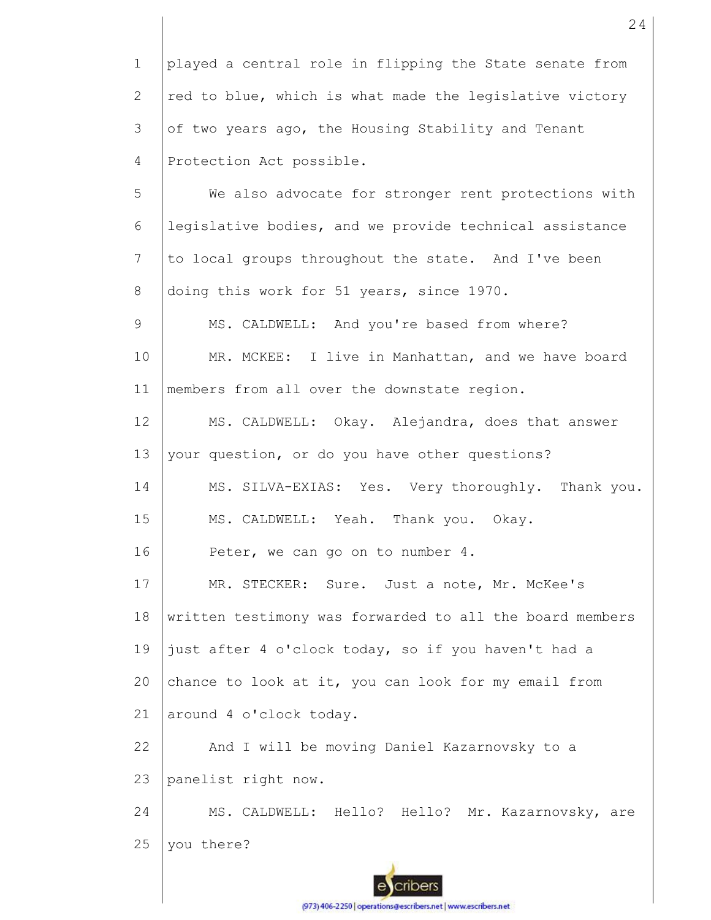played a central role in flipping the State senate from red to blue, which is what made the legislative victory of two years ago, the Housing Stability and Tenant Protection Act possible.

We also advocate for stronger rent protections with legislative bodies, and we provide technical assistance to local groups throughout the state. And I've been doing this work for 51 years, since 1970.

MS. CALDWELL: And you're based from where?

MR. MCKEE: I live in Manhattan, and we have board members from all over the downstate region.

MS. CALDWELL: Okay. Alejandra, does that answer your question, or do you have other questions?

MS. SILVA-EXIAS: Yes. Very thoroughly. Thank you.

MS. CALDWELL: Yeah. Thank you. Okay.

Peter, we can go on to number 4.

MR. STECKER: Sure. Just a note, Mr. McKee's written testimony was forwarded to all the board members just after 4 o'clock today, so if you haven't had a chance to look at it, you can look for my email from around 4 o'clock today.

And I will be moving Daniel Kazarnovsky to a panelist right now.

MS. CALDWELL: Hello? Hello? Mr. Kazarnovsky, are you there?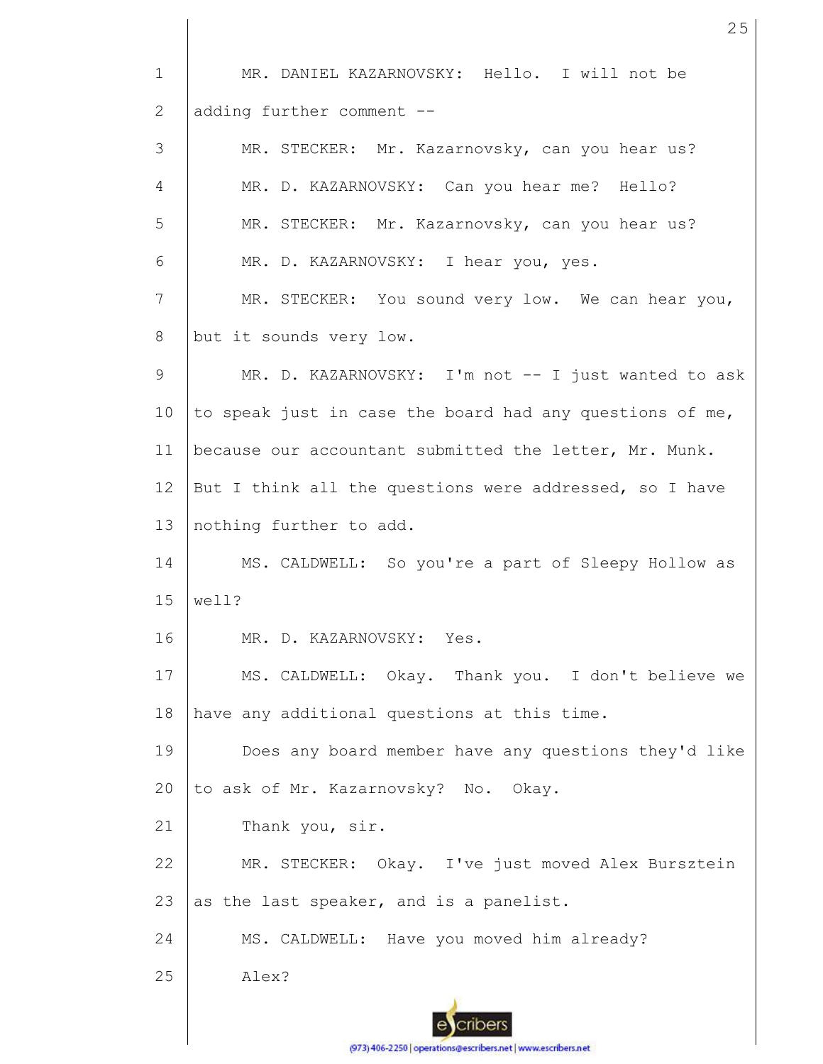MR. DANIEL KAZARNOVSKY: Hello. I will not be adding further comment --

MR. STECKER: Mr. Kazarnovsky, can you hear us?

MR. D. KAZARNOVSKY: Can you hear me? Hello?

MR. STECKER: Mr. Kazarnovsky, can you hear us?

MR. D. KAZARNOVSKY: I hear you, yes.

MR. STECKER: You sound very low. We can hear you, but it sounds very low.

MR. D. KAZARNOVSKY: I'm not -- I just wanted to ask to speak just in case the board had any questions of me, because our accountant submitted the letter, Mr. Munk. But I think all the questions were addressed, so I have nothing further to add.

MS. CALDWELL: So you're a part of Sleepy Hollow as well?

MR. D. KAZARNOVSKY: Yes.

MS. CALDWELL: Okay. Thank you. I don't believe we have any additional questions at this time.

Does any board member have any questions they'd like to ask of Mr. Kazarnovsky? No. Okay.

Thank you, sir.

MR. STECKER: Okay. I've just moved Alex Bursztein as the last speaker, and is a panelist.

MS. CALDWELL: Have you moved him already?

Alex?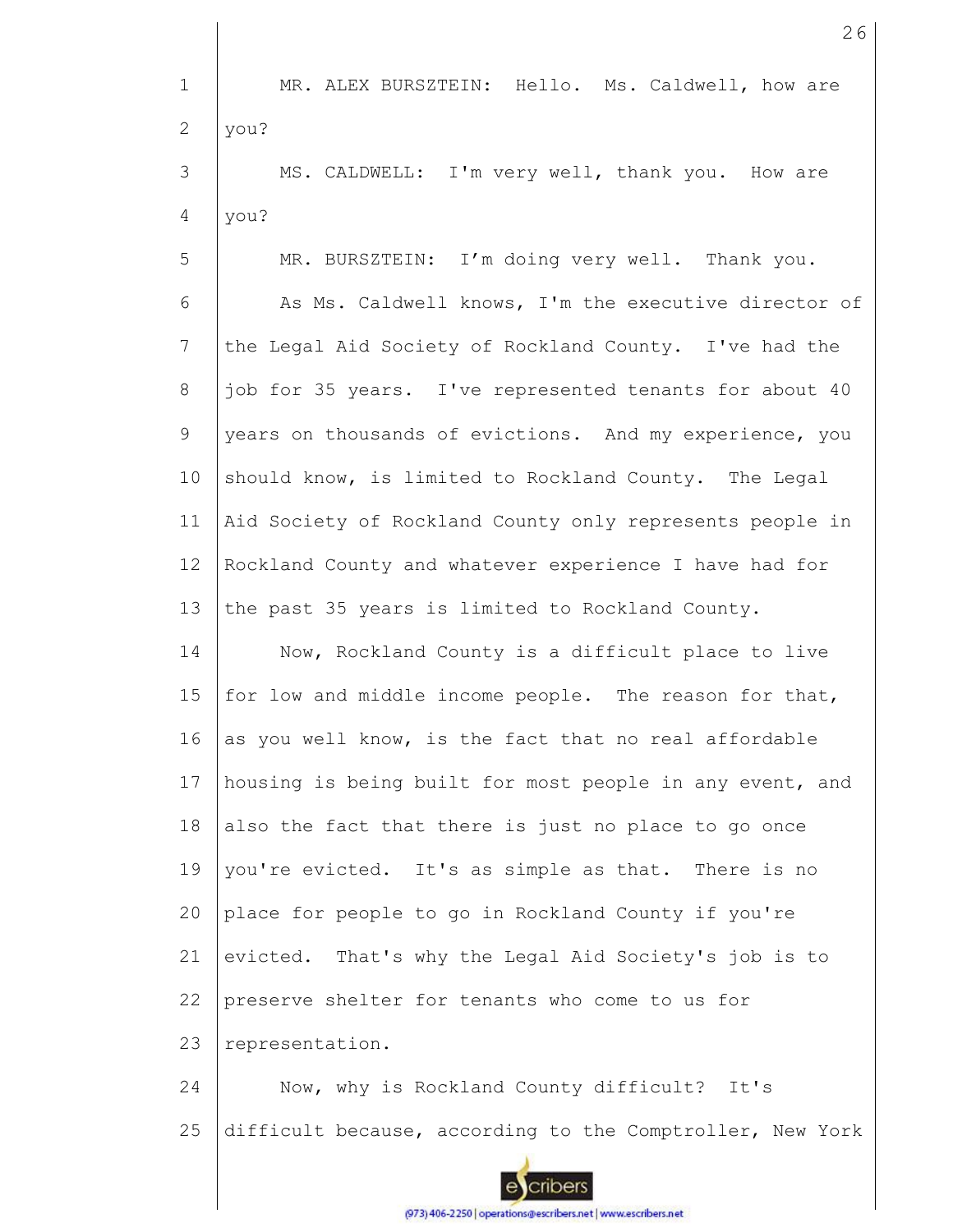MR. ALEX BURSZTEIN: Hello. Ms. Caldwell, how are you?

MS. CALDWELL: I'm very well, thank you. How are you?

MR. BURSZTEIN: I'm doing very well. Thank you.

As Ms. Caldwell knows, I'm the executive director of the Legal Aid Society of Rockland County. I've had the job for 35 years. I've represented tenants for about 40 years on thousands of evictions. And my experience, you should know, is limited to Rockland County. The Legal Aid Society of Rockland County only represents people in Rockland County and whatever experience I have had for the past 35 years is limited to Rockland County.

Now, Rockland County is a difficult place to live for low and middle income people. The reason for that, as you well know, is the fact that no real affordable housing is being built for most people in any event, and also the fact that there is just no place to go once you're evicted. It's as simple as that. There is no place for people to go in Rockland County if you're evicted. That's why the Legal Aid Society's job is to preserve shelter for tenants who come to us for representation.

Now, why is Rockland County difficult? It's difficult because, according to the Comptroller, New York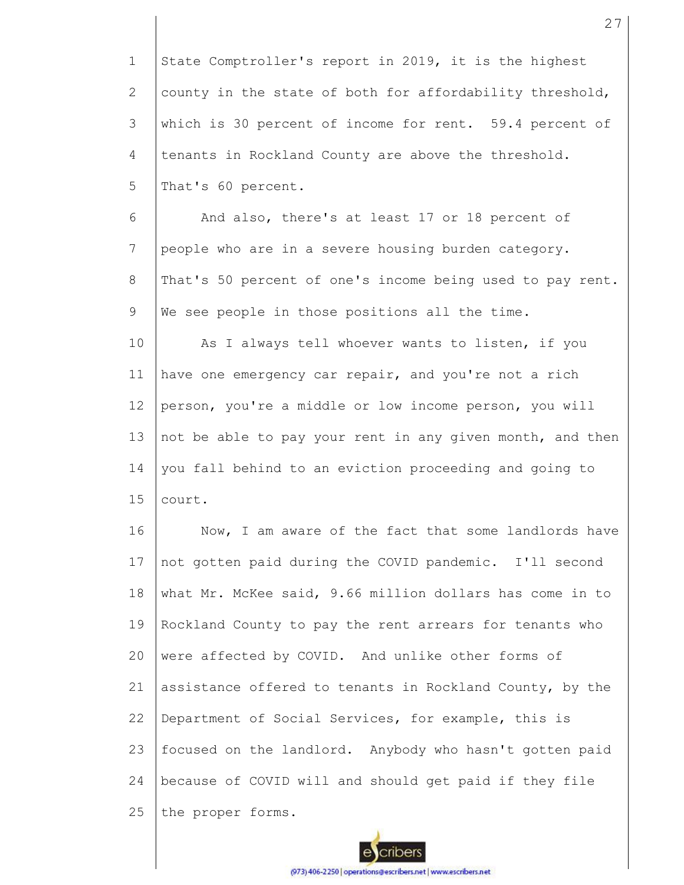State Comptroller's report in 2019, it is the highest county in the state of both for affordability threshold, which is 30 percent of income for rent. 59.4 percent of tenants in Rockland County are above the threshold. That's 60 percent.

And also, there's at least 17 or 18 percent of people who are in a severe housing burden category. That's 50 percent of one's income being used to pay rent. We see people in those positions all the time.

As I always tell whoever wants to listen, if you have one emergency car repair, and you're not a rich person, you're a middle or low income person, you will not be able to pay your rent in any given month, and then you fall behind to an eviction proceeding and going to court.

Now, I am aware of the fact that some landlords have not gotten paid during the COVID pandemic. I'll second what Mr. McKee said, 9.66 million dollars has come in to Rockland County to pay the rent arrears for tenants who were affected by COVID. And unlike other forms of assistance offered to tenants in Rockland County, by the Department of Social Services, for example, this is focused on the landlord. Anybody who hasn't gotten paid because of COVID will and should get paid if they file the proper forms.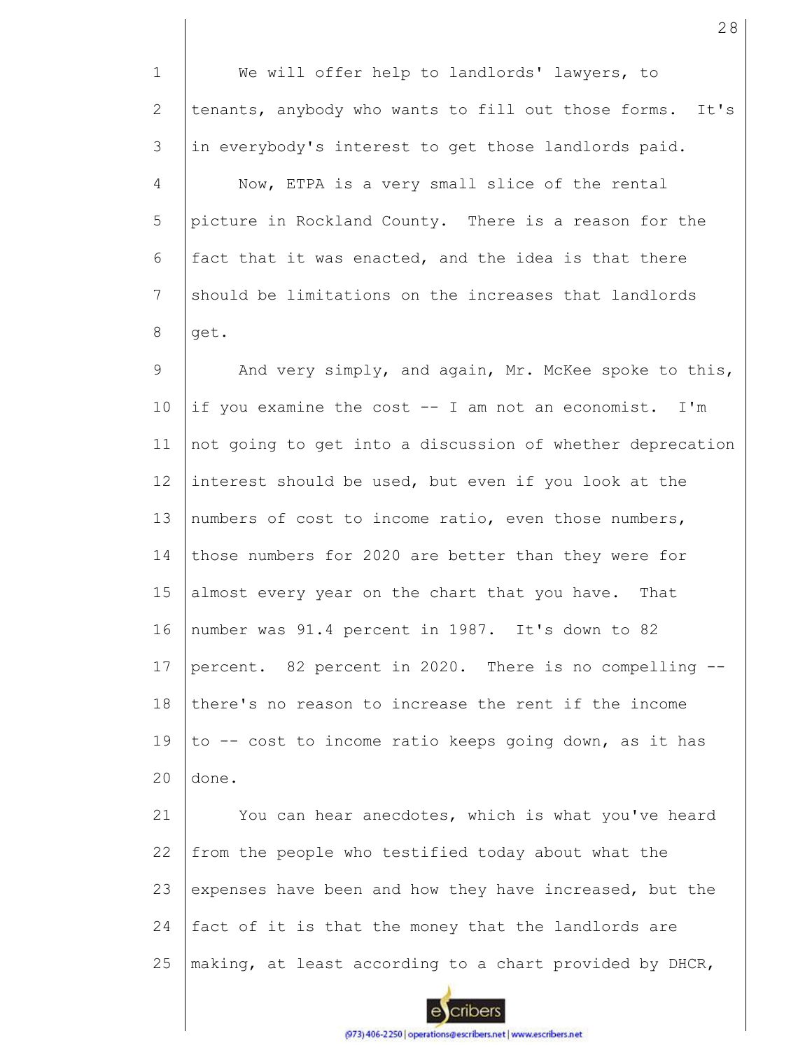We will offer help to landlords' lawyers, to tenants, anybody who wants to fill out those forms. It's in everybody's interest to get those landlords paid.

Now, ETPA is a very small slice of the rental picture in Rockland County. There is a reason for the fact that it was enacted, and the idea is that there should be limitations on the increases that landlords get.

And very simply, and again, Mr. McKee spoke to this, if you examine the cost -- I am not an economist. I'm not going to get into a discussion of whether deprecation interest should be used, but even if you look at the numbers of cost to income ratio, even those numbers, those numbers for 2020 are better than they were for almost every year on the chart that you have. That number was 91.4 percent in 1987. It's down to 82 percent. 82 percent in 2020. There is no compelling -- there's no reason to increase the rent if the income to -- cost to income ratio keeps going down, as it has done.

You can hear anecdotes, which is what you've heard from the people who testified today about what the expenses have been and how they have increased, but the fact of it is that the money that the landlords are making, at least according to a chart provided by DHCR,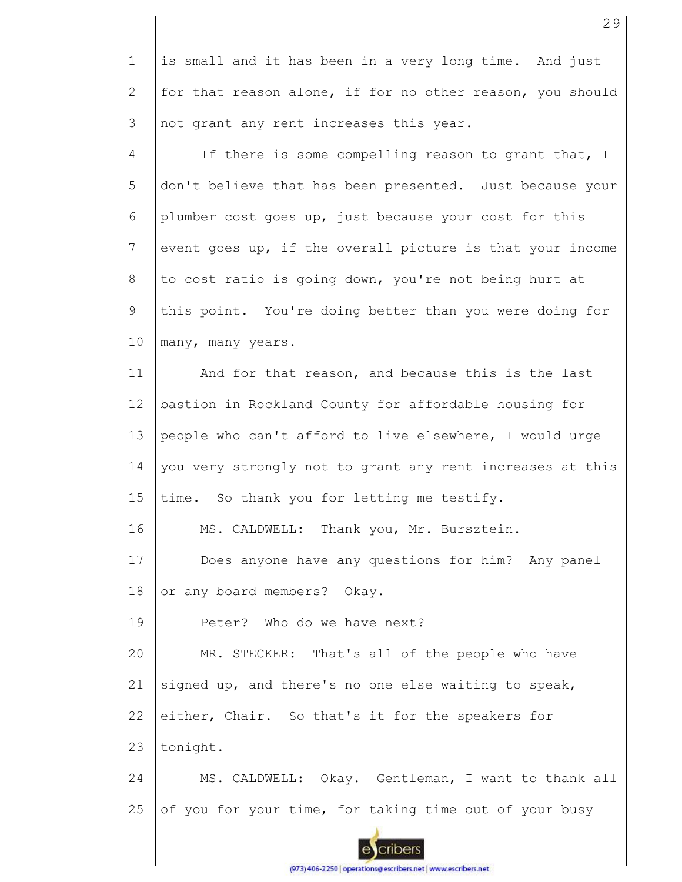is small and it has been in a very long time. And just for that reason alone, if for no other reason, you should not grant any rent increases this year.

If there is some compelling reason to grant that, I don't believe that has been presented. Just because your plumber cost goes up, just because your cost for this event goes up, if the overall picture is that your income to cost ratio is going down, you're not being hurt at this point. You're doing better than you were doing for many, many years.

And for that reason, and because this is the last bastion in Rockland County for affordable housing for people who can't afford to live elsewhere, I would urge you very strongly not to grant any rent increases at this time. So thank you for letting me testify.

MS. CALDWELL: Thank you, Mr. Bursztein.

Does anyone have any questions for him? Any panel or any board members? Okay.

Peter? Who do we have next?

MR. STECKER: That's all of the people who have signed up, and there's no one else waiting to speak, either, Chair. So that's it for the speakers for tonight.

MS. CALDWELL: Okay. Gentleman, I want to thank all of you for your time, for taking time out of your busy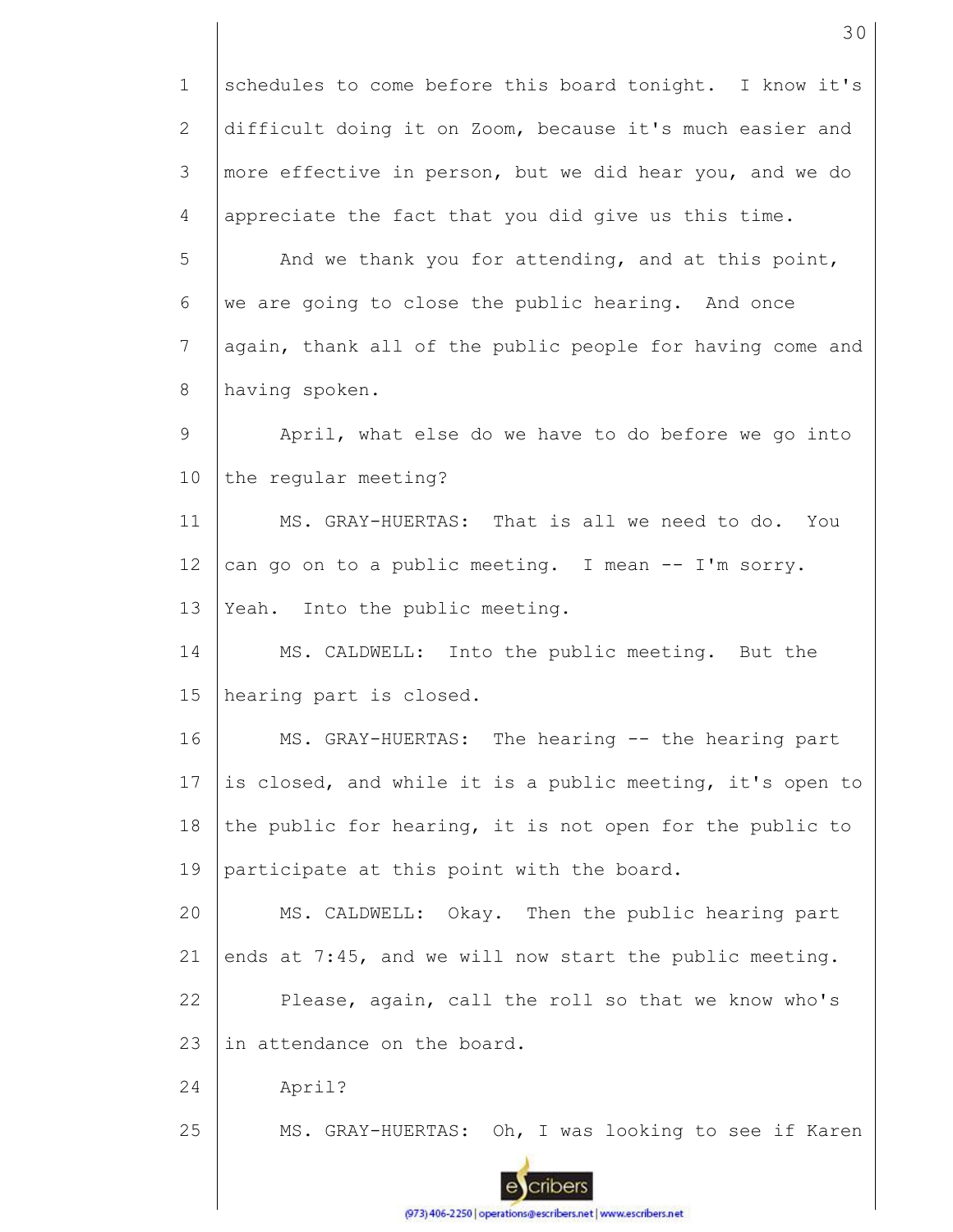1 schedules to come before this board tonight. I know it's
2 difficult doing it on Zoom, because it's much easier and
3 more effective in person, but we did hear you, and we do
4 appreciate the fact that you did give us this time.

5 And we thank you for attending, and at this point,
6 we are going to close the public hearing. And once
7 again, thank all of the public people for having come and
8 having spoken.

9 April, what else do we have to do before we go into
10 the regular meeting?

11 MS. GRAY-HUERTAS: That is all we need to do. You
12 can go on to a public meeting. I mean -- I'm sorry.
13 Yeah. Into the public meeting.

14 MS. CALDWELL: Into the public meeting. But the
15 hearing part is closed.

16 MS. GRAY-HUERTAS: The hearing -- the hearing part
17 is closed, and while it is a public meeting, it's open to
18 the public for hearing, it is not open for the public to
19 participate at this point with the board.

20 MS. CALDWELL: Okay. Then the public hearing part
21 ends at 7:45, and we will now start the public meeting.

22 Please, again, call the roll so that we know who's
23 in attendance on the board.

24 April?

25 MS. GRAY-HUERTAS: Oh, I was looking to see if Karen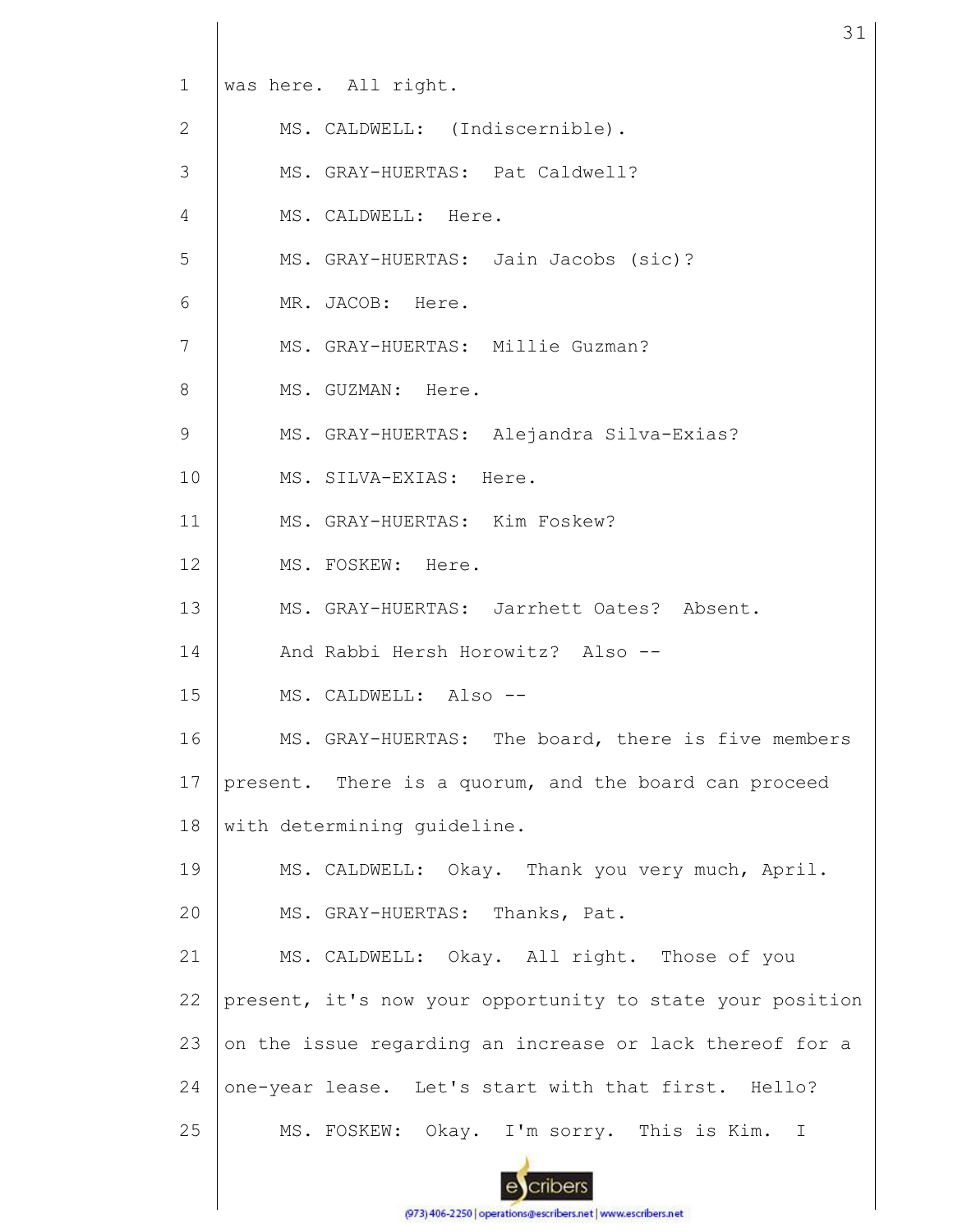was here. All right.

MS. CALDWELL: (Indiscernible).

MS. GRAY-HUERTAS: Pat Caldwell?

MS. CALDWELL: Here.

MS. GRAY-HUERTAS: Jain Jacobs (sic)?

MR. JACOB: Here.

MS. GRAY-HUERTAS: Millie Guzman?

MS. GUZMAN: Here.

MS. GRAY-HUERTAS: Alejandra Silva-Exias?

MS. SILVA-EXIAS: Here.

MS. GRAY-HUERTAS: Kim Foskew?

MS. FOSKEW: Here.

MS. GRAY-HUERTAS: Jarrhett Oates? Absent. And Rabbi Hersh Horowitz? Also --

MS. CALDWELL: Also --

MS. GRAY-HUERTAS: The board, there is five members present. There is a quorum, and the board can proceed with determining guideline.

MS. CALDWELL: Okay. Thank you very much, April.

MS. GRAY-HUERTAS: Thanks, Pat.

MS. CALDWELL: Okay. All right. Those of you present, it's now your opportunity to state your position on the issue regarding an increase or lack thereof for a one-year lease. Let's start with that first. Hello?

MS. FOSKEW: Okay. I'm sorry. This is Kim. I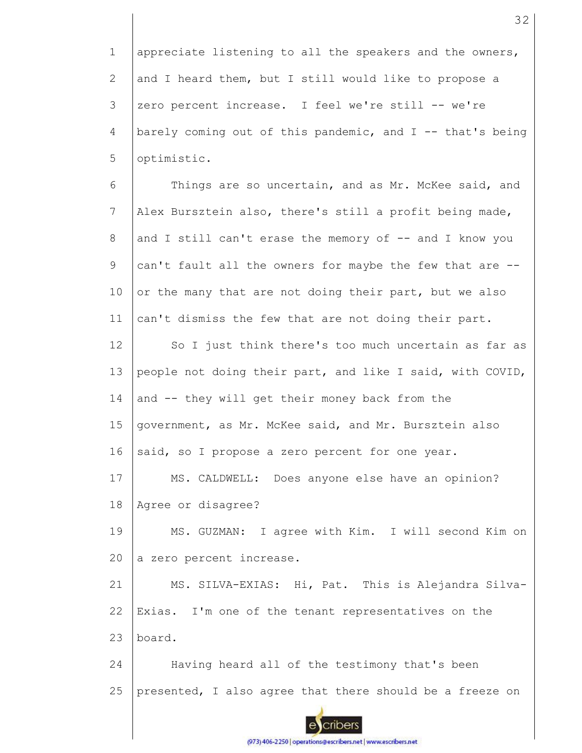appreciate listening to all the speakers and the owners, and I heard them, but I still would like to propose a zero percent increase. I feel we're still -- we're barely coming out of this pandemic, and I -- that's being optimistic.

Things are so uncertain, and as Mr. McKee said, and Alex Bursztein also, there's still a profit being made, and I still can't erase the memory of -- and I know you can't fault all the owners for maybe the few that are -- or the many that are not doing their part, but we also can't dismiss the few that are not doing their part.

So I just think there's too much uncertain as far as people not doing their part, and like I said, with COVID, and -- they will get their money back from the government, as Mr. McKee said, and Mr. Bursztein also said, so I propose a zero percent for one year.

MS. CALDWELL: Does anyone else have an opinion? Agree or disagree?

MS. GUZMAN: I agree with Kim. I will second Kim on a zero percent increase.

MS. SILVA-EXIAS: Hi, Pat. This is Alejandra Silva-Exias. I'm one of the tenant representatives on the board.

Having heard all of the testimony that's been presented, I also agree that there should be a freeze on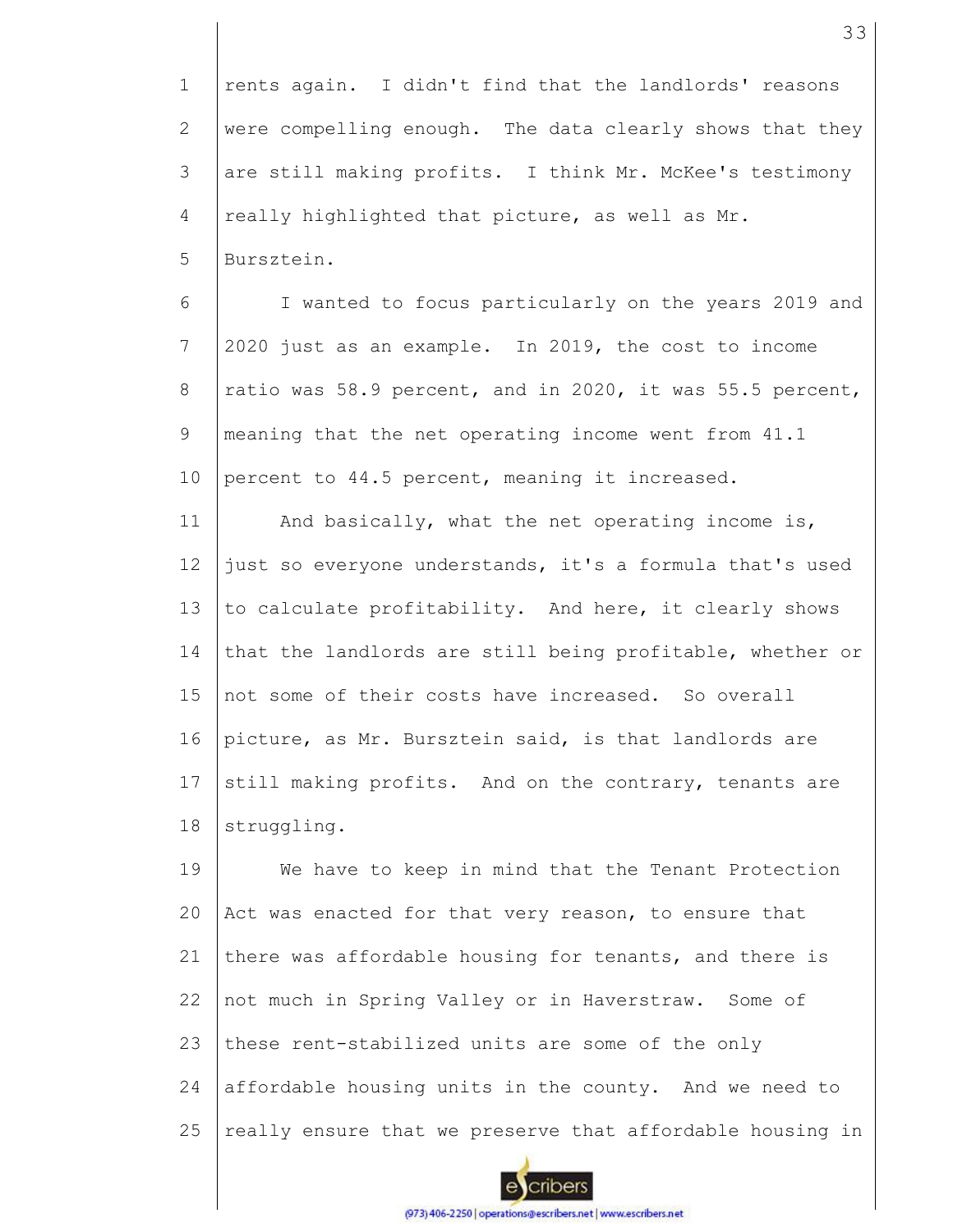rents again. I didn't find that the landlords' reasons were compelling enough. The data clearly shows that they are still making profits. I think Mr. McKee's testimony really highlighted that picture, as well as Mr. Bursztein.

I wanted to focus particularly on the years 2019 and 2020 just as an example. In 2019, the cost to income ratio was 58.9 percent, and in 2020, it was 55.5 percent, meaning that the net operating income went from 41.1 percent to 44.5 percent, meaning it increased.

And basically, what the net operating income is, just so everyone understands, it's a formula that's used to calculate profitability. And here, it clearly shows that the landlords are still being profitable, whether or not some of their costs have increased. So overall picture, as Mr. Bursztein said, is that landlords are still making profits. And on the contrary, tenants are struggling.

We have to keep in mind that the Tenant Protection Act was enacted for that very reason, to ensure that there was affordable housing for tenants, and there is not much in Spring Valley or in Haverstraw. Some of these rent-stabilized units are some of the only affordable housing units in the county. And we need to really ensure that we preserve that affordable housing in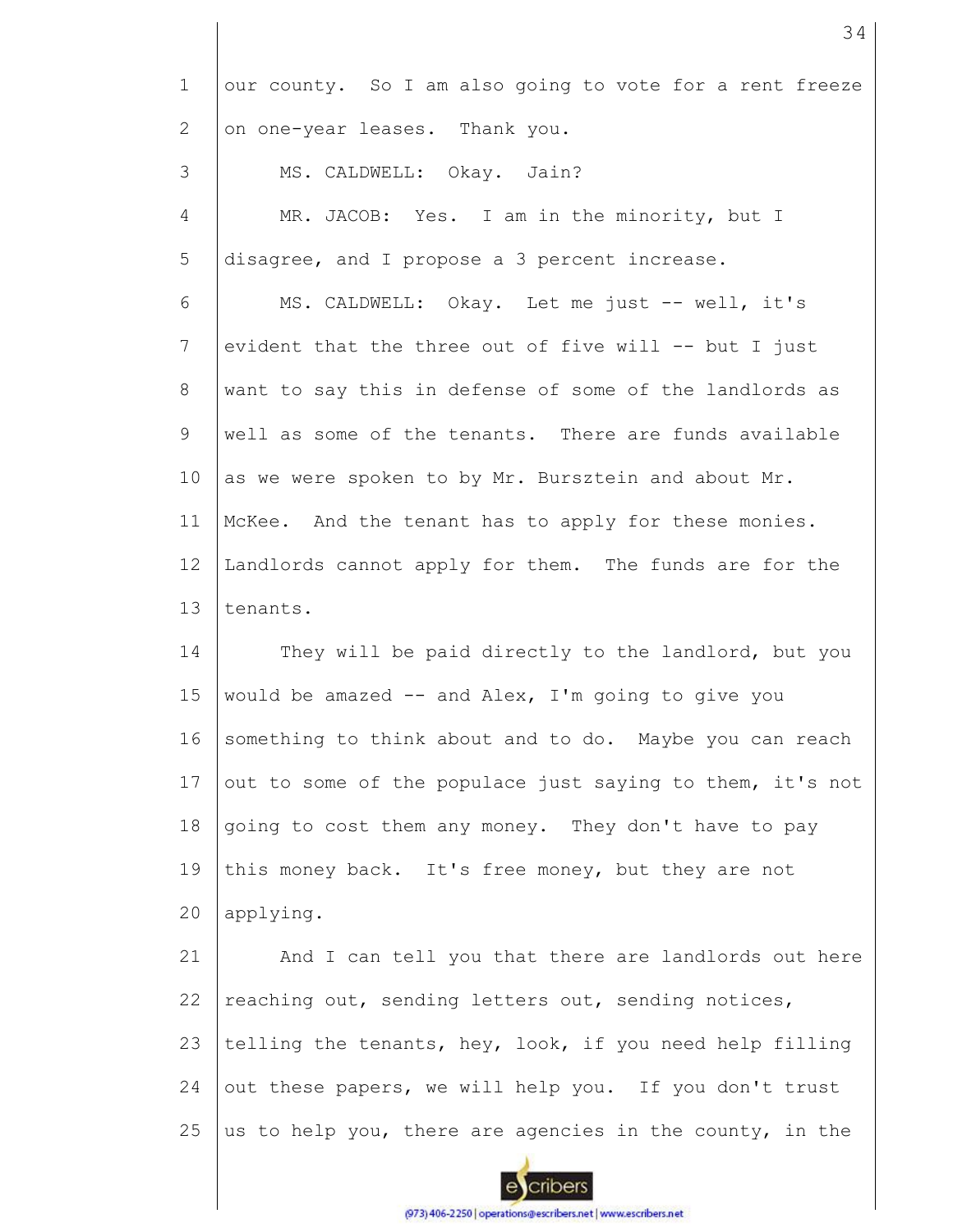our county. So I am also going to vote for a rent freeze on one-year leases. Thank you.

MS. CALDWELL: Okay. Jain?

MR. JACOB: Yes. I am in the minority, but I disagree, and I propose a 3 percent increase.

MS. CALDWELL: Okay. Let me just -- well, it's evident that the three out of five will -- but I just want to say this in defense of some of the landlords as well as some of the tenants. There are funds available as we were spoken to by Mr. Bursztein and about Mr. McKee. And the tenant has to apply for these monies. Landlords cannot apply for them. The funds are for the tenants.

They will be paid directly to the landlord, but you would be amazed -- and Alex, I'm going to give you something to think about and to do. Maybe you can reach out to some of the populace just saying to them, it's not going to cost them any money. They don't have to pay this money back. It's free money, but they are not applying.

And I can tell you that there are landlords out here reaching out, sending letters out, sending notices, telling the tenants, hey, look, if you need help filling out these papers, we will help you. If you don't trust us to help you, there are agencies in the county, in the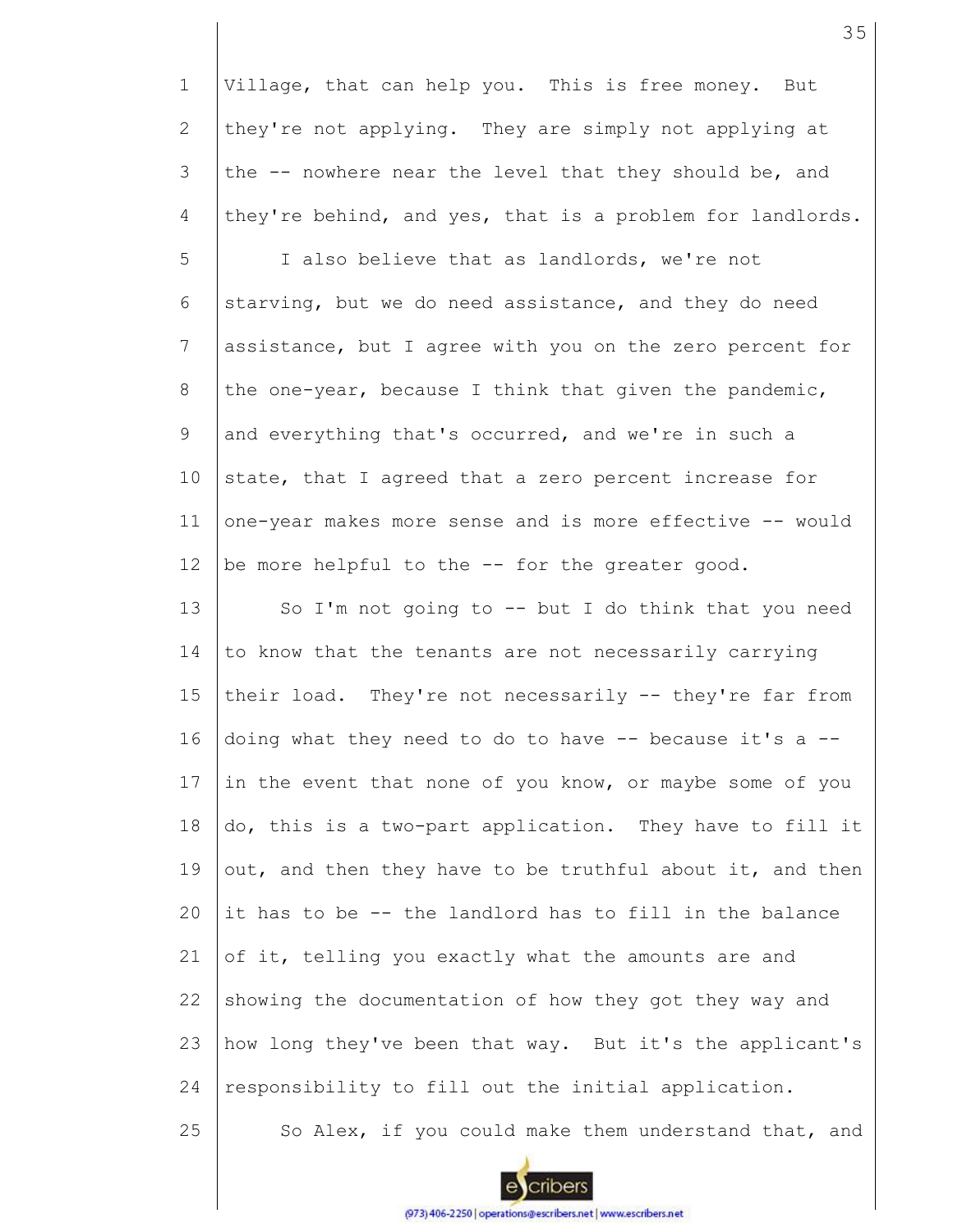Village, that can help you. This is free money. But they're not applying. They are simply not applying at the -- nowhere near the level that they should be, and they're behind, and yes, that is a problem for landlords.

I also believe that as landlords, we're not starving, but we do need assistance, and they do need assistance, but I agree with you on the zero percent for the one-year, because I think that given the pandemic, and everything that's occurred, and we're in such a state, that I agreed that a zero percent increase for one-year makes more sense and is more effective -- would be more helpful to the -- for the greater good.

So I'm not going to -- but I do think that you need to know that the tenants are not necessarily carrying their load. They're not necessarily -- they're far from doing what they need to do to have -- because it's a -- in the event that none of you know, or maybe some of you do, this is a two-part application. They have to fill it out, and then they have to be truthful about it, and then it has to be -- the landlord has to fill in the balance of it, telling you exactly what the amounts are and showing the documentation of how they got they way and how long they've been that way. But it's the applicant's responsibility to fill out the initial application.

So Alex, if you could make them understand that, and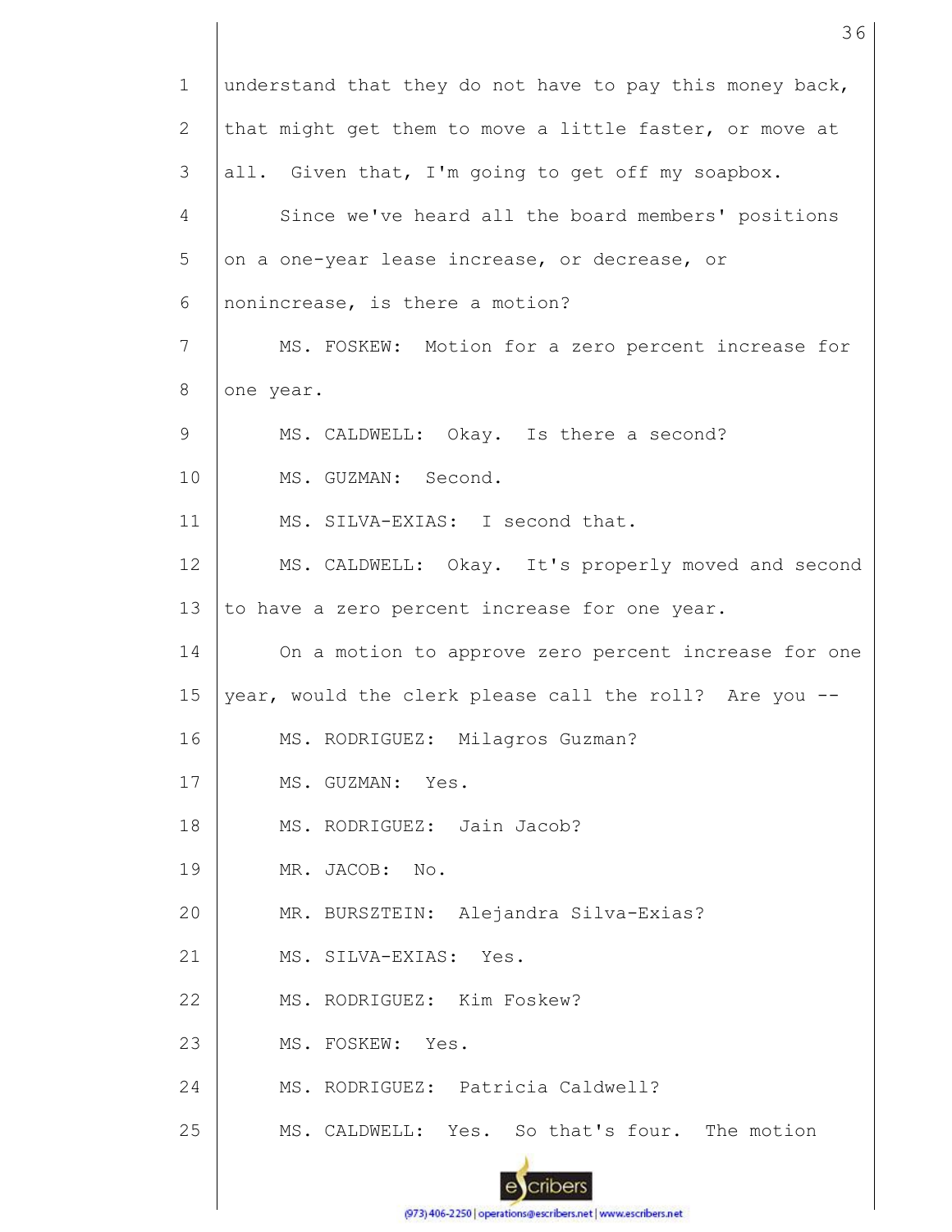understand that they do not have to pay this money back, that might get them to move a little faster, or move at all. Given that, I'm going to get off my soapbox.

Since we've heard all the board members' positions on a one-year lease increase, or decrease, or nonincrease, is there a motion?

MS. FOSKEW: Motion for a zero percent increase for one year.

MS. CALDWELL: Okay. Is there a second?

MS. GUZMAN: Second.

MS. SILVA-EXIAS: I second that.

MS. CALDWELL: Okay. It's properly moved and second to have a zero percent increase for one year.

On a motion to approve zero percent increase for one year, would the clerk please call the roll? Are you --

MS. RODRIGUEZ: Milagros Guzman?

MS. GUZMAN: Yes.

MS. RODRIGUEZ: Jain Jacob?

MR. JACOB: No.

MR. BURSZTEIN: Alejandra Silva-Exias?

MS. SILVA-EXIAS: Yes.

MS. RODRIGUEZ: Kim Foskew?

MS. FOSKEW: Yes.

MS. RODRIGUEZ: Patricia Caldwell?

MS. CALDWELL: Yes. So that's four. The motion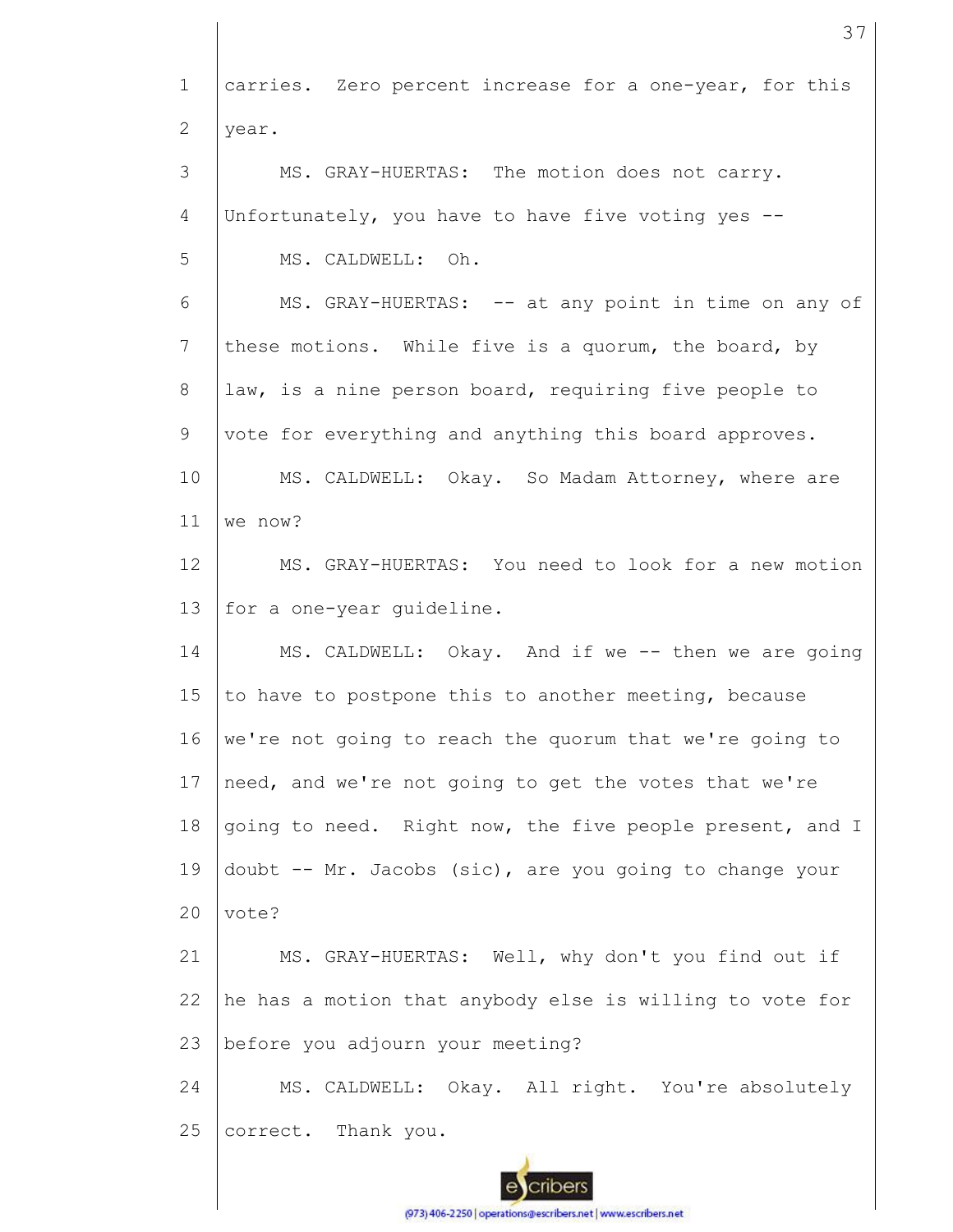carries. Zero percent increase for a one-year, for this year.

MS. GRAY-HUERTAS: The motion does not carry. Unfortunately, you have to have five voting yes --

MS. CALDWELL: Oh.

MS. GRAY-HUERTAS: -- at any point in time on any of these motions. While five is a quorum, the board, by law, is a nine person board, requiring five people to vote for everything and anything this board approves.

MS. CALDWELL: Okay. So Madam Attorney, where are we now?

MS. GRAY-HUERTAS: You need to look for a new motion for a one-year guideline.

MS. CALDWELL: Okay. And if we -- then we are going to have to postpone this to another meeting, because we're not going to reach the quorum that we're going to need, and we're not going to get the votes that we're going to need. Right now, the five people present, and I doubt -- Mr. Jacobs (sic), are you going to change your vote?

MS. GRAY-HUERTAS: Well, why don't you find out if he has a motion that anybody else is willing to vote for before you adjourn your meeting?

MS. CALDWELL: Okay. All right. You're absolutely correct. Thank you.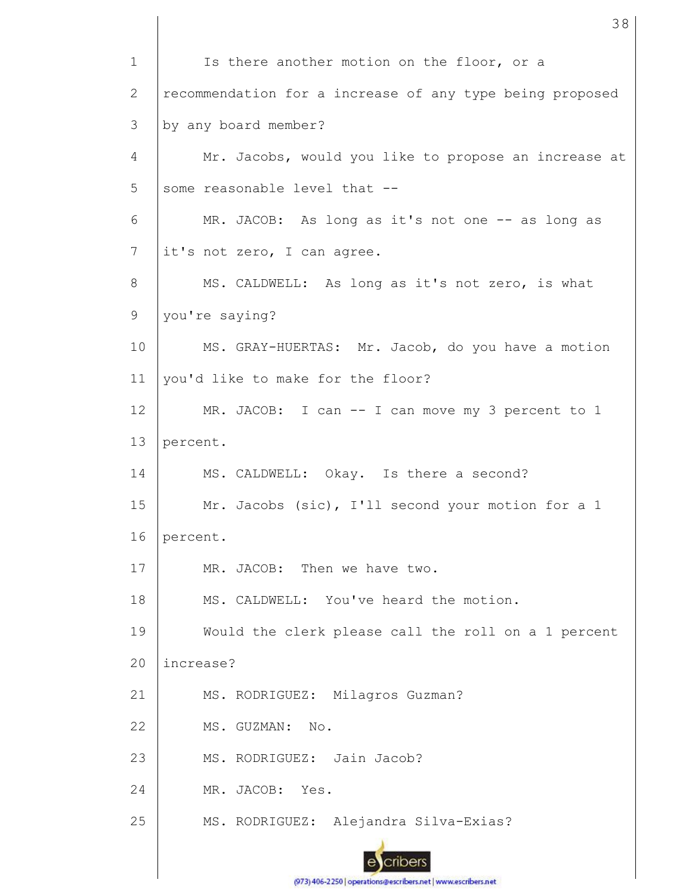1 Is there another motion on the floor, or a
2 recommendation for a increase of any type being proposed
3 by any board member?
4 Mr. Jacobs, would you like to propose an increase at
5 some reasonable level that --
6 MR. JACOB: As long as it's not one -- as long as
7 it's not zero, I can agree.
8 MS. CALDWELL: As long as it's not zero, is what
9 you're saying?
10 MS. GRAY-HUERTAS: Mr. Jacob, do you have a motion
11 you'd like to make for the floor?
12 MR. JACOB: I can -- I can move my 3 percent to 1
13 percent.
14 MS. CALDWELL: Okay. Is there a second?
15 Mr. Jacobs (sic), I'll second your motion for a 1
16 percent.
17 MR. JACOB: Then we have two.
18 MS. CALDWELL: You've heard the motion.
19 Would the clerk please call the roll on a 1 percent
20 increase?
21 MS. RODRIGUEZ: Milagros Guzman?
22 MS. GUZMAN: No.
23 MS. RODRIGUEZ: Jain Jacob?
24 MR. JACOB: Yes.
25 MS. RODRIGUEZ: Alejandra Silva-Exias?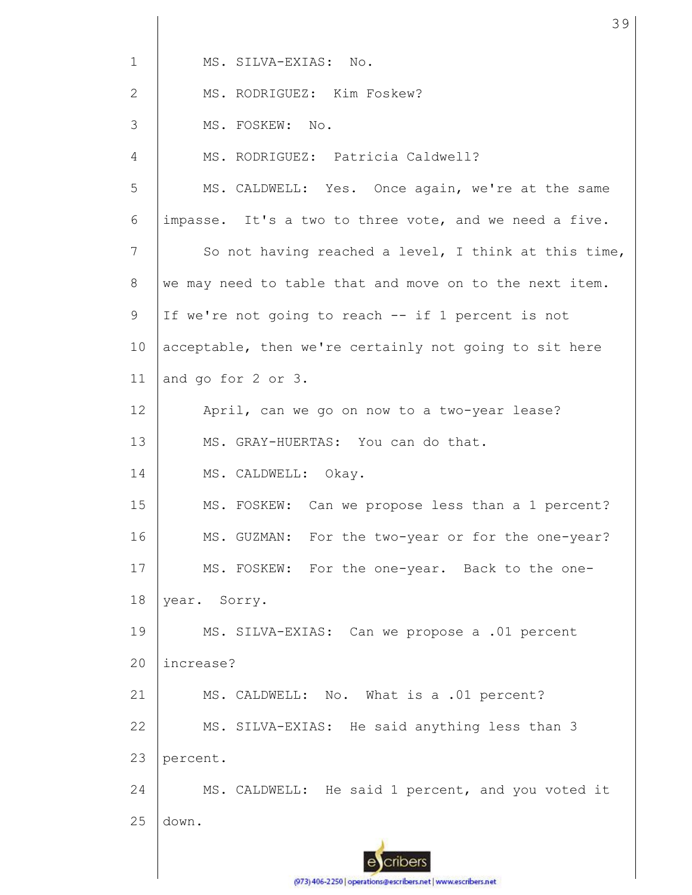MS. SILVA-EXIAS: No.

MS. RODRIGUEZ: Kim Foskew?

MS. FOSKEW: No.

MS. RODRIGUEZ: Patricia Caldwell?

MS. CALDWELL: Yes. Once again, we're at the same impasse. It's a two to three vote, and we need a five.

So not having reached a level, I think at this time, we may need to table that and move on to the next item. If we're not going to reach -- if 1 percent is not acceptable, then we're certainly not going to sit here and go for 2 or 3.

April, can we go on now to a two-year lease?

MS. GRAY-HUERTAS: You can do that.

MS. CALDWELL: Okay.

MS. FOSKEW: Can we propose less than a 1 percent?

MS. GUZMAN: For the two-year or for the one-year?

MS. FOSKEW: For the one-year. Back to the one-year. Sorry.

MS. SILVA-EXIAS: Can we propose a .01 percent increase?

MS. CALDWELL: No. What is a .01 percent?

MS. SILVA-EXIAS: He said anything less than 3 percent.

MS. CALDWELL: He said 1 percent, and you voted it down.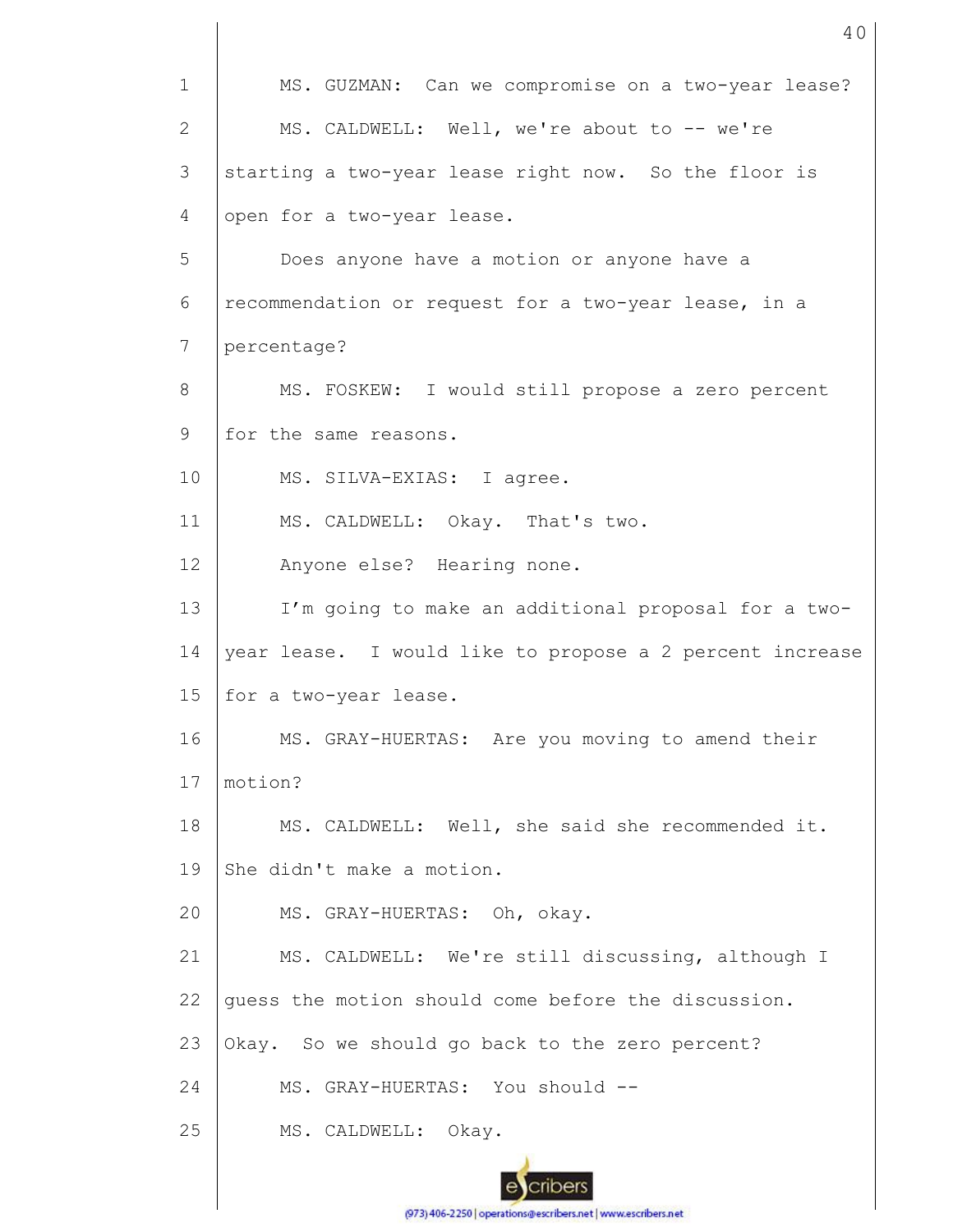MS. GUZMAN: Can we compromise on a two-year lease?

MS. CALDWELL: Well, we're about to -- we're starting a two-year lease right now. So the floor is open for a two-year lease.

Does anyone have a motion or anyone have a recommendation or request for a two-year lease, in a percentage?

MS. FOSKEW: I would still propose a zero percent for the same reasons.

MS. SILVA-EXIAS: I agree.

MS. CALDWELL: Okay. That's two.

Anyone else? Hearing none.

I'm going to make an additional proposal for a two-year lease. I would like to propose a 2 percent increase for a two-year lease.

MS. GRAY-HUERTAS: Are you moving to amend their motion?

MS. CALDWELL: Well, she said she recommended it. She didn't make a motion.

MS. GRAY-HUERTAS: Oh, okay.

MS. CALDWELL: We're still discussing, although I guess the motion should come before the discussion. Okay. So we should go back to the zero percent?

MS. GRAY-HUERTAS: You should --

MS. CALDWELL: Okay.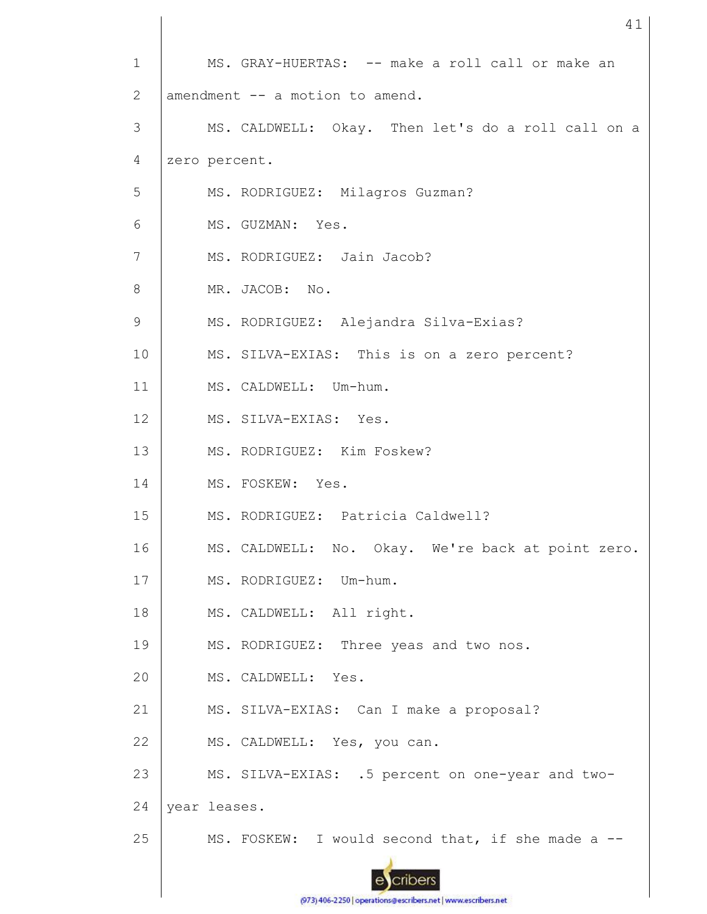MS. GRAY-HUERTAS: -- make a roll call or make an amendment -- a motion to amend.

MS. CALDWELL: Okay. Then let's do a roll call on a zero percent.

MS. RODRIGUEZ: Milagros Guzman?

MS. GUZMAN: Yes.

MS. RODRIGUEZ: Jain Jacob?

MR. JACOB: No.

MS. RODRIGUEZ: Alejandra Silva-Exias?

MS. SILVA-EXIAS: This is on a zero percent?

MS. CALDWELL: Um-hum.

MS. SILVA-EXIAS: Yes.

MS. RODRIGUEZ: Kim Foskew?

MS. FOSKEW: Yes.

MS. RODRIGUEZ: Patricia Caldwell?

MS. CALDWELL: No. Okay. We're back at point zero.

MS. RODRIGUEZ: Um-hum.

MS. CALDWELL: All right.

MS. RODRIGUEZ: Three yeas and two nos.

MS. CALDWELL: Yes.

MS. SILVA-EXIAS: Can I make a proposal?

MS. CALDWELL: Yes, you can.

MS. SILVA-EXIAS: .5 percent on one-year and two-year leases.

MS. FOSKEW: I would second that, if she made a --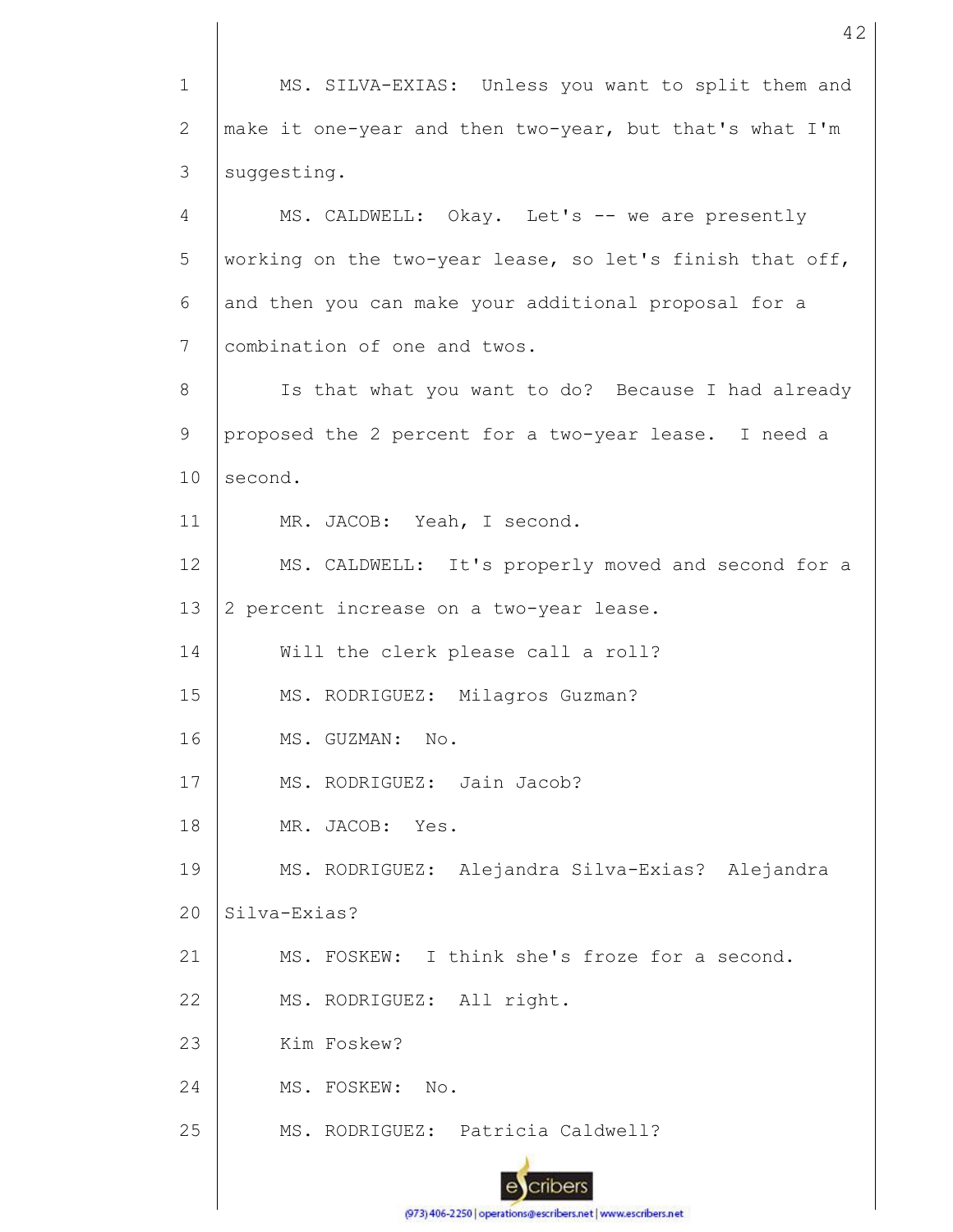MS. SILVA-EXIAS: Unless you want to split them and make it one-year and then two-year, but that's what I'm suggesting.

MS. CALDWELL: Okay. Let's -- we are presently working on the two-year lease, so let's finish that off, and then you can make your additional proposal for a combination of one and twos.

Is that what you want to do? Because I had already proposed the 2 percent for a two-year lease. I need a second.

MR. JACOB: Yeah, I second.

MS. CALDWELL: It's properly moved and second for a 2 percent increase on a two-year lease.

Will the clerk please call a roll?

MS. RODRIGUEZ: Milagros Guzman?

MS. GUZMAN: No.

MS. RODRIGUEZ: Jain Jacob?

MR. JACOB: Yes.

MS. RODRIGUEZ: Alejandra Silva-Exias? Alejandra Silva-Exias?

MS. FOSKEW: I think she's froze for a second.

MS. RODRIGUEZ: All right.

Kim Foskew?

MS. FOSKEW: No.

MS. RODRIGUEZ: Patricia Caldwell?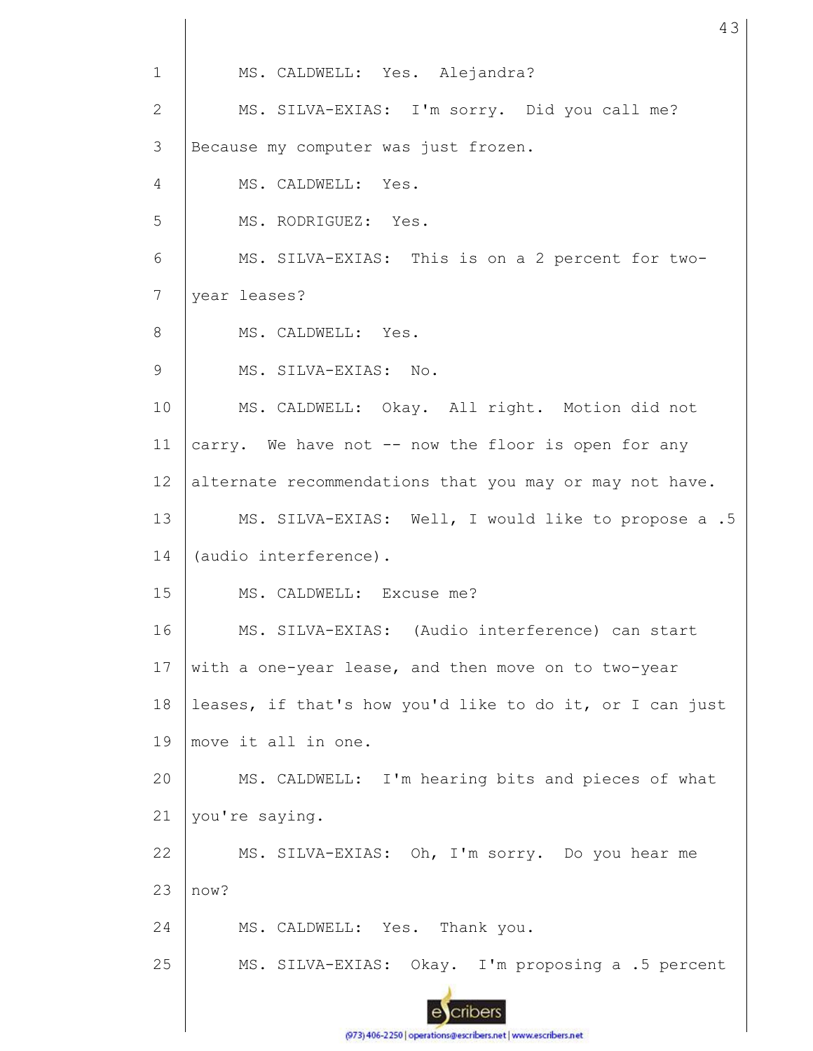MS. CALDWELL: Yes. Alejandra?

MS. SILVA-EXIAS: I'm sorry. Did you call me? Because my computer was just frozen.

MS. CALDWELL: Yes.

MS. RODRIGUEZ: Yes.

MS. SILVA-EXIAS: This is on a 2 percent for two-year leases?

MS. CALDWELL: Yes.

MS. SILVA-EXIAS: No.

MS. CALDWELL: Okay. All right. Motion did not carry. We have not -- now the floor is open for any alternate recommendations that you may or may not have.

MS. SILVA-EXIAS: Well, I would like to propose a .5 (audio interference).

MS. CALDWELL: Excuse me?

MS. SILVA-EXIAS: (Audio interference) can start with a one-year lease, and then move on to two-year leases, if that's how you'd like to do it, or I can just move it all in one.

MS. CALDWELL: I'm hearing bits and pieces of what you're saying.

MS. SILVA-EXIAS: Oh, I'm sorry. Do you hear me now?

MS. CALDWELL: Yes. Thank you.

MS. SILVA-EXIAS: Okay. I'm proposing a .5 percent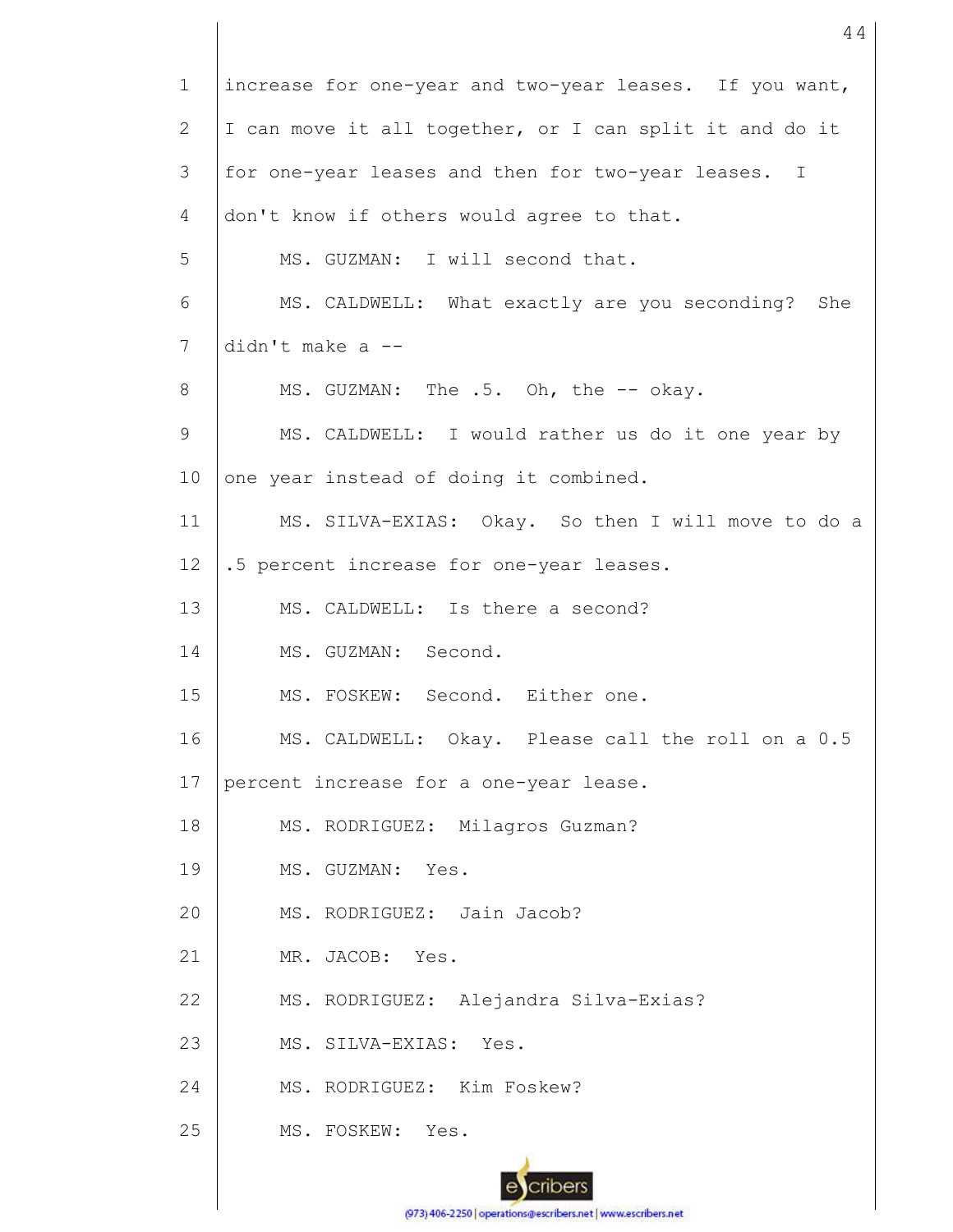increase for one-year and two-year leases. If you want, I can move it all together, or I can split it and do it for one-year leases and then for two-year leases. I don't know if others would agree to that.

MS. GUZMAN: I will second that.

MS. CALDWELL: What exactly are you seconding? She didn't make a --

MS. GUZMAN: The .5. Oh, the -- okay.

MS. CALDWELL: I would rather us do it one year by one year instead of doing it combined.

MS. SILVA-EXIAS: Okay. So then I will move to do a .5 percent increase for one-year leases.

MS. CALDWELL: Is there a second?

MS. GUZMAN: Second.

MS. FOSKEW: Second. Either one.

MS. CALDWELL: Okay. Please call the roll on a 0.5 percent increase for a one-year lease.

MS. RODRIGUEZ: Milagros Guzman?

MS. GUZMAN: Yes.

MS. RODRIGUEZ: Jain Jacob?

MR. JACOB: Yes.

MS. RODRIGUEZ: Alejandra Silva-Exias?

MS. SILVA-EXIAS: Yes.

MS. RODRIGUEZ: Kim Foskew?

MS. FOSKEW: Yes.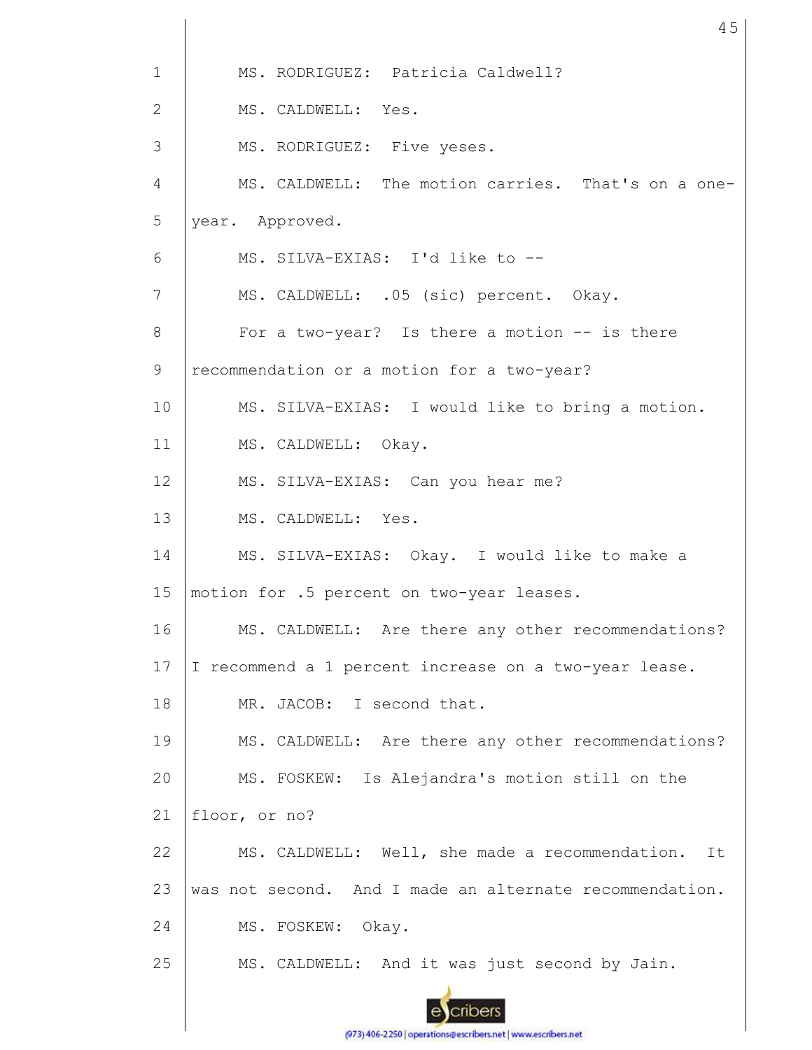MS. RODRIGUEZ: Patricia Caldwell?

MS. CALDWELL: Yes.

MS. RODRIGUEZ: Five yeses.

MS. CALDWELL: The motion carries. That's on a one-year. Approved.

MS. SILVA-EXIAS: I'd like to --

MS. CALDWELL: .05 (sic) percent. Okay.

For a two-year? Is there a motion -- is there recommendation or a motion for a two-year?

MS. SILVA-EXIAS: I would like to bring a motion.

MS. CALDWELL: Okay.

MS. SILVA-EXIAS: Can you hear me?

MS. CALDWELL: Yes.

MS. SILVA-EXIAS: Okay. I would like to make a motion for .5 percent on two-year leases.

MS. CALDWELL: Are there any other recommendations? I recommend a 1 percent increase on a two-year lease.

MR. JACOB: I second that.

MS. CALDWELL: Are there any other recommendations?

MS. FOSKEW: Is Alejandra's motion still on the floor, or no?

MS. CALDWELL: Well, she made a recommendation. It was not second. And I made an alternate recommendation.

MS. FOSKEW: Okay.

MS. CALDWELL: And it was just second by Jain.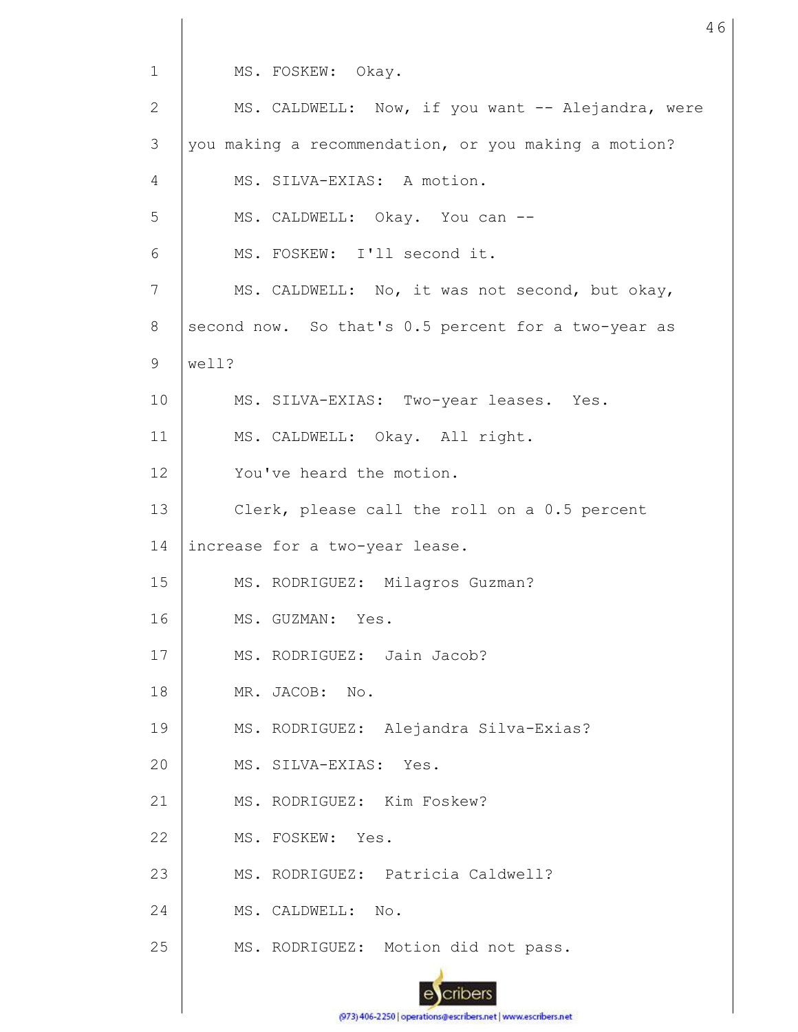MS. FOSKEW: Okay.

MS. CALDWELL: Now, if you want -- Alejandra, were you making a recommendation, or you making a motion?

MS. SILVA-EXIAS: A motion.

MS. CALDWELL: Okay. You can --

MS. FOSKEW: I'll second it.

MS. CALDWELL: No, it was not second, but okay, second now. So that's 0.5 percent for a two-year as well?

MS. SILVA-EXIAS: Two-year leases. Yes.

MS. CALDWELL: Okay. All right.

You've heard the motion.

Clerk, please call the roll on a 0.5 percent increase for a two-year lease.

MS. RODRIGUEZ: Milagros Guzman?

MS. GUZMAN: Yes.

MS. RODRIGUEZ: Jain Jacob?

MR. JACOB: No.

MS. RODRIGUEZ: Alejandra Silva-Exias?

MS. SILVA-EXIAS: Yes.

MS. RODRIGUEZ: Kim Foskew?

MS. FOSKEW: Yes.

MS. RODRIGUEZ: Patricia Caldwell?

MS. CALDWELL: No.

MS. RODRIGUEZ: Motion did not pass.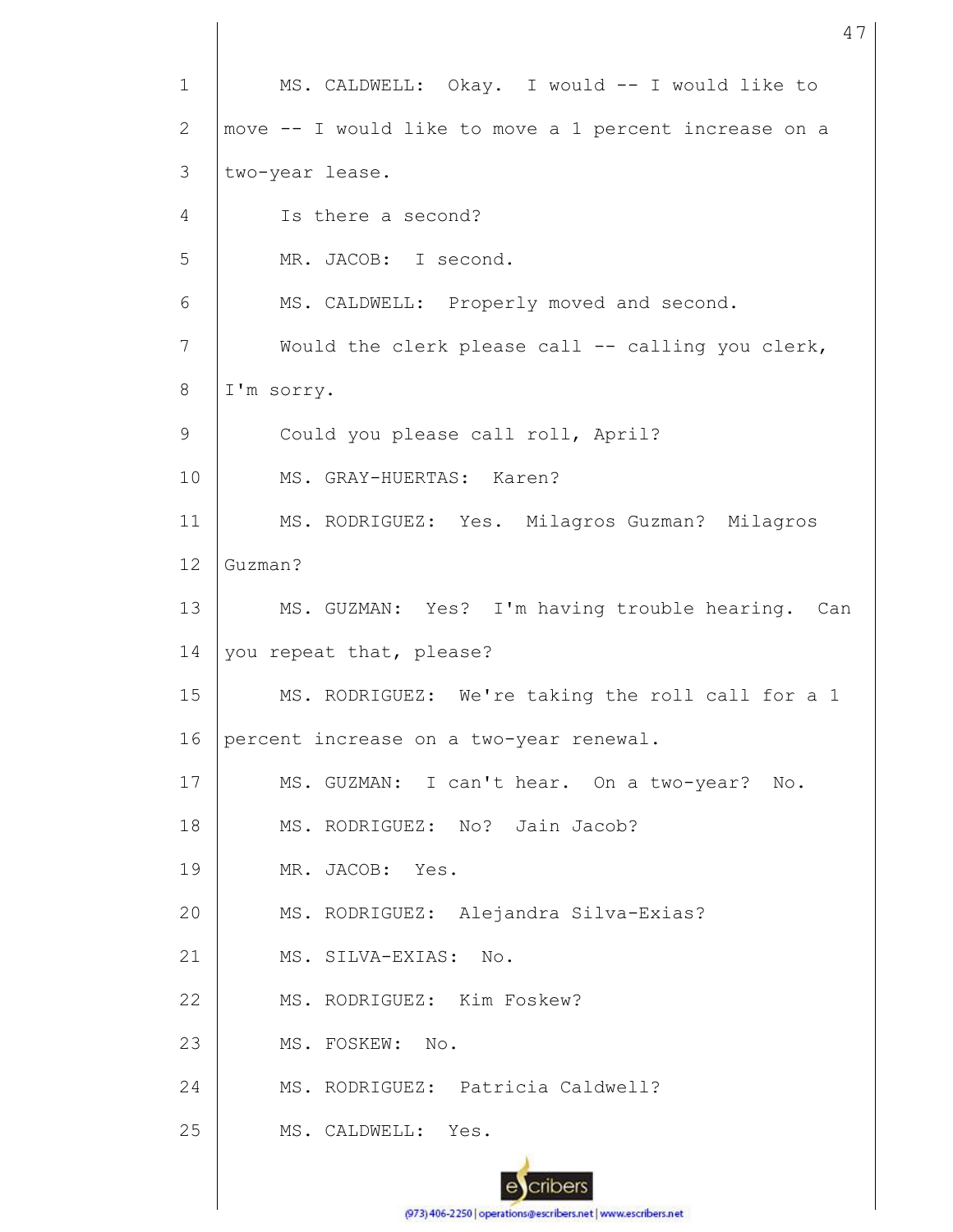MS. CALDWELL: Okay. I would -- I would like to move -- I would like to move a 1 percent increase on a two-year lease.

Is there a second?

MR. JACOB: I second.

MS. CALDWELL: Properly moved and second.

Would the clerk please call -- calling you clerk, I'm sorry.

Could you please call roll, April?

MS. GRAY-HUERTAS: Karen?

MS. RODRIGUEZ: Yes. Milagros Guzman? Milagros Guzman?

MS. GUZMAN: Yes? I'm having trouble hearing. Can you repeat that, please?

MS. RODRIGUEZ: We're taking the roll call for a 1 percent increase on a two-year renewal.

MS. GUZMAN: I can't hear. On a two-year? No.

MS. RODRIGUEZ: No? Jain Jacob?

MR. JACOB: Yes.

MS. RODRIGUEZ: Alejandra Silva-Exias?

MS. SILVA-EXIAS: No.

MS. RODRIGUEZ: Kim Foskew?

MS. FOSKEW: No.

MS. RODRIGUEZ: Patricia Caldwell?

MS. CALDWELL: Yes.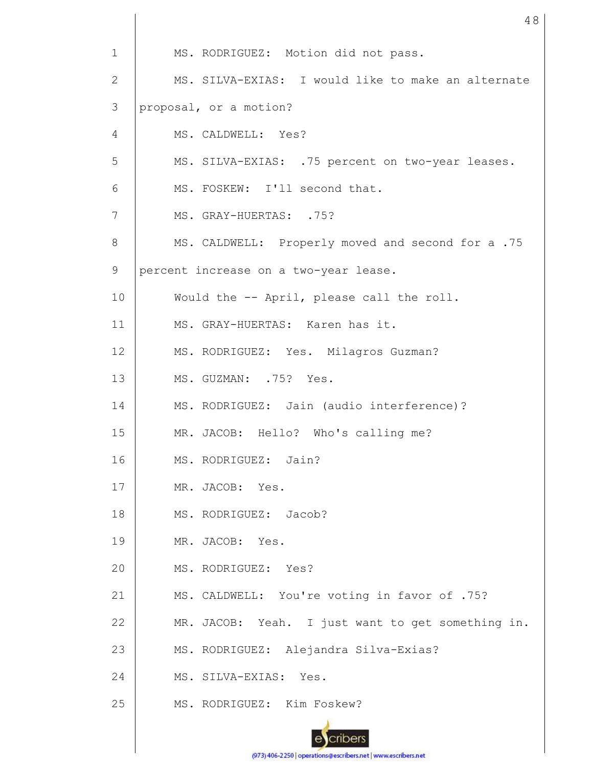MS. RODRIGUEZ: Motion did not pass.

MS. SILVA-EXIAS: I would like to make an alternate proposal, or a motion?

MS. CALDWELL: Yes?

MS. SILVA-EXIAS: .75 percent on two-year leases.

MS. FOSKEW: I'll second that.

MS. GRAY-HUERTAS: .75?

MS. CALDWELL: Properly moved and second for a .75 percent increase on a two-year lease.

Would the -- April, please call the roll.

MS. GRAY-HUERTAS: Karen has it.

MS. RODRIGUEZ: Yes. Milagros Guzman?

MS. GUZMAN: .75? Yes.

MS. RODRIGUEZ: Jain (audio interference)?

MR. JACOB: Hello? Who's calling me?

MS. RODRIGUEZ: Jain?

MR. JACOB: Yes.

MS. RODRIGUEZ: Jacob?

MR. JACOB: Yes.

MS. RODRIGUEZ: Yes?

MS. CALDWELL: You're voting in favor of .75?

MR. JACOB: Yeah. I just want to get something in.

MS. RODRIGUEZ: Alejandra Silva-Exias?

MS. SILVA-EXIAS: Yes.

MS. RODRIGUEZ: Kim Foskew?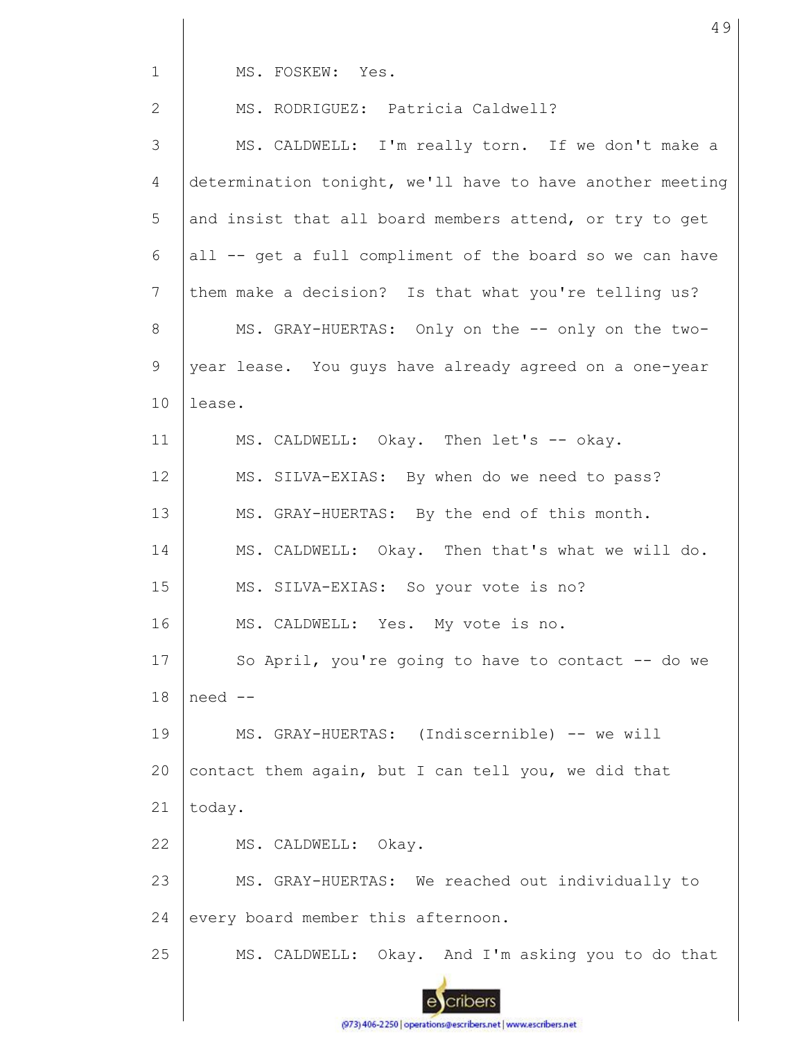1 MS. FOSKEW: Yes.

2 MS. RODRIGUEZ: Patricia Caldwell?

3 MS. CALDWELL: I'm really torn. If we don't make a

4 determination tonight, we'll have to have another meeting

5 and insist that all board members attend, or try to get

6 all -- get a full compliment of the board so we can have

7 them make a decision? Is that what you're telling us?

8 MS. GRAY-HUERTAS: Only on the -- only on the two-

9 year lease. You guys have already agreed on a one-year

10 lease.

11 MS. CALDWELL: Okay. Then let's -- okay.

12 MS. SILVA-EXIAS: By when do we need to pass?

13 MS. GRAY-HUERTAS: By the end of this month.

14 MS. CALDWELL: Okay. Then that's what we will do.

15 MS. SILVA-EXIAS: So your vote is no?

16 MS. CALDWELL: Yes. My vote is no.

17 So April, you're going to have to contact -- do we

18 need --

19 MS. GRAY-HUERTAS: (Indiscernible) -- we will

20 contact them again, but I can tell you, we did that

21 today.

22 MS. CALDWELL: Okay.

23 MS. GRAY-HUERTAS: We reached out individually to

24 every board member this afternoon.

25 MS. CALDWELL: Okay. And I'm asking you to do that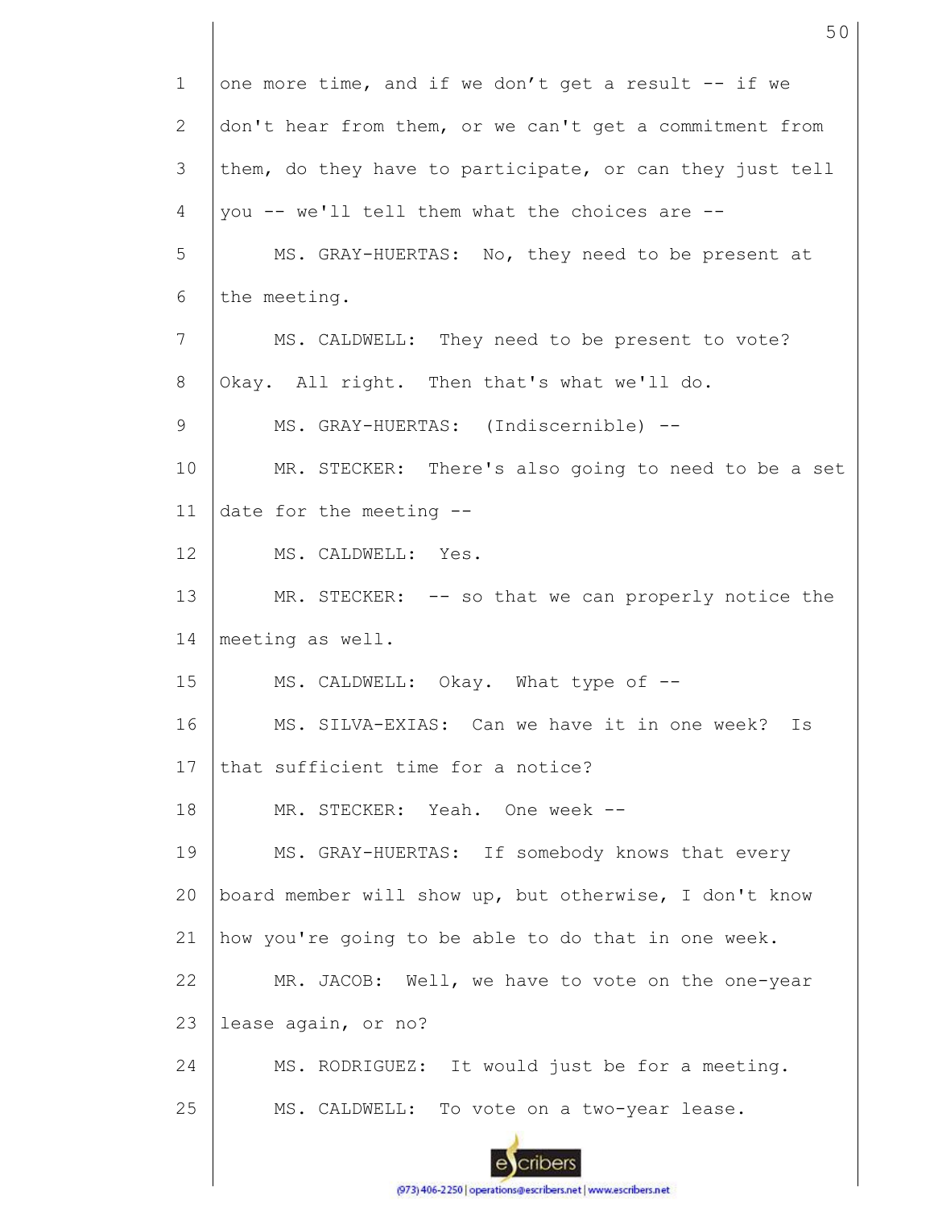one more time, and if we don't get a result -- if we don't hear from them, or we can't get a commitment from them, do they have to participate, or can they just tell you -- we'll tell them what the choices are --

MS. GRAY-HUERTAS: No, they need to be present at the meeting.

MS. CALDWELL: They need to be present to vote? Okay. All right. Then that's what we'll do.

MS. GRAY-HUERTAS: (Indiscernible) --

MR. STECKER: There's also going to need to be a set date for the meeting --

MS. CALDWELL: Yes.

MR. STECKER: -- so that we can properly notice the meeting as well.

MS. CALDWELL: Okay. What type of --

MS. SILVA-EXIAS: Can we have it in one week? Is that sufficient time for a notice?

MR. STECKER: Yeah. One week --

MS. GRAY-HUERTAS: If somebody knows that every board member will show up, but otherwise, I don't know how you're going to be able to do that in one week.

MR. JACOB: Well, we have to vote on the one-year lease again, or no?

MS. RODRIGUEZ: It would just be for a meeting.

MS. CALDWELL: To vote on a two-year lease.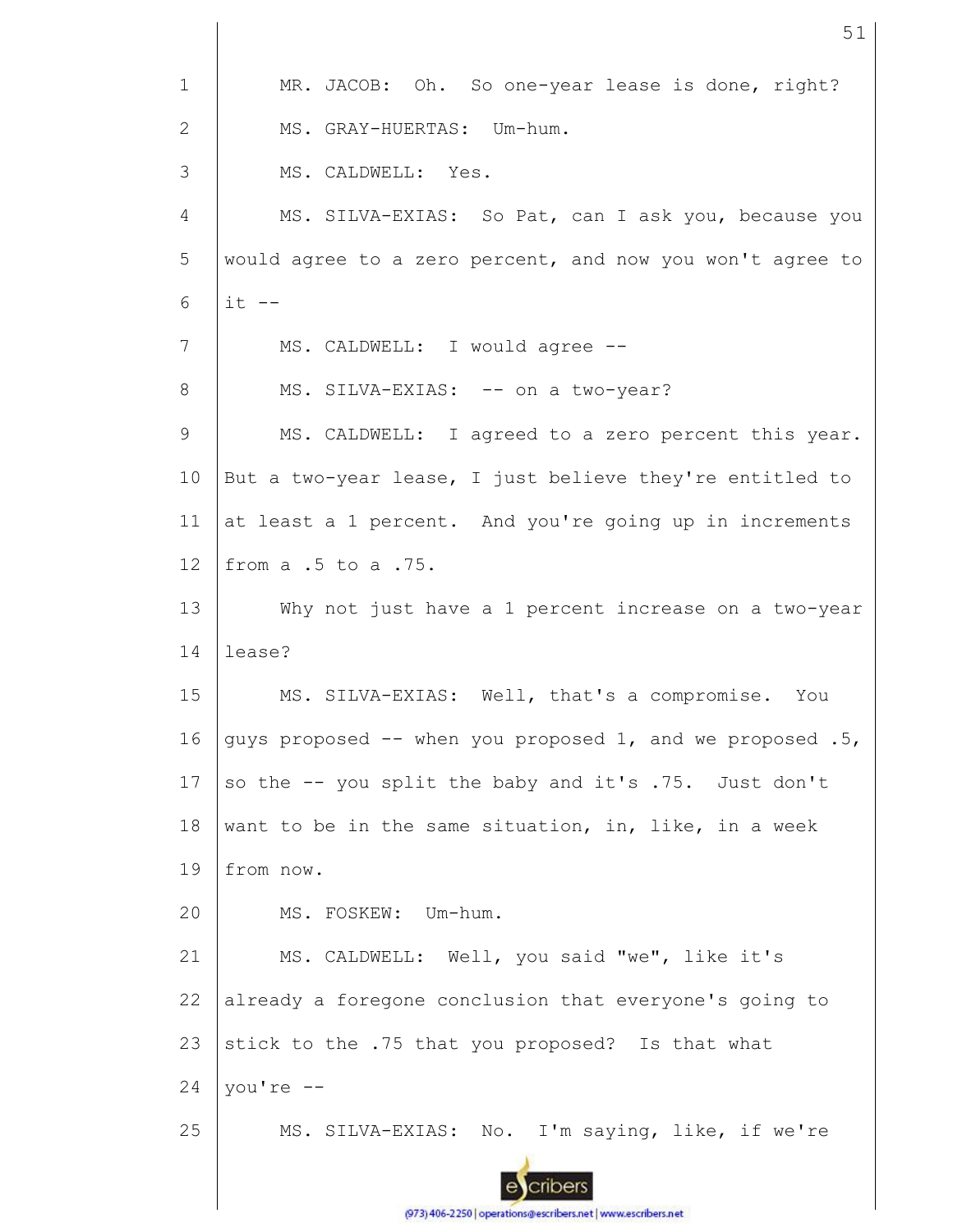MR. JACOB: Oh. So one-year lease is done, right?

MS. GRAY-HUERTAS: Um-hum.

MS. CALDWELL: Yes.

MS. SILVA-EXIAS: So Pat, can I ask you, because you would agree to a zero percent, and now you won't agree to it --

MS. CALDWELL: I would agree --

MS. SILVA-EXIAS: -- on a two-year?

MS. CALDWELL: I agreed to a zero percent this year. But a two-year lease, I just believe they're entitled to at least a 1 percent. And you're going up in increments from a .5 to a .75.

Why not just have a 1 percent increase on a two-year lease?

MS. SILVA-EXIAS: Well, that's a compromise. You guys proposed -- when you proposed 1, and we proposed .5, so the -- you split the baby and it's .75. Just don't want to be in the same situation, in, like, in a week from now.

MS. FOSKEW: Um-hum.

MS. CALDWELL: Well, you said "we", like it's already a foregone conclusion that everyone's going to stick to the .75 that you proposed? Is that what you're --

MS. SILVA-EXIAS: No. I'm saying, like, if we're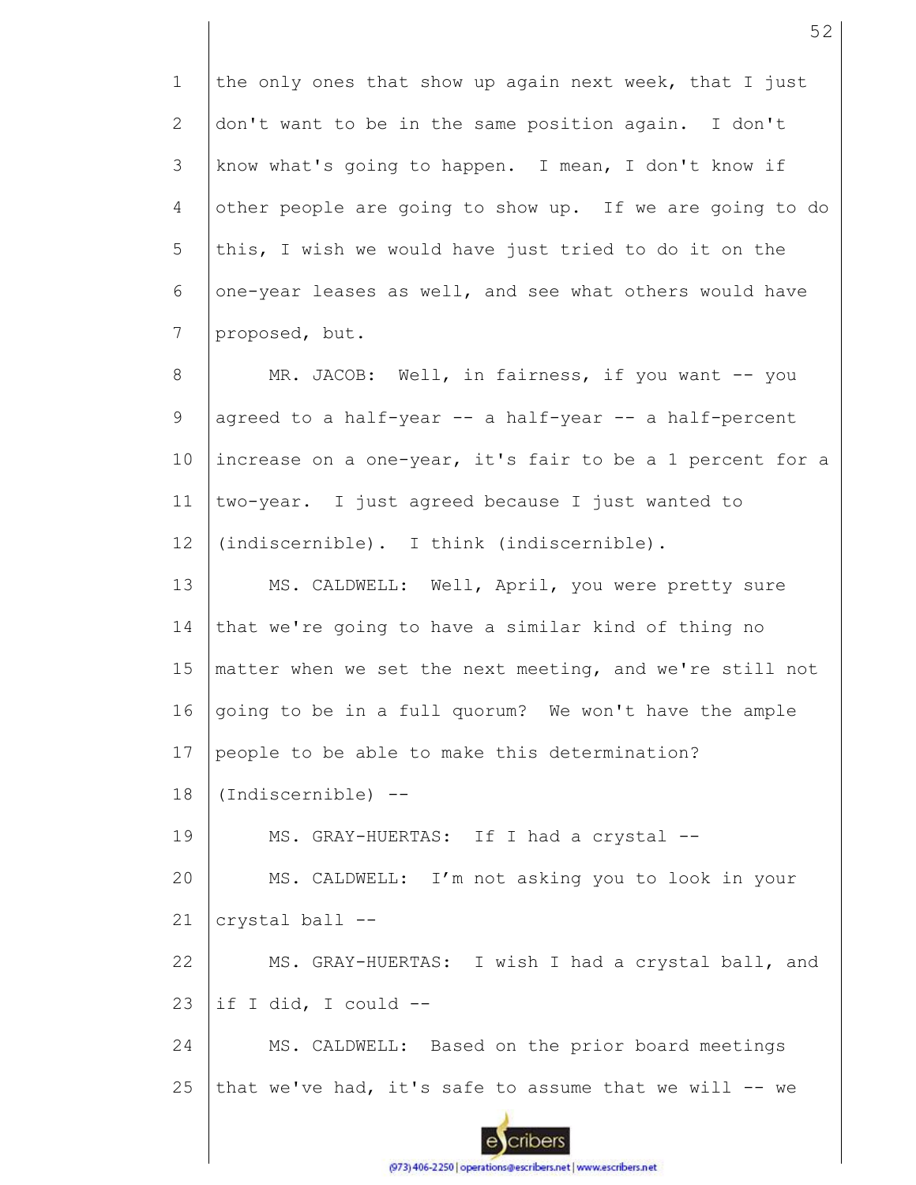the only ones that show up again next week, that I just don't want to be in the same position again. I don't know what's going to happen. I mean, I don't know if other people are going to show up. If we are going to do this, I wish we would have just tried to do it on the one-year leases as well, and see what others would have proposed, but.

MR. JACOB: Well, in fairness, if you want -- you agreed to a half-year -- a half-year -- a half-percent increase on a one-year, it's fair to be a 1 percent for a two-year. I just agreed because I just wanted to (indiscernible). I think (indiscernible).

MS. CALDWELL: Well, April, you were pretty sure that we're going to have a similar kind of thing no matter when we set the next meeting, and we're still not going to be in a full quorum? We won't have the ample people to be able to make this determination? (Indiscernible) --

MS. GRAY-HUERTAS: If I had a crystal --

MS. CALDWELL: I'm not asking you to look in your crystal ball --

MS. GRAY-HUERTAS: I wish I had a crystal ball, and if I did, I could --

MS. CALDWELL: Based on the prior board meetings that we've had, it's safe to assume that we will -- we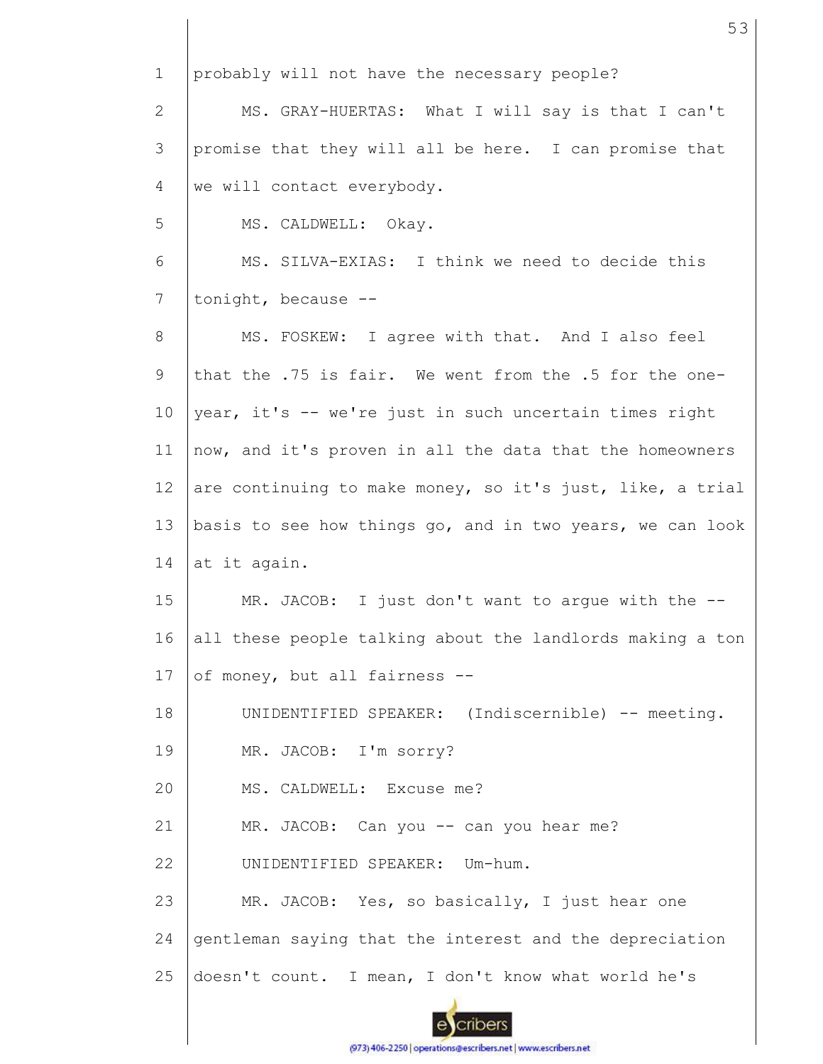1 probably will not have the necessary people?

2 MS. GRAY-HUERTAS: What I will say is that I can't

3 promise that they will all be here. I can promise that

4 we will contact everybody.

5 MS. CALDWELL: Okay.

6 MS. SILVA-EXIAS: I think we need to decide this

7 tonight, because --

8 MS. FOSKEW: I agree with that. And I also feel

9 that the .75 is fair. We went from the .5 for the one-

10 year, it's -- we're just in such uncertain times right

11 now, and it's proven in all the data that the homeowners

12 are continuing to make money, so it's just, like, a trial

13 basis to see how things go, and in two years, we can look

14 at it again.

15 MR. JACOB: I just don't want to argue with the --

16 all these people talking about the landlords making a ton

17 of money, but all fairness --

18 UNIDENTIFIED SPEAKER: (Indiscernible) -- meeting.

19 MR. JACOB: I'm sorry?

20 MS. CALDWELL: Excuse me?

21 MR. JACOB: Can you -- can you hear me?

22 UNIDENTIFIED SPEAKER: Um-hum.

23 MR. JACOB: Yes, so basically, I just hear one

24 gentleman saying that the interest and the depreciation

25 doesn't count. I mean, I don't know what world he's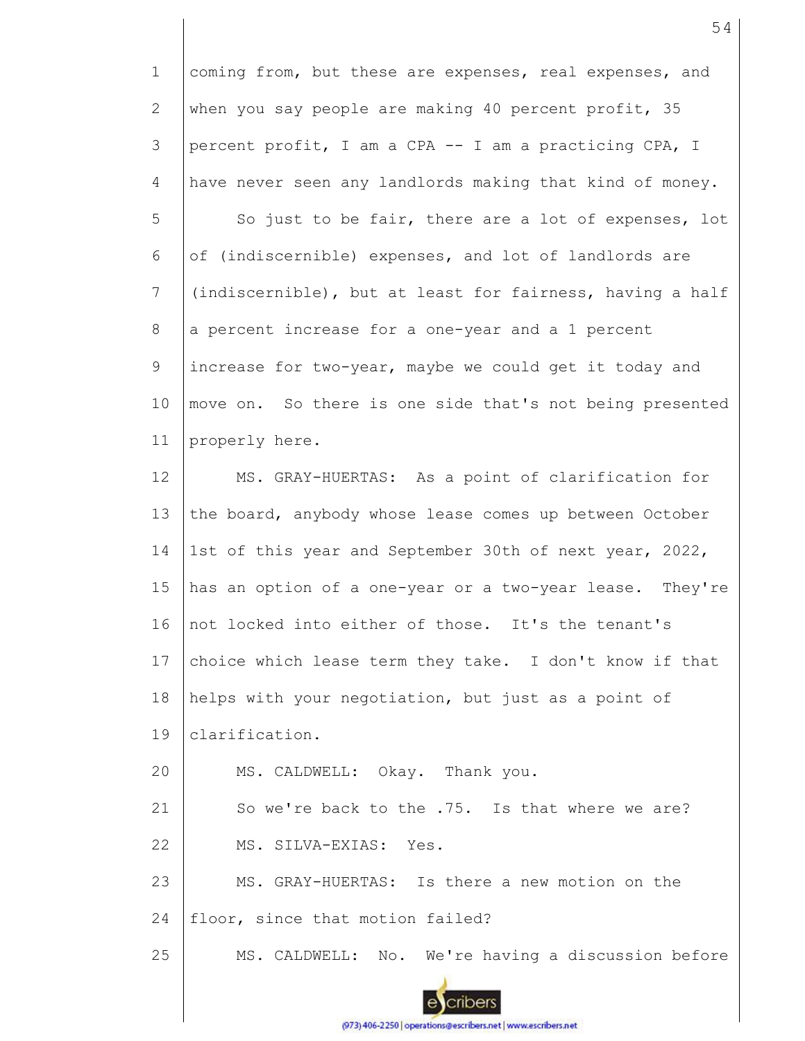coming from, but these are expenses, real expenses, and when you say people are making 40 percent profit, 35 percent profit, I am a CPA -- I am a practicing CPA, I have never seen any landlords making that kind of money.

So just to be fair, there are a lot of expenses, lot of (indiscernible) expenses, and lot of landlords are (indiscernible), but at least for fairness, having a half a percent increase for a one-year and a 1 percent increase for two-year, maybe we could get it today and move on. So there is one side that's not being presented properly here.

MS. GRAY-HUERTAS: As a point of clarification for the board, anybody whose lease comes up between October 1st of this year and September 30th of next year, 2022, has an option of a one-year or a two-year lease. They're not locked into either of those. It's the tenant's choice which lease term they take. I don't know if that helps with your negotiation, but just as a point of clarification.

MS. CALDWELL: Okay. Thank you.

So we're back to the .75. Is that where we are?

MS. SILVA-EXIAS: Yes.

MS. GRAY-HUERTAS: Is there a new motion on the floor, since that motion failed?

MS. CALDWELL: No. We're having a discussion before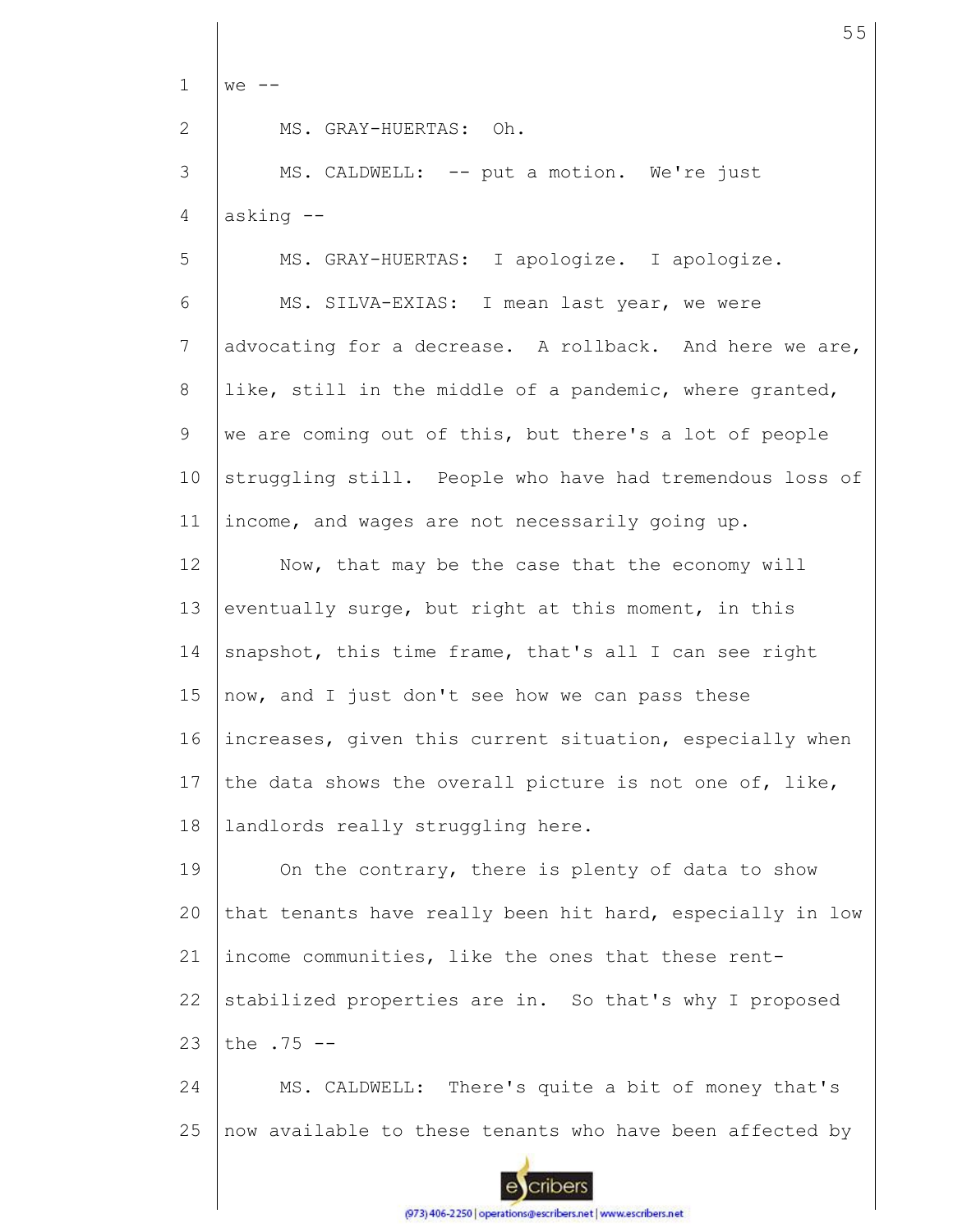we --

MS. GRAY-HUERTAS: Oh.

MS. CALDWELL: -- put a motion. We're just asking --

MS. GRAY-HUERTAS: I apologize. I apologize.

MS. SILVA-EXIAS: I mean last year, we were advocating for a decrease. A rollback. And here we are, like, still in the middle of a pandemic, where granted, we are coming out of this, but there's a lot of people struggling still. People who have had tremendous loss of income, and wages are not necessarily going up.

Now, that may be the case that the economy will eventually surge, but right at this moment, in this snapshot, this time frame, that's all I can see right now, and I just don't see how we can pass these increases, given this current situation, especially when the data shows the overall picture is not one of, like, landlords really struggling here.

On the contrary, there is plenty of data to show that tenants have really been hit hard, especially in low income communities, like the ones that these rent-stabilized properties are in. So that's why I proposed the .75 --

MS. CALDWELL: There's quite a bit of money that's now available to these tenants who have been affected by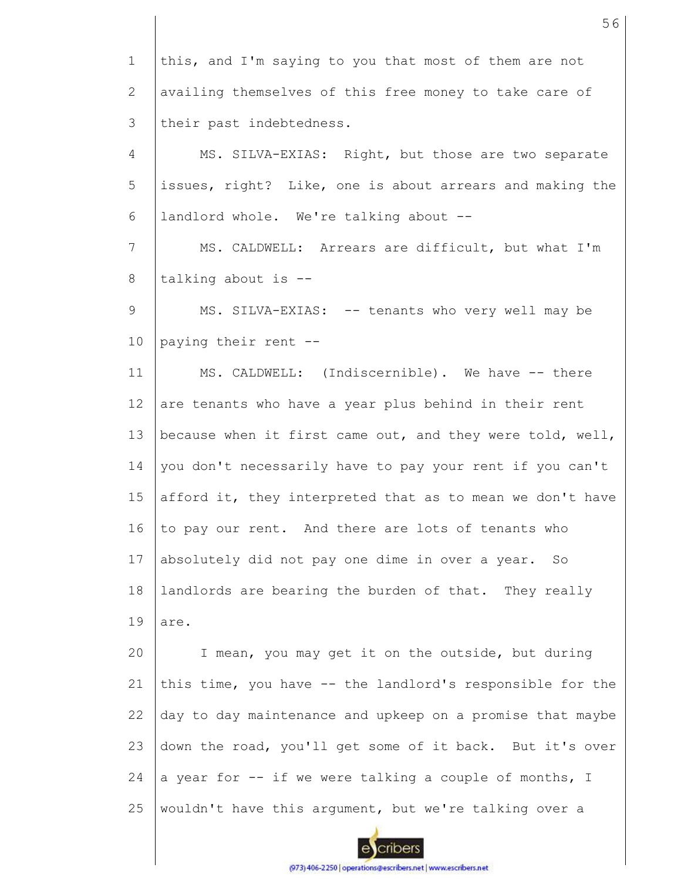this, and I'm saying to you that most of them are not availing themselves of this free money to take care of their past indebtedness.

MS. SILVA-EXIAS: Right, but those are two separate issues, right? Like, one is about arrears and making the landlord whole. We're talking about --

MS. CALDWELL: Arrears are difficult, but what I'm talking about is --

MS. SILVA-EXIAS: -- tenants who very well may be paying their rent --

MS. CALDWELL: (Indiscernible). We have -- there are tenants who have a year plus behind in their rent because when it first came out, and they were told, well, you don't necessarily have to pay your rent if you can't afford it, they interpreted that as to mean we don't have to pay our rent. And there are lots of tenants who absolutely did not pay one dime in over a year. So landlords are bearing the burden of that. They really are.

I mean, you may get it on the outside, but during this time, you have -- the landlord's responsible for the day to day maintenance and upkeep on a promise that maybe down the road, you'll get some of it back. But it's over a year for -- if we were talking a couple of months, I wouldn't have this argument, but we're talking over a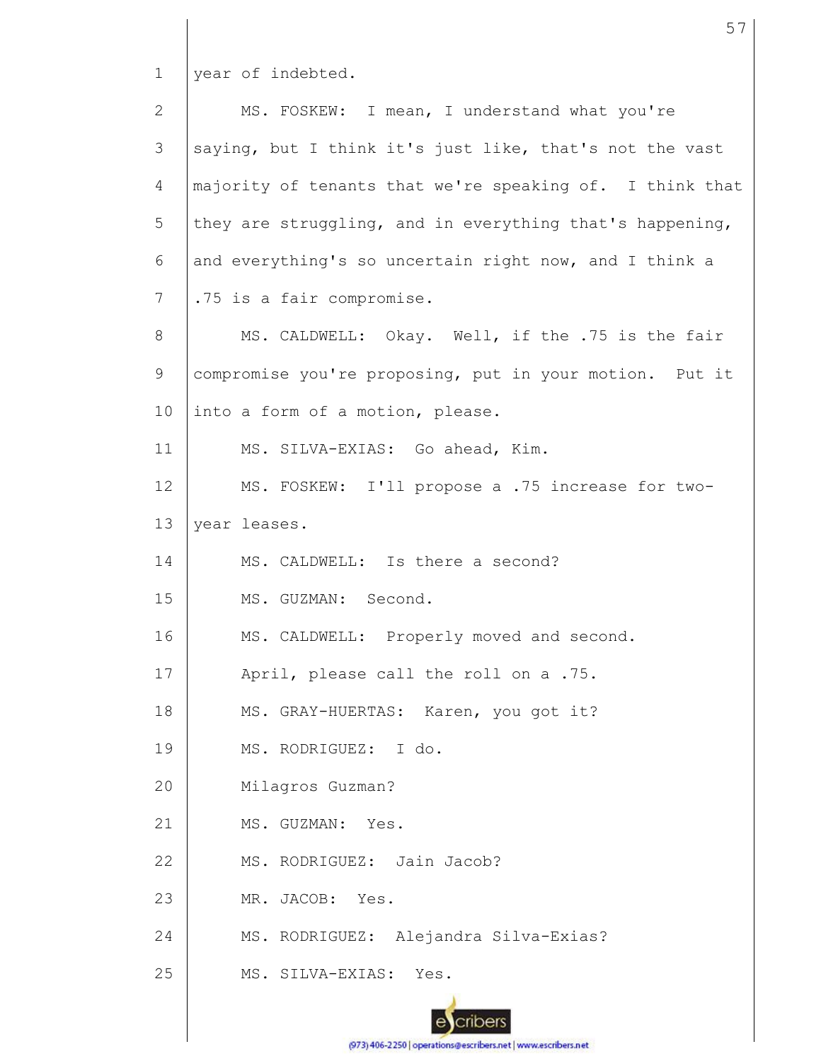year of indebted.

MS. FOSKEW: I mean, I understand what you're saying, but I think it's just like, that's not the vast majority of tenants that we're speaking of. I think that they are struggling, and in everything that's happening, and everything's so uncertain right now, and I think a .75 is a fair compromise.

MS. CALDWELL: Okay. Well, if the .75 is the fair compromise you're proposing, put in your motion. Put it into a form of a motion, please.

MS. SILVA-EXIAS: Go ahead, Kim.

MS. FOSKEW: I'll propose a .75 increase for two-year leases.

MS. CALDWELL: Is there a second?

MS. GUZMAN: Second.

MS. CALDWELL: Properly moved and second.

April, please call the roll on a .75.

MS. GRAY-HUERTAS: Karen, you got it?

MS. RODRIGUEZ: I do.

Milagros Guzman?

MS. GUZMAN: Yes.

MS. RODRIGUEZ: Jain Jacob?

MR. JACOB: Yes.

MS. RODRIGUEZ: Alejandra Silva-Exias?

MS. SILVA-EXIAS: Yes.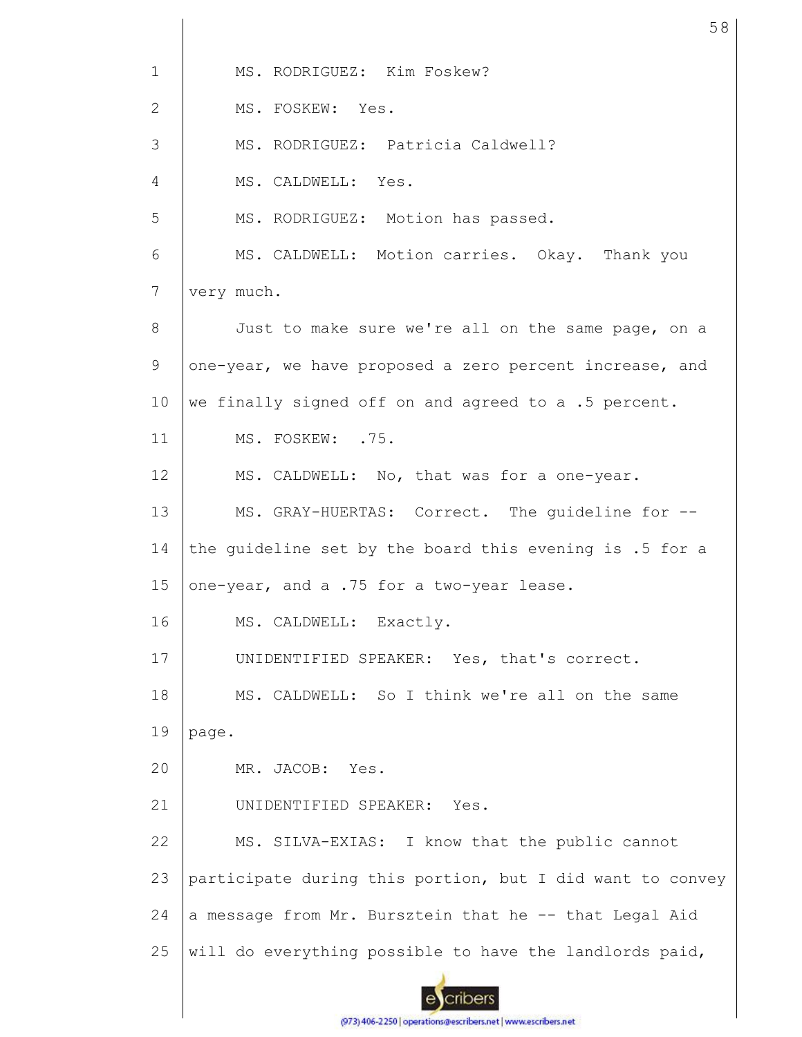MS. RODRIGUEZ: Kim Foskew?

MS. FOSKEW: Yes.

MS. RODRIGUEZ: Patricia Caldwell?

MS. CALDWELL: Yes.

MS. RODRIGUEZ: Motion has passed.

MS. CALDWELL: Motion carries. Okay. Thank you very much.

Just to make sure we're all on the same page, on a one-year, we have proposed a zero percent increase, and we finally signed off on and agreed to a .5 percent.

MS. FOSKEW: .75.

MS. CALDWELL: No, that was for a one-year.

MS. GRAY-HUERTAS: Correct. The guideline for -- the guideline set by the board this evening is .5 for a one-year, and a .75 for a two-year lease.

MS. CALDWELL: Exactly.

UNIDENTIFIED SPEAKER: Yes, that's correct.

MS. CALDWELL: So I think we're all on the same page.

MR. JACOB: Yes.

UNIDENTIFIED SPEAKER: Yes.

MS. SILVA-EXIAS: I know that the public cannot participate during this portion, but I did want to convey a message from Mr. Bursztein that he -- that Legal Aid will do everything possible to have the landlords paid,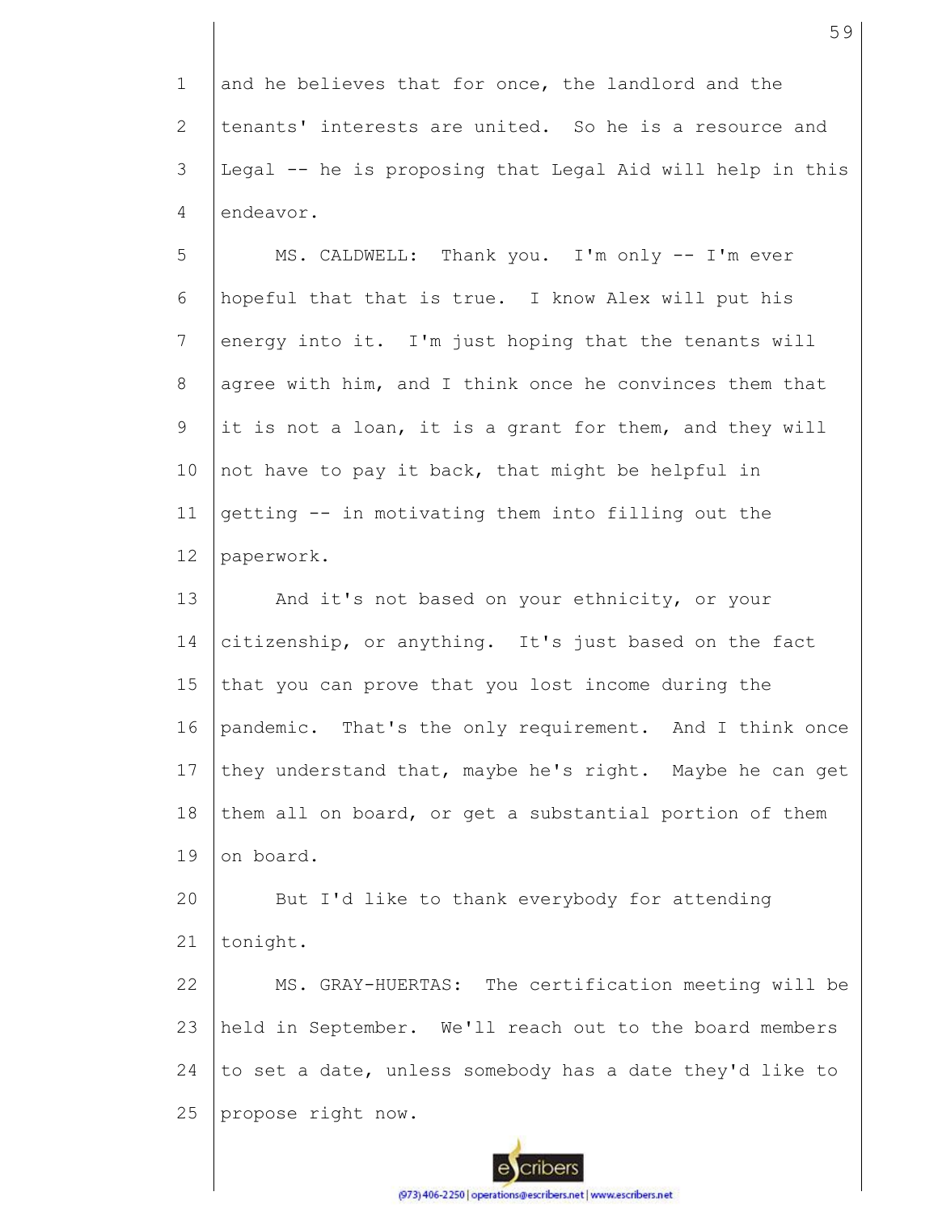and he believes that for once, the landlord and the tenants' interests are united. So he is a resource and Legal -- he is proposing that Legal Aid will help in this endeavor.

MS. CALDWELL: Thank you. I'm only -- I'm ever hopeful that that is true. I know Alex will put his energy into it. I'm just hoping that the tenants will agree with him, and I think once he convinces them that it is not a loan, it is a grant for them, and they will not have to pay it back, that might be helpful in getting -- in motivating them into filling out the paperwork.

And it's not based on your ethnicity, or your citizenship, or anything. It's just based on the fact that you can prove that you lost income during the pandemic. That's the only requirement. And I think once they understand that, maybe he's right. Maybe he can get them all on board, or get a substantial portion of them on board.

But I'd like to thank everybody for attending tonight.

MS. GRAY-HUERTAS: The certification meeting will be held in September. We'll reach out to the board members to set a date, unless somebody has a date they'd like to propose right now.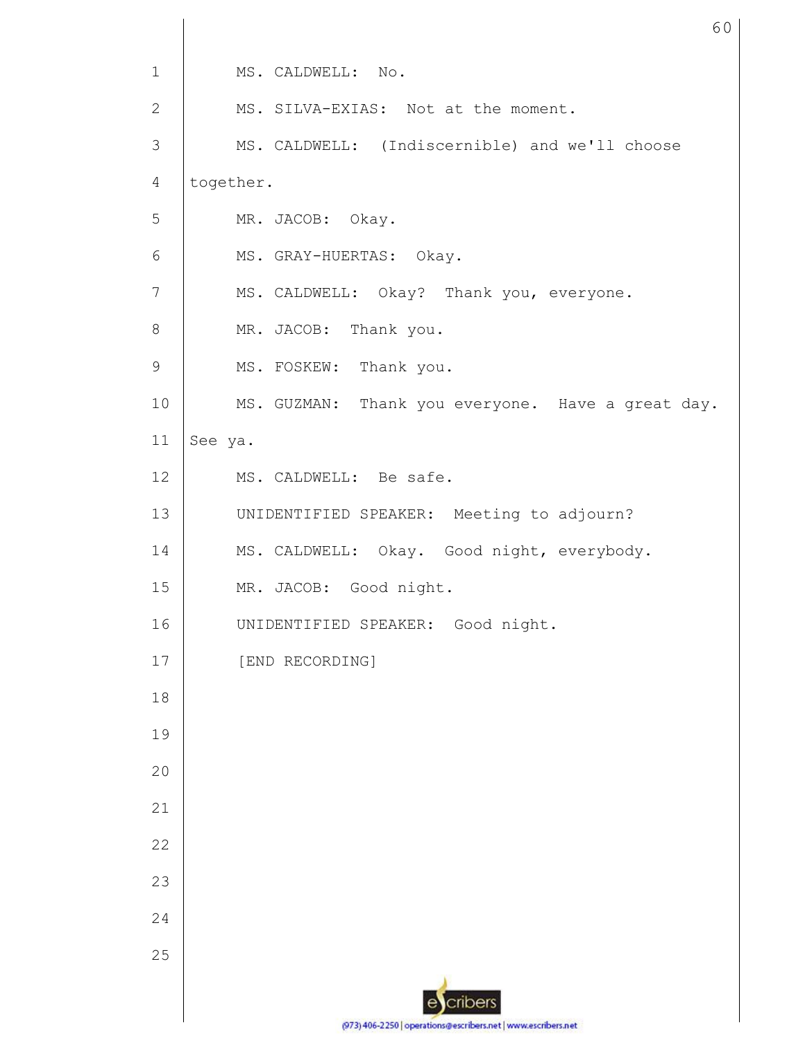MS. CALDWELL: No.

MS. SILVA-EXIAS: Not at the moment.

MS. CALDWELL: (Indiscernible) and we'll choose together.

MR. JACOB: Okay.

MS. GRAY-HUERTAS: Okay.

MS. CALDWELL: Okay? Thank you, everyone.

MR. JACOB: Thank you.

MS. FOSKEW: Thank you.

MS. GUZMAN: Thank you everyone. Have a great day. See ya.

MS. CALDWELL: Be safe.

UNIDENTIFIED SPEAKER: Meeting to adjourn?

MS. CALDWELL: Okay. Good night, everybody.

MR. JACOB: Good night.

UNIDENTIFIED SPEAKER: Good night.

[END RECORDING]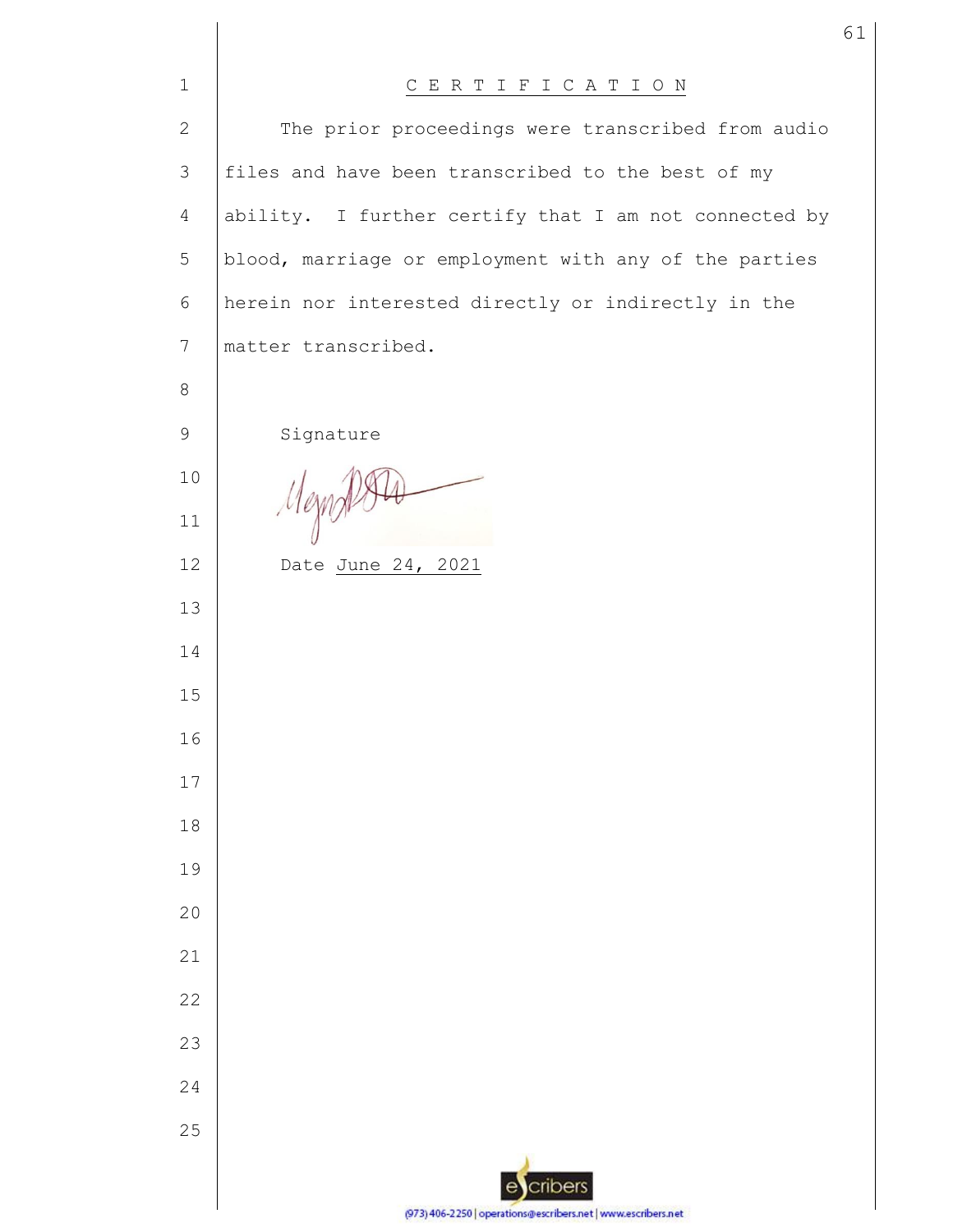# C E R T I F I C A T I O N

The prior proceedings were transcribed from audio files and have been transcribed to the best of my ability. I further certify that I am not connected by blood, marriage or employment with any of the parties herein nor interested directly or indirectly in the matter transcribed.

Signature

Date June 24, 2021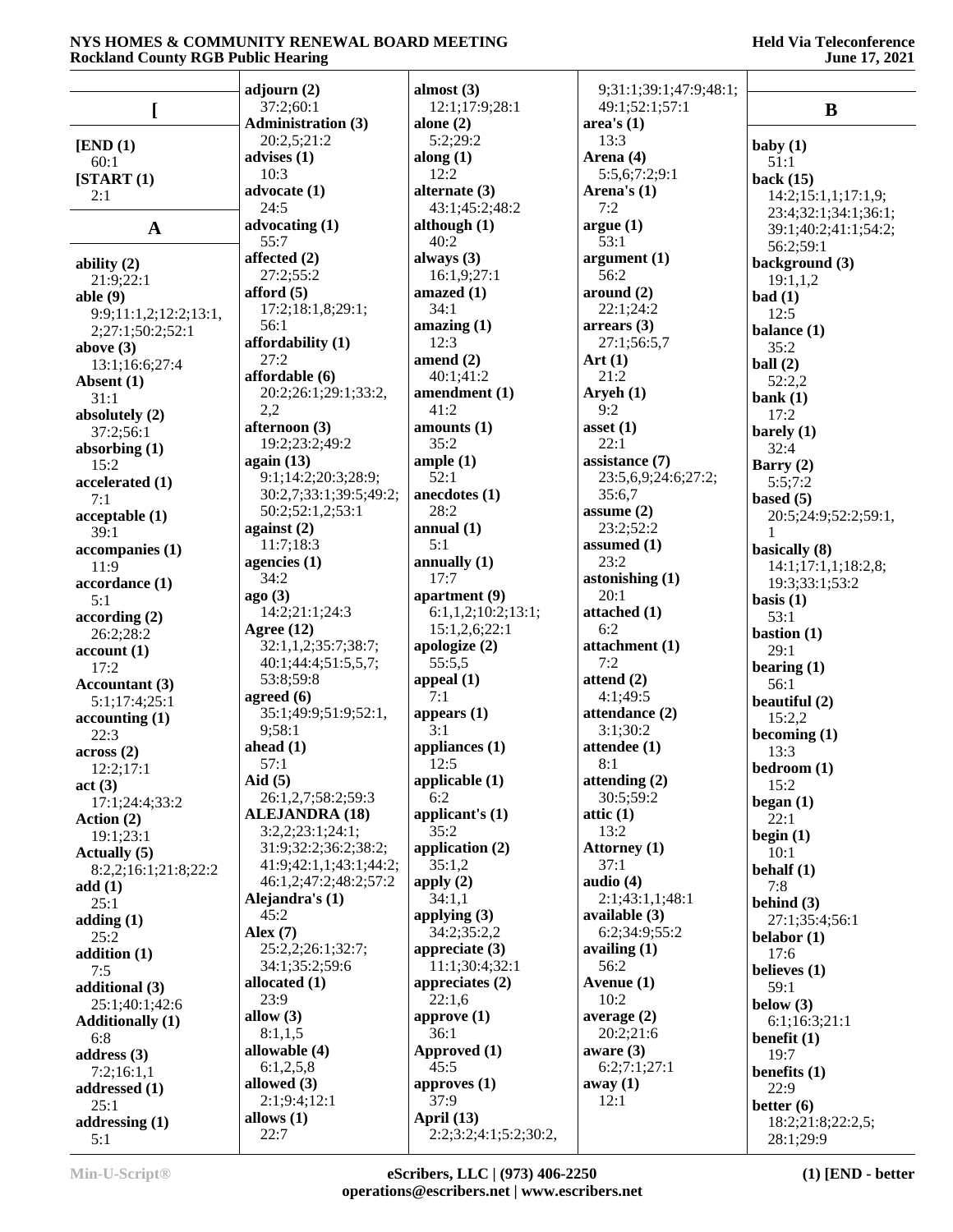## [

**[END (1)**
60:1
**[START (1)**
2:1

## A

**ability (2)**
21:9;22:1
**able (9)**
9:9;11:1,2;12:2;13:1,2;27:1;50:2;52:1
**above (3)**
13:1;16:6;27:4
**Absent (1)**
31:1
**absolutely (2)**
37:2;56:1
**absorbing (1)**
15:2
**accelerated (1)**
7:1
**acceptable (1)**
39:1
**accompanies (1)**
11:9
**accordance (1)**
5:1
**according (2)**
26:2;28:2
**account (1)**
17:2
**Accountant (3)**
5:1;17:4;25:1
**accounting (1)**
22:3
**across (2)**
12:2;17:1
**act (3)**
17:1;24:4;33:2
**Action (2)**
19:1;23:1
**Actually (5)**
8:2,2;16:1;21:8;22:2
**add (1)**
25:1
**adding (1)**
25:2
**addition (1)**
7:5
**additional (3)**
25:1;40:1;42:6
**Additionally (1)**
6:8
**address (3)**
7:2;16:1,1
**addressed (1)**
25:1
**addressing (1)**
5:1
**adjourn (2)**
37:2;60:1
**Administration (3)**
20:2,5;21:2
**advises (1)**
10:3
**advocate (1)**
24:5
**advocating (1)**
55:7
**affected (2)**
27:2;55:2
**afford (5)**
17:2;18:1,8;29:1;56:1
**affordability (1)**
27:2
**affordable (6)**
20:2;26:1;29:1;33:2,2,2
**afternoon (3)**
19:2;23:2;49:2
**again (13)**
9:1;14:2;20:3;28:9;30:2,7;33:1;39:5;49:2;50:2;52:1,2;53:1
**against (2)**
11:7;18:3
**agencies (1)**
34:2
**ago (3)**
14:2;21:1;24:3
**Agree (12)**
32:1,1,2;35:7;38:7;40:1;44:4;51:5,5,7;53:8;59:8
**agreed (6)**
35:1;49:9;51:9;52:1,9;58:1
**ahead (1)**
57:1
**Aid (5)**
26:1,2,7;58:2;59:3
**ALEJANDRA (18)**
3:2,2;23:1;24:1;31:9;32:2;36:2;38:2;41:9;42:1,1;43:1;44:2;46:1,2;47:2;48:2;57:2
**Alejandra's (1)**
45:2
**Alex (7)**
25:2,2;26:1;32:7;34:1;35:2;59:6
**allocated (1)**
23:9
**allow (3)**
8:1,1,5
**allowable (4)**
6:1,2,5,8
**allowed (3)**
2:1;9:4;12:1
**allows (1)**
22:7
**almost (3)**
12:1;17:9;28:1
**alone (2)**
5:2;29:2
**along (1)**
12:2
**alternate (3)**
43:1;45:2;48:2
**although (1)**
40:2
**always (3)**
16:1,9;27:1
**amazed (1)**
34:1
**amazing (1)**
12:3
**amend (2)**
40:1;41:2
**amendment (1)**
41:2
**amounts (1)**
35:2
**ample (1)**
52:1
**anecdotes (1)**
28:2
**annual (1)**
5:1
**annually (1)**
17:7
**apartment (9)**
6:1,1,2;10:2;13:1;15:1,2,6;22:1
**apologize (2)**
55:5,5
**appeal (1)**
7:1
**appears (1)**
3:1
**appliances (1)**
12:5
**applicable (1)**
6:2
**applicant's (1)**
35:2
**application (2)**
35:1,2
**apply (2)**
34:1,1
**applying (3)**
34:2;35:2,2
**appreciate (3)**
11:1;30:4;32:1
**appreciates (2)**
22:1,6
**approve (1)**
36:1
**Approved (1)**
45:5
**approves (1)**
37:9
**April (13)**
2:2;3:2;4:1;5:2;30:2,9;31:1;39:1;47:9;48:1;49:1;52:1;57:1
**area's (1)**
13:3
**Arena (4)**
5:5,6;7:2;9:1
**Arena's (1)**
7:2
**argue (1)**
53:1
**argument (1)**
56:2
**around (2)**
22:1;24:2
**arrears (3)**
27:1;56:5,7
**Art (1)**
21:2
**Aryeh (1)**
9:2
**asset (1)**
22:1
**assistance (7)**
23:5,6,9;24:6;27:2;35:6,7
**assume (2)**
23:2;52:2
**assumed (1)**
23:2
**astonishing (1)**
20:1
**attached (1)**
6:2
**attachment (1)**
7:2
**attend (2)**
4:1;49:5
**attendance (2)**
3:1;30:2
**attendee (1)**
8:1
**attending (2)**
30:5;59:2
**attic (1)**
13:2
**Attorney (1)**
37:1
**audio (4)**
2:1;43:1,1;48:1
**available (3)**
6:2;34:9;55:2
**availing (1)**
56:2
**Avenue (1)**
10:2
**average (2)**
20:2;21:6
**aware (3)**
6:2;7:1;27:1
**away (1)**
12:1

## B

**baby (1)**
51:1
**back (15)**
14:2;15:1,1;17:1,9;23:4;32:1;34:1;36:1;39:1;40:2;41:1;54:2;56:2;59:1
**background (3)**
19:1,1,2
**bad (1)**
12:5
**balance (1)**
35:2
**ball (2)**
52:2,2
**bank (1)**
17:2
**barely (1)**
32:4
**Barry (2)**
5:5;7:2
**based (5)**
20:5;24:9;52:2;59:1,1
**basically (8)**
14:1;17:1,1;18:2,8;19:3;33:1;53:2
**basis (1)**
53:1
**bastion (1)**
29:1
**bearing (1)**
56:1
**beautiful (2)**
15:2,2
**becoming (1)**
13:3
**bedroom (1)**
15:2
**began (1)**
22:1
**begin (1)**
10:1
**behalf (1)**
7:8
**behind (3)**
27:1;35:4;56:1
**belabor (1)**
17:6
**believes (1)**
59:1
**below (3)**
6:1;16:3;21:1
**benefit (1)**
19:7
**benefits (1)**
22:9
**better (6)**
18:2;21:8;22:2,5;28:1;29:9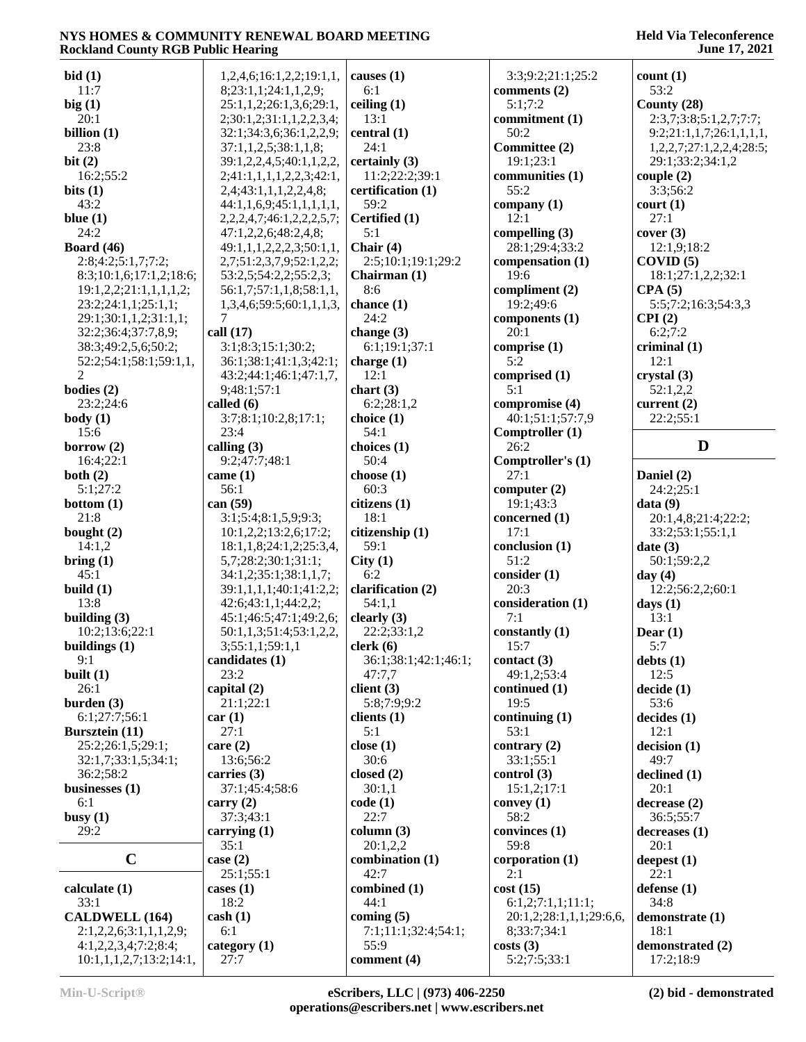**bid (1)**
11:7
**big (1)**
20:1
**billion (1)**
23:8
**bit (2)**
16:2;55:2
**bits (1)**
43:2
**blue (1)**
24:2
**Board (46)**
2:8;4:2;5:1,7;7:2;
8:3;10:1,6;17:1,2;18:6;
19:1,2,2;21:1,1,1,1,2;
23:2;24:1,1;25:1,1;
29:1;30:1,1,2;31:1,1;
32:2;36:4;37:7,8,9;
38:3;49:2,5,6;50:2;
52:2;54:1;58:1;59:1,1,
2
**bodies (2)**
23:2;24:6
**body (1)**
15:6
**borrow (2)**
16:4;22:1
**both (2)**
5:1;27:2
**bottom (1)**
21:8
**bought (2)**
14:1,2
**bring (1)**
45:1
**build (1)**
13:8
**building (3)**
10:2;13:6;22:1
**buildings (1)**
9:1
**built (1)**
26:1
**burden (3)**
6:1;27:7;56:1
**Bursztein (11)**
25:2;26:1,5;29:1;
32:1,7;33:1,5;34:1;
36:2;58:2
**businesses (1)**
6:1
**busy (1)**
29:2

## C

**calculate (1)**
33:1
**CALDWELL (164)**
2:1,2,2,6;3:1,1,1,2,9;
4:1,2,2,3,4;7:2;8:4;
10:1,1,1,2,7;13:2;14:1,
1,2,4,6;16:1,2,2;19:1,1,
8;23:1,1;24:1,1,2,9;
25:1,1,2;26:1,3,6;29:1,
2;30:1,2;31:1,1,2,2,3,4;
32:1;34:3,6;36:1,2,2,9;
37:1,1,2,5;38:1,1,8;
39:1,2,2,4,5;40:1,1,2,2,
2;41:1,1,1,1,2,2,3;42:1,
2,4;43:1,1,1,2,2,4,8;
44:1,1,6,9;45:1,1,1,1,1,
2,2,2,4,7;46:1,2,2,2,5,7;
47:1,2,2,6;48:2,4,8;
49:1,1,1,2,2,2,3;50:1,1,
2,7;51:2,3,7,9;52:1,2,2;
53:2,5;54:2,2;55:2,3;
56:1,7;57:1,1,8;58:1,1,
1,3,4,6;59:5;60:1,1,1,3,
7
**call (17)**
3:1;8:3;15:1;30:2;
36:1;38:1;41:1,3;42:1;
43:2;44:1;46:1;47:1,7,
9;48:1;57:1
**called (6)**
3:7;8:1;10:2,8;17:1;
23:4
**calling (3)**
9:2;47:7;48:1
**came (1)**
56:1
**can (59)**
3:1;5:4;8:1,5,9;9:3;
10:1,2,2;13:2,6;17:2;
18:1,1,8;24:1,2;25:3,4,
5,7;28:2;30:1;31:1;
34:1,2;35:1;38:1,1,7;
39:1,1,1,1;40:1;41:2,2;
42:6;43:1,1;44:2,2;
45:1;46:5;47:1;49:2,6;
50:1,1,3;51:4;53:1,2,2,
3;55:1,1;59:1,1
**candidates (1)**
23:2
**capital (2)**
21:1;22:1
**car (1)**
27:1
**care (2)**
13:6;56:2
**carries (3)**
37:1;45:4;58:6
**carry (2)**
37:3;43:1
**carrying (1)**
35:1
**case (2)**
25:1;55:1
**cases (1)**
18:2
**cash (1)**
6:1
**category (1)**
27:7
**causes (1)**
6:1
**ceiling (1)**
13:1
**central (1)**
24:1
**certainly (3)**
11:2;22:2;39:1
**certification (1)**
59:2
**Certified (1)**
5:1
**Chair (4)**
2:5;10:1;19:1;29:2
**Chairman (1)**
8:6
**chance (1)**
24:2
**change (3)**
6:1;19:1;37:1
**charge (1)**
12:1
**chart (3)**
6:2;28:1,2
**choice (1)**
54:1
**choices (1)**
50:4
**choose (1)**
60:3
**citizens (1)**
18:1
**citizenship (1)**
59:1
**City (1)**
6:2
**clarification (2)**
54:1,1
**clearly (3)**
22:2;33:1,2
**clerk (6)**
36:1;38:1;42:1;46:1;
47:7,7
**client (3)**
5:8;7:9;9:2
**clients (1)**
5:1
**close (1)**
30:6
**closed (2)**
30:1,1
**code (1)**
22:7
**column (3)**
20:1,2,2
**combination (1)**
42:7
**combined (1)**
44:1
**coming (5)**
7:1;11:1;32:4;54:1;
55:9
**comment (4)**
3:3;9:2;21:1;25:2
**comments (2)**
5:1;7:2
**commitment (1)**
50:2
**Committee (2)**
19:1;23:1
**communities (1)**
55:2
**company (1)**
12:1
**compelling (3)**
28:1;29:4;33:2
**compensation (1)**
19:6
**compliment (2)**
19:2;49:6
**components (1)**
20:1
**comprise (1)**
5:2
**comprised (1)**
5:1
**compromise (4)**
40:1;51:1;57:7,9
**Comptroller (1)**
26:2
**Comptroller's (1)**
27:1
**computer (2)**
19:1;43:3
**concerned (1)**
17:1
**conclusion (1)**
51:2
**consider (1)**
20:3
**consideration (1)**
7:1
**constantly (1)**
15:7
**contact (3)**
49:1,2;53:4
**continued (1)**
19:5
**continuing (1)**
53:1
**contrary (2)**
33:1;55:1
**control (3)**
15:1,2;17:1
**convey (1)**
58:2
**convinces (1)**
59:8
**corporation (1)**
2:1
**cost (15)**
6:1,2;7:1,1;11:1;
20:1,2;28:1,1,1;29:6,6,
8;33:7;34:1
**costs (3)**
5:2;7:5;33:1
**count (1)**
53:2
**County (28)**
2:3,7;3:8;5:1,2,7;7:7;
9:2;21:1,1,7;26:1,1,1,1,
1,2,2,7;27:1,2,2,4;28:5;
29:1;33:2;34:1,2
**couple (2)**
3:3;56:2
**court (1)**
27:1
**cover (3)**
12:1,9;18:2
**COVID (5)**
18:1;27:1,2,2;32:1
**CPA (5)**
5:5;7:2;16:3;54:3,3
**CPI (2)**
6:2;7:2
**criminal (1)**
12:1
**crystal (3)**
52:1,2,2
**current (2)**
22:2;55:1

## D

**Daniel (2)**
24:2;25:1
**data (9)**
20:1,4,8;21:4;22:2;
33:2;53:1;55:1,1
**date (3)**
50:1;59:2,2
**day (4)**
12:2;56:2,2;60:1
**days (1)**
13:1
**Dear (1)**
5:7
**debts (1)**
12:5
**decide (1)**
53:6
**decides (1)**
12:1
**decision (1)**
49:7
**declined (1)**
20:1
**decrease (2)**
36:5;55:7
**decreases (1)**
20:1
**deepest (1)**
22:1
**defense (1)**
34:8
**demonstrate (1)**
18:1
**demonstrated (2)**
17:2;18:9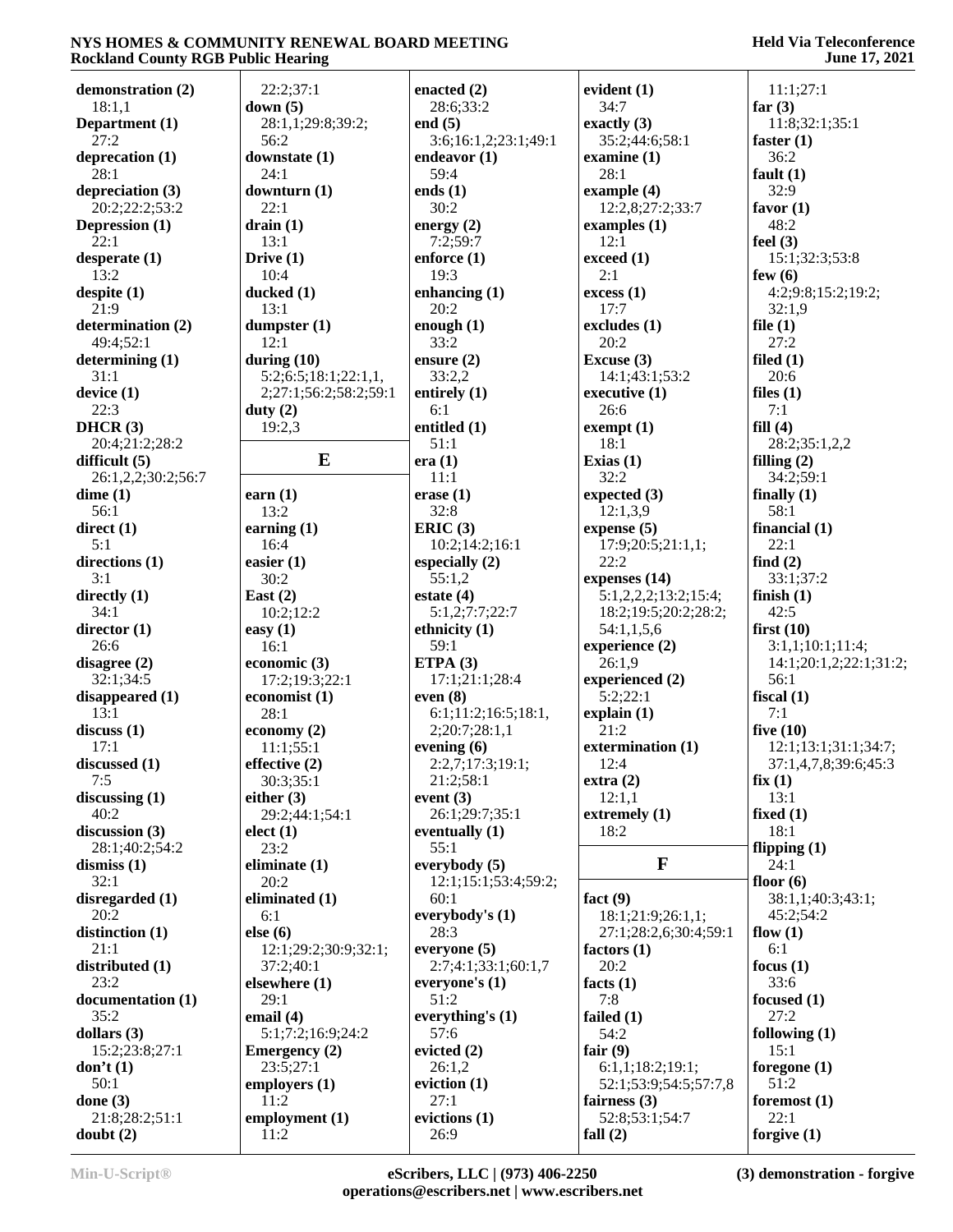**demonstration (2)**
18:1,1
**Department (1)**
27:2
**deprecation (1)**
28:1
**depreciation (3)**
20:2;22:2;53:2
**Depression (1)**
22:1
**desperate (1)**
13:2
**despite (1)**
21:9
**determination (2)**
49:4;52:1
**determining (1)**
31:1
**device (1)**
22:3
**DHCR (3)**
20:4;21:2;28:2
**difficult (5)**
26:1,2,2;30:2;56:7
**dime (1)**
56:1
**direct (1)**
5:1
**directions (1)**
3:1
**directly (1)**
34:1
**director (1)**
26:6
**disagree (2)**
32:1;34:5
**disappeared (1)**
13:1
**discuss (1)**
17:1
**discussed (1)**
7:5
**discussing (1)**
40:2
**discussion (3)**
28:1;40:2;54:2
**dismiss (1)**
32:1
**disregarded (1)**
20:2
**distinction (1)**
21:1
**distributed (1)**
23:2
**documentation (1)**
35:2
**dollars (3)**
15:2;23:8;27:1
**don't (1)**
50:1
**done (3)**
21:8;28:2;51:1
**doubt (2)**
22:2;37:1
**down (5)**
28:1,1;29:8;39:2;56:2
**downstate (1)**
24:1
**downturn (1)**
22:1
**drain (1)**
13:1
**Drive (1)**
10:4
**ducked (1)**
13:1
**dumpster (1)**
12:1
**during (10)**
5:2;6:5;18:1;22:1,1,2;27:1;56:2;58:2;59:1
**duty (2)**
19:2,3

## E

**earn (1)**
13:2
**earning (1)**
16:4
**easier (1)**
30:2
**East (2)**
10:2;12:2
**easy (1)**
16:1
**economic (3)**
17:2;19:3;22:1
**economist (1)**
28:1
**economy (2)**
11:1;55:1
**effective (2)**
30:3;35:1
**either (3)**
29:2;44:1;54:1
**elect (1)**
23:2
**eliminate (1)**
20:2
**eliminated (1)**
6:1
**else (6)**
12:1;29:2;30:9;32:1;37:2;40:1
**elsewhere (1)**
29:1
**email (4)**
5:1;7:2;16:9;24:2
**Emergency (2)**
23:5;27:1
**employers (1)**
11:2
**employment (1)**
11:2
**enacted (2)**
28:6;33:2
**end (5)**
3:6;16:1,2;23:1;49:1
**endeavor (1)**
59:4
**ends (1)**
30:2
**energy (2)**
7:2;59:7
**enforce (1)**
19:3
**enhancing (1)**
20:2
**enough (1)**
33:2
**ensure (2)**
33:2,2
**entirely (1)**
6:1
**entitled (1)**
51:1
**era (1)**
11:1
**erase (1)**
32:8
**ERIC (3)**
10:2;14:2;16:1
**especially (2)**
55:1,2
**estate (4)**
5:1,2;7:7;22:7
**ethnicity (1)**
59:1
**ETPA (3)**
17:1;21:1;28:4
**even (8)**
6:1;11:2;16:5;18:1,2;20:7;28:1,1
**evening (6)**
2:2,7;17:3;19:1;21:2;58:1
**event (3)**
26:1;29:7;35:1
**eventually (1)**
55:1
**everybody (5)**
12:1;15:1;53:4;59:2;60:1
**everybody's (1)**
28:3
**everyone (5)**
2:7;4:1;33:1;60:1,7
**everyone's (1)**
51:2
**everything's (1)**
57:6
**evicted (2)**
26:1,2
**eviction (1)**
27:1
**evictions (1)**
26:9
**evident (1)**
34:7
**exactly (3)**
35:2;44:6;58:1
**examine (1)**
28:1
**example (4)**
12:2,8;27:2;33:7
**examples (1)**
12:1
**exceed (1)**
2:1
**excess (1)**
17:7
**excludes (1)**
20:2
**Excuse (3)**
14:1;43:1;53:2
**executive (1)**
26:6
**exempt (1)**
18:1
**Exias (1)**
32:2
**expected (3)**
12:1,3,9
**expense (5)**
17:9;20:5;21:1,1;22:2
**expenses (14)**
5:1,2,2,2;13:2;15:4;18:2;19:5;20:2;28:2;54:1,1,5,6
**experience (2)**
26:1,9
**experienced (2)**
5:2;22:1
**explain (1)**
21:2
**extermination (1)**
12:4
**extra (2)**
12:1,1
**extremely (1)**
18:2

## F

**fact (9)**
18:1;21:9;26:1,1;27:1;28:2,6;30:4;59:1
**factors (1)**
20:2
**facts (1)**
7:8
**failed (1)**
54:2
**fair (9)**
6:1,1;18:2;19:1;52:1;53:9;54:5;57:7,8
**fairness (3)**
52:8;53:1;54:7
**fall (2)**
11:1;27:1
**far (3)**
11:8;32:1;35:1
**faster (1)**
36:2
**fault (1)**
32:9
**favor (1)**
48:2
**feel (3)**
15:1;32:3;53:8
**few (6)**
4:2;9:8;15:2;19:2;32:1,9
**file (1)**
27:2
**filed (1)**
20:6
**files (1)**
7:1
**fill (4)**
28:2;35:1,2,2
**filling (2)**
34:2;59:1
**finally (1)**
58:1
**financial (1)**
22:1
**find (2)**
33:1;37:2
**finish (1)**
42:5
**first (10)**
3:1,1;10:1;11:4;14:1;20:1,2;22:1;31:2;56:1
**fiscal (1)**
7:1
**five (10)**
12:1;13:1;31:1;34:7;37:1,4,7,8;39:6;45:3
**fix (1)**
13:1
**fixed (1)**
18:1
**flipping (1)**
24:1
**floor (6)**
38:1,1;40:3;43:1;45:2;54:2
**flow (1)**
6:1
**focus (1)**
33:6
**focused (1)**
27:2
**following (1)**
15:1
**foregone (1)**
51:2
**foremost (1)**
22:1
**forgive (1)**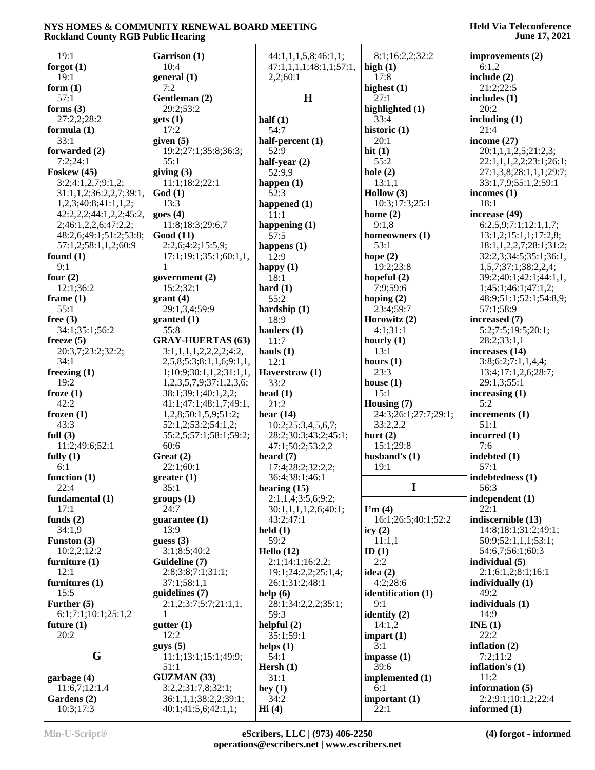19:1
**forgot (1)**
19:1
**form (1)**
57:1
**forms (3)**
27:2,2;28:2
**formula (1)**
33:1
**forwarded (2)**
7:2;24:1
**Foskew (45)**
3:2;4:1,2,7;9:1,2;
31:1,1,2;36:2,2,7;39:1,
1,2,3;40:8;41:1,1,2;
42:2,2,2;44:1,2,2;45:2,
2;46:1,2,2,6;47:2,2;
48:2,6;49:1;51:2;53:8;
57:1,2;58:1,1,2;60:9
**found (1)**
9:1
**four (2)**
12:1;36:2
**frame (1)**
55:1
**free (3)**
34:1;35:1;56:2
**freeze (5)**
20:3,7;23:2;32:2;
34:1
**freezing (1)**
19:2
**froze (1)**
42:2
**frozen (1)**
43:3
**full (3)**
11:2;49:6;52:1
**fully (1)**
6:1
**function (1)**
22:4
**fundamental (1)**
17:1
**funds (2)**
34:1,9
**Funston (3)**
10:2,2;12:2
**furniture (1)**
12:1
**furnitures (1)**
15:5
**Further (5)**
6:1;7:1;10:1;25:1,2
**future (1)**
20:2

## G

**garbage (4)**
11:6,7;12:1,4
**Gardens (2)**
10:3;17:3
**Garrison (1)**
10:4
**general (1)**
7:2
**Gentleman (2)**
29:2;53:2
**gets (1)**
17:2
**given (5)**
19:2;27:1;35:8;36:3;
55:1
**giving (3)**
11:1;18:2;22:1
**God (1)**
13:3
**goes (4)**
11:8;18:3;29:6,7
**Good (11)**
2:2,6;4:2;15:5,9;
17:1;19:1;35:1;60:1,1,
1
**government (2)**
15:2;32:1
**grant (4)**
29:1,3,4;59:9
**granted (1)**
55:8
**GRAY-HUERTAS (63)**
3:1,1,1,1,2,2,2,2;4:2,
2,5,8;5:3;8:1,1,6;9:1,1,
1;10:9;30:1,1,2;31:1,1,
1,2,3,5,7,9;37:1,2,3,6;
38:1;39:1;40:1,2,2;
41:1;47:1;48:1,7;49:1,
1,2,8;50:1,5,9;51:2;
52:1,2;53:2;54:1,2;
55:2,5;57:1;58:1;59:2;
60:6
**Great (2)**
22:1;60:1
**greater (1)**
35:1
**groups (1)**
24:7
**guarantee (1)**
13:9
**guess (3)**
3:1;8:5;40:2
**Guideline (7)**
2:8;3:8;7:1;31:1;
37:1;58:1,1
**guidelines (7)**
2:1,2;3:7;5:7;21:1,1,
1
**gutter (1)**
12:2
**guys (5)**
11:1;13:1;15:1;49:9;
51:1
**GUZMAN (33)**
3:2,2;31:7,8;32:1;
36:1,1,1;38:2,2;39:1;
40:1;41:5,6;42:1,1;
44:1,1,1,5,8;46:1,1;
47:1,1,1,1;48:1,1;57:1,
2,2;60:1

## H

**half (1)**
54:7
**half-percent (1)**
52:9
**half-year (2)**
52:9,9
**happen (1)**
52:3
**happened (1)**
11:1
**happening (1)**
57:5
**happens (1)**
12:9
**happy (1)**
18:1
**hard (1)**
55:2
**hardship (1)**
18:9
**haulers (1)**
11:7
**hauls (1)**
12:1
**Haverstraw (1)**
33:2
**head (1)**
21:2
**hear (14)**
10:2;25:3,4,5,6,7;
28:2;30:3;43:2;45:1;
47:1;50:2;53:2,2
**heard (7)**
17:4;28:2;32:2,2;
36:4;38:1;46:1
**hearing (15)**
2:1,1,4;3:5,6;9:2;
30:1,1,1,1,2,6;40:1;
43:2;47:1
**held (1)**
59:2
**Hello (12)**
2:1;14:1;16:2,2;
19:1;24:2,2;25:1,4;
26:1;31:2;48:1
**help (6)**
28:1;34:2,2,2;35:1;
59:3
**helpful (2)**
35:1;59:1
**helps (1)**
54:1
**Hersh (1)**
31:1
**hey (1)**
34:2
**Hi (4)**
8:1;16:2,2;32:2
**high (1)**
17:8
**highest (1)**
27:1
**highlighted (1)**
33:4
**historic (1)**
20:1
**hit (1)**
55:2
**hole (2)**
13:1,1
**Hollow (3)**
10:3;17:3;25:1
**home (2)**
9:1,8
**homeowners (1)**
53:1
**hope (2)**
19:2;23:8
**hopeful (2)**
7:9;59:6
**hoping (2)**
23:4;59:7
**Horowitz (2)**
4:1;31:1
**hourly (1)**
13:1
**hours (1)**
23:3
**house (1)**
15:1
**Housing (7)**
24:3;26:1;27:7;29:1;
33:2,2,2
**hurt (2)**
15:1;29:8
**husband's (1)**
19:1

## I

**I'm (4)**
16:1;26:5;40:1;52:2
**icy (2)**
11:1,1
**ID (1)**
2:2
**idea (2)**
4:2;28:6
**identification (1)**
9:1
**identify (2)**
14:1,2
**impart (1)**
3:1
**impasse (1)**
39:6
**implemented (1)**
6:1
**important (1)**
22:1
**improvements (2)**
6:1,2
**include (2)**
21:2;22:5
**includes (1)**
20:2
**including (1)**
21:4
**income (27)**
20:1,1,1,2,5;21:2,3;
22:1,1,1,2,2;23:1;26:1;
27:1,3,8;28:1,1,1;29:7;
33:1,7,9;55:1,2;59:1
**incomes (1)**
18:1
**increase (49)**
6:2,5,9;7:1;12:1,1,7;
13:1,2;15:1,1;17:2,8;
18:1,1,2,2,7;28:1;31:2;
32:2,3;34:5;35:1;36:1,
1,5,7;37:1;38:2,2,4;
39:2;40:1;42:1;44:1,1,
1;45:1;46:1;47:1,2;
48:9;51:1;52:1;54:8,9;
57:1;58:9
**increased (7)**
5:2;7:5;19:5;20:1;
28:2;33:1,1
**increases (14)**
3:8;6:2;7:1,1,4,4;
13:4;17:1,2,6;28:7;
29:1,3;55:1
**increasing (1)**
5:2
**increments (1)**
51:1
**incurred (1)**
7:6
**indebted (1)**
57:1
**indebtedness (1)**
56:3
**independent (1)**
22:1
**indiscernible (13)**
14:8;18:1;31:2;49:1;
50:9;52:1,1,1;53:1;
54:6,7;56:1;60:3
**individual (5)**
2:1;6:1,2;8:1;16:1
**individually (1)**
49:2
**individuals (1)**
14:9
**INE (1)**
22:2
**inflation (2)**
7:2;11:2
**inflation's (1)**
11:2
**information (5)**
2:2;9:1;10:1,2;22:4
**informed (1)**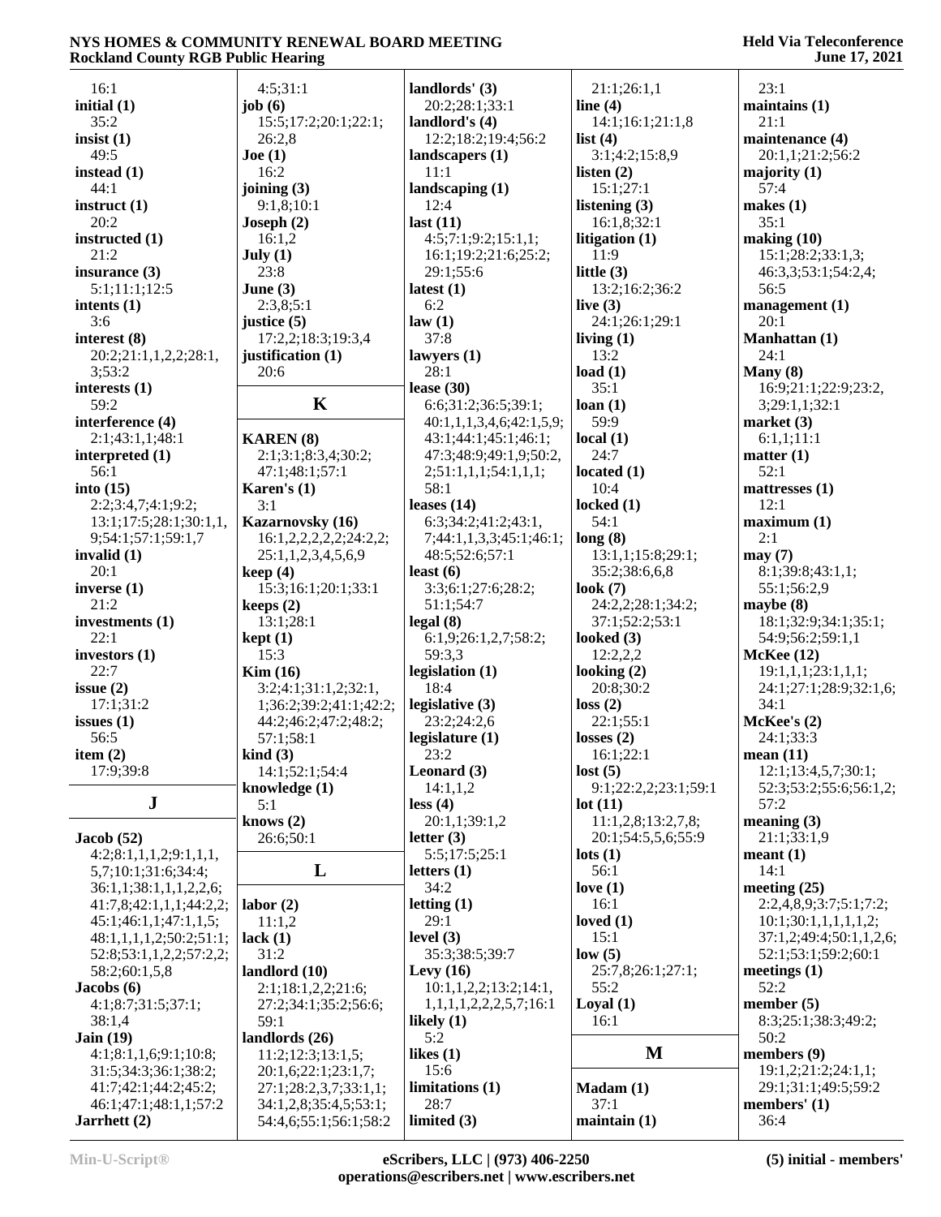16:1
**initial (1)**
35:2
**insist (1)**
49:5
**instead (1)**
44:1
**instruct (1)**
20:2
**instructed (1)**
21:2
**insurance (3)**
5:1;11:1;12:5
**intents (1)**
3:6
**interest (8)**
20:2;21:1,1,2,2;28:1,3;53:2
**interests (1)**
59:2
**interference (4)**
2:1;43:1,1;48:1
**interpreted (1)**
56:1
**into (15)**
2:2;3:4,7;4:1;9:2;13:1;17:5;28:1;30:1,1,9;54:1;57:1;59:1,7
**invalid (1)**
20:1
**inverse (1)**
21:2
**investments (1)**
22:1
**investors (1)**
22:7
**issue (2)**
17:1;31:2
**issues (1)**
56:5
**item (2)**
17:9;39:8

## J

**Jacob (52)**
4:2;8:1,1,1,2;9:1,1,1,5,7;10:1;31:6;34:4;36:1,1;38:1,1,1,2,2,6;41:7,8;42:1,1,1;44:2,2;45:1;46:1,1;47:1,1,5;48:1,1,1,2;50:2;51:1;52:8;53:1,1,2,2;57:2,2;58:2;60:1,5,8
**Jacobs (6)**
4:1;8:7;31:5;37:1;38:1,4
**Jain (19)**
4:1;8:1,1,6;9:1;10:8;31:5;34:3;36:1;38:2;41:7;42:1;44:2;45:2;46:1;47:1;48:1,1;57:2
**Jarrhett (2)**
4:5;31:1
**job (6)**
15:5;17:2;20:1;22:1;26:2,8
**Joe (1)**
16:2
**joining (3)**
9:1,8;10:1
**Joseph (2)**
16:1,2
**July (1)**
23:8
**June (3)**
2:3,8;5:1
**justice (5)**
17:2,2;18:3;19:3,4
**justification (1)**
20:6

## K

**KAREN (8)**
2:1;3:1;8:3,4;30:2;47:1;48:1;57:1
**Karen's (1)**
3:1
**Kazarnovsky (16)**
16:1,2,2,2,2,2;24:2,2;25:1,1,2,3,4,5,6,9
**keep (4)**
15:3;16:1;20:1;33:1
**keeps (2)**
13:1;28:1
**kept (1)**
15:3
**Kim (16)**
3:2;4:1;31:1,2;32:1,1;36:2;39:2;41:1;42:2;44:2;46:2;47:2;48:2;57:1;58:1
**kind (3)**
14:1;52:1;54:4
**knowledge (1)**
5:1
**knows (2)**
26:6;50:1

## L

**labor (2)**
11:1,2
**lack (1)**
31:2
**landlord (10)**
2:1;18:1,2,2;21:6;27:2;34:1;35:2;56:6;59:1
**landlords (26)**
11:2;12:3;13:1,5;20:1,6;22:1;23:1,7;27:1;28:2,3,7;33:1,1;34:1,2,8;35:4,5;53:1;54:4,6;55:1;56:1;58:2
**landlords' (3)**
20:2;28:1;33:1
**landlord's (4)**
12:2;18:2;19:4;56:2
**landscapers (1)**
11:1
**landscaping (1)**
12:4
**last (11)**
4:5;7:1;9:2;15:1,1;16:1;19:2;21:6;25:2;29:1;55:6
**latest (1)**
6:2
**law (1)**
37:8
**lawyers (1)**
28:1
**lease (30)**
6:6;31:2;36:5;39:1;40:1,1,1,3,4,6;42:1,5,9;43:1;44:1;45:1;46:1;47:3;48:9;49:1,9;50:2,2;51:1,1,1;54:1,1,1;58:1
**leases (14)**
6:3;34:2;41:2;43:1,7;44:1,1,3,3;45:1;46:1;48:5;52:6;57:1
**least (6)**
3:3;6:1;27:6;28:2;51:1;54:7
**legal (8)**
6:1,9;26:1,2,7;58:2;59:3,3
**legislation (1)**
18:4
**legislative (3)**
23:2;24:2,6
**legislature (1)**
23:2
**Leonard (3)**
14:1,1,2
**less (4)**
20:1,1;39:1,2
**letter (3)**
5:5;17:5;25:1
**letters (1)**
34:2
**letting (1)**
29:1
**level (3)**
35:3;38:5;39:7
**Levy (16)**
10:1,1,2,2;13:2;14:1,1,1,1,1,2,2,2,2,5,7;16:1
**likely (1)**
5:2
**likes (1)**
15:6
**limitations (1)**
28:7
**limited (3)**
21:1;26:1,1
**line (4)**
14:1;16:1;21:1,8
**list (4)**
3:1;4:2;15:8,9
**listen (2)**
15:1;27:1
**listening (3)**
16:1,8;32:1
**litigation (1)**
11:9
**little (3)**
13:2;16:2;36:2
**live (3)**
24:1;26:1;29:1
**living (1)**
13:2
**load (1)**
35:1
**loan (1)**
59:9
**local (1)**
24:7
**located (1)**
10:4
**locked (1)**
54:1
**long (8)**
13:1,1;15:8;29:1;35:2;38:6,6,8
**look (7)**
24:2,2;28:1;34:2;37:1;52:2;53:1
**looked (3)**
12:2,2,2
**looking (2)**
20:8;30:2
**loss (2)**
22:1;55:1
**losses (2)**
16:1;22:1
**lost (5)**
9:1;22:2,2;23:1;59:1
**lot (11)**
11:1,2,8;13:2,7,8;20:1;54:5,5,6;55:9
**lots (1)**
56:1
**love (1)**
16:1
**loved (1)**
15:1
**low (5)**
25:7,8;26:1;27:1;55:2
**Loyal (1)**
16:1

## M

**Madam (1)**
37:1
**maintain (1)**
23:1
**maintains (1)**
21:1
**maintenance (4)**
20:1,1;21:2;56:2
**majority (1)**
57:4
**makes (1)**
35:1
**making (10)**
15:1;28:2;33:1,3;46:3,3;53:1;54:2,4;56:5
**management (1)**
20:1
**Manhattan (1)**
24:1
**Many (8)**
16:9;21:1;22:9;23:2,3;29:1,1;32:1
**market (3)**
6:1,1;11:1
**matter (1)**
52:1
**mattresses (1)**
12:1
**maximum (1)**
2:1
**may (7)**
8:1;39:8;43:1,1;55:1;56:2,9
**maybe (8)**
18:1;32:9;34:1;35:1;54:9;56:2;59:1,1
**McKee (12)**
19:1,1,1;23:1,1,1;24:1,1;27:1;28:9;32:1,6;34:1
**McKee's (2)**
24:1;33:3
**mean (11)**
12:1;13:4,5,7;30:1;52:3;53:2;55:6;56:1,2;57:2
**meaning (3)**
21:1;33:1,9
**meant (1)**
14:1
**meeting (25)**
2:2,4,8,9;3:7;5:1;7:2;10:1;30:1,1,1,1,1,2;37:1,2;49:4;50:1,1,2,6;52:1;53:1;59:2;60:1
**meetings (1)**
52:2
**member (5)**
8:3;25:1;38:3;49:2;50:2
**members (9)**
19:1,2;21:2;24:1,1;29:1;31:1;49:5;59:2
**members' (1)**
36:4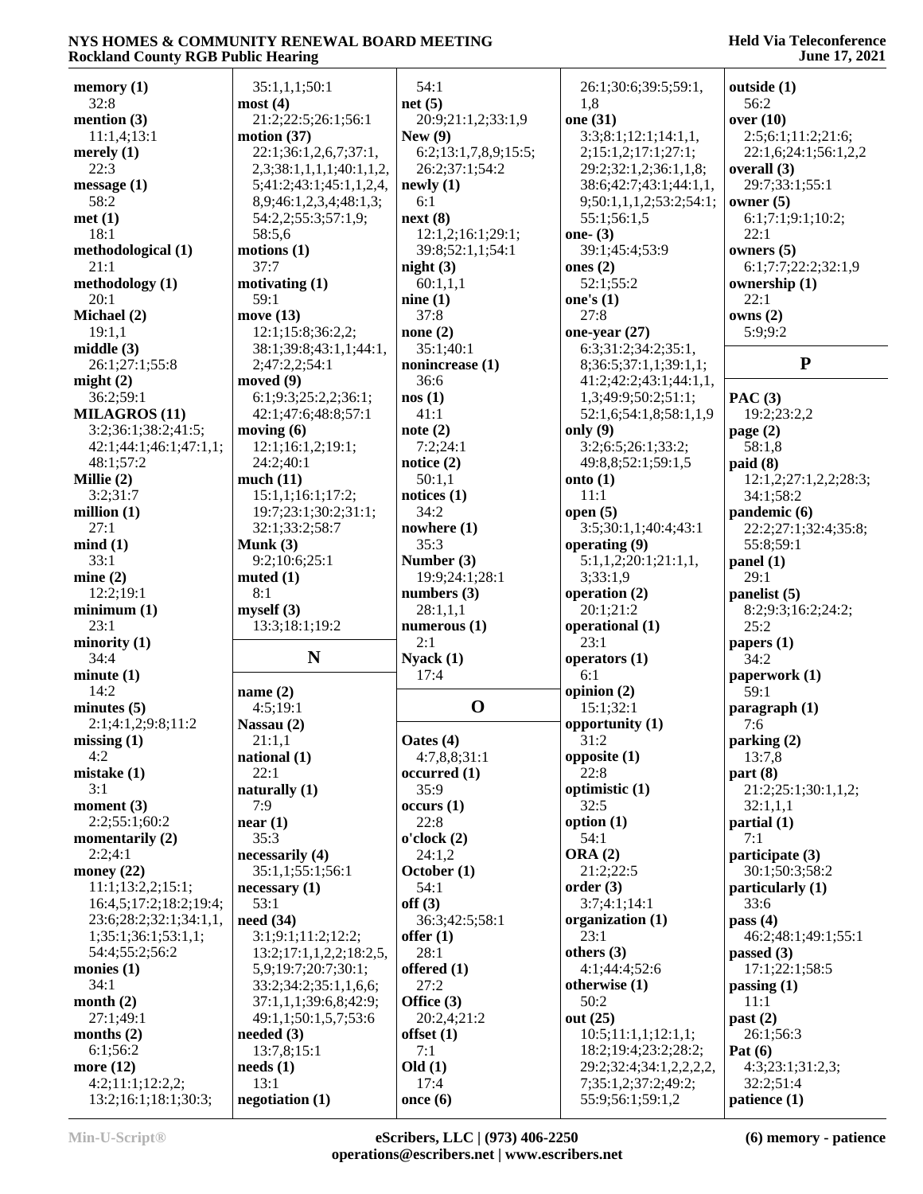**memory (1)**
32:8
**mention (3)**
11:1,4;13:1
**merely (1)**
22:3
**message (1)**
58:2
**met (1)**
18:1
**methodological (1)**
21:1
**methodology (1)**
20:1
**Michael (2)**
19:1,1
**middle (3)**
26:1;27:1;55:8
**might (2)**
36:2;59:1
**MILAGROS (11)**
3:2;36:1;38:2;41:5;
42:1;44:1;46:1;47:1,1;
48:1;57:2
**Millie (2)**
3:2;31:7
**million (1)**
27:1
**mind (1)**
33:1
**mine (2)**
12:2;19:1
**minimum (1)**
23:1
**minority (1)**
34:4
**minute (1)**
14:2
**minutes (5)**
2:1;4:1,2;9:8;11:2
**missing (1)**
4:2
**mistake (1)**
3:1
**moment (3)**
2:2;55:1;60:2
**momentarily (2)**
2:2;4:1
**money (22)**
11:1;13:2,2;15:1;
16:4,5;17:2;18:2;19:4;
23:6;28:2;32:1;34:1,1,
1;35:1;36:1;53:1,1;
54:4;55:2;56:2
**monies (1)**
34:1
**month (2)**
27:1;49:1
**months (2)**
6:1;56:2
**more (12)**
4:2;11:1;12:2,2;
13:2;16:1;18:1;30:3;
35:1,1,1;50:1
**most (4)**
21:2;22:5;26:1;56:1
**motion (37)**
22:1;36:1,2,6,7;37:1,
2,3;38:1,1,1,1;40:1,1,2,
5;41:2;43:1;45:1,1,2,4,
8,9;46:1,2,3,4;48:1,3;
54:2,2;55:3;57:1,9;
58:5,6
**motions (1)**
37:7
**motivating (1)**
59:1
**move (13)**
12:1;15:8;36:2,2;
38:1;39:8;43:1,1;44:1,
2;47:2,2;54:1
**moved (9)**
6:1;9:3;25:2,2;36:1;
42:1;47:6;48:8;57:1
**moving (6)**
12:1;16:1,2;19:1;
24:2;40:1
**much (11)**
15:1,1;16:1;17:2;
19:7;23:1;30:2;31:1;
32:1;33:2;58:7
**Munk (3)**
9:2;10:6;25:1
**muted (1)**
8:1
**myself (3)**
13:3;18:1;19:2

## N

**name (2)**
4:5;19:1
**Nassau (2)**
21:1,1
**national (1)**
22:1
**naturally (1)**
7:9
**near (1)**
35:3
**necessarily (4)**
35:1,1;55:1;56:1
**necessary (1)**
53:1
**need (34)**
3:1;9:1;11:2;12:2;
13:2;17:1,1,2,2;18:2,5,
5,9;19:7;20:7;30:1;
33:2;34:2;35:1,1,6,6;
37:1,1,1;39:6,8;42:9;
49:1,1;50:1,5,7;53:6
**needed (3)**
13:7,8;15:1
**needs (1)**
13:1
**negotiation (1)**
54:1
**net (5)**
20:9;21:1,2;33:1,9
**New (9)**
6:2;13:1,7,8,9;15:5;
26:2;37:1;54:2
**newly (1)**
6:1
**next (8)**
12:1,2;16:1;29:1;
39:8;52:1,1;54:1
**night (3)**
60:1,1,1
**nine (1)**
37:8
**none (2)**
35:1;40:1
**nonincrease (1)**
36:6
**nos (1)**
41:1
**note (2)**
7:2;24:1
**notice (2)**
50:1,1
**notices (1)**
34:2
**nowhere (1)**
35:3
**Number (3)**
19:9;24:1;28:1
**numbers (3)**
28:1,1,1
**numerous (1)**
2:1
**Nyack (1)**
17:4

## O

**Oates (4)**
4:7,8,8;31:1
**occurred (1)**
35:9
**occurs (1)**
22:8
**o'clock (2)**
24:1,2
**October (1)**
54:1
**off (3)**
36:3;42:5;58:1
**offer (1)**
28:1
**offered (1)**
27:2
**Office (3)**
20:2,4;21:2
**offset (1)**
7:1
**Old (1)**
17:4
**once (6)**
26:1;30:6;39:5;59:1,
1,8
**one (31)**
3:3;8:1;12:1;14:1,1,
2;15:1,2;17:1;27:1;
29:2;32:1,2;36:1,1,8;
38:6;42:7;43:1;44:1,1,
9;50:1,1,1,2;53:2;54:1;
55:1;56:1,5
**one- (3)**
39:1;45:4;53:9
**ones (2)**
52:1;55:2
**one's (1)**
27:8
**one-year (27)**
6:3;31:2;34:2;35:1,
8;36:5;37:1,1;39:1,1;
41:2;42:2;43:1;44:1,1,
1,3;49:9;50:2;51:1;
52:1,6;54:1,8;58:1,1,9
**only (9)**
3:2;6:5;26:1;33:2;
49:8,8;52:1;59:1,5
**onto (1)**
11:1
**open (5)**
3:5;30:1,1;40:4;43:1
**operating (9)**
5:1,1,2;20:1;21:1,1,
3;33:1,9
**operation (2)**
20:1;21:2
**operational (1)**
23:1
**operators (1)**
6:1
**opinion (2)**
15:1;32:1
**opportunity (1)**
31:2
**opposite (1)**
22:8
**optimistic (1)**
32:5
**option (1)**
54:1
**ORA (2)**
21:2;22:5
**order (3)**
3:7;4:1;14:1
**organization (1)**
23:1
**others (3)**
4:1;44:4;52:6
**otherwise (1)**
50:2
**out (25)**
10:5;11:1,1;12:1,1;
18:2;19:4;23:2;28:2;
29:2;32:4;34:1,2,2,2,2,
7;35:1,2;37:2;49:2;
55:9;56:1;59:1,2
**outside (1)**
56:2
**over (10)**
2:5;6:1;11:2;21:6;
22:1,6;24:1;56:1,2,2
**overall (3)**
29:7;33:1;55:1
**owner (5)**
6:1;7:1;9:1;10:2;
22:1
**owners (5)**
6:1;7:7;22:2;32:1,9
**ownership (1)**
22:1
**owns (2)**
5:9;9:2

## P

**PAC (3)**
19:2;23:2,2
**page (2)**
58:1,8
**paid (8)**
12:1,2;27:1,2,2;28:3;
34:1;58:2
**pandemic (6)**
22:2;27:1;32:4;35:8;
55:8;59:1
**panel (1)**
29:1
**panelist (5)**
8:2;9:3;16:2;24:2;
25:2
**papers (1)**
34:2
**paperwork (1)**
59:1
**paragraph (1)**
7:6
**parking (2)**
13:7,8
**part (8)**
21:2;25:1;30:1,1,2;
32:1,1,1
**partial (1)**
7:1
**participate (3)**
30:1;50:3;58:2
**particularly (1)**
33:6
**pass (4)**
46:2;48:1;49:1;55:1
**passed (3)**
17:1;22:1;58:5
**passing (1)**
11:1
**past (2)**
26:1;56:3
**Pat (6)**
4:3;23:1;31:2,3;
32:2;51:4
**patience (1)**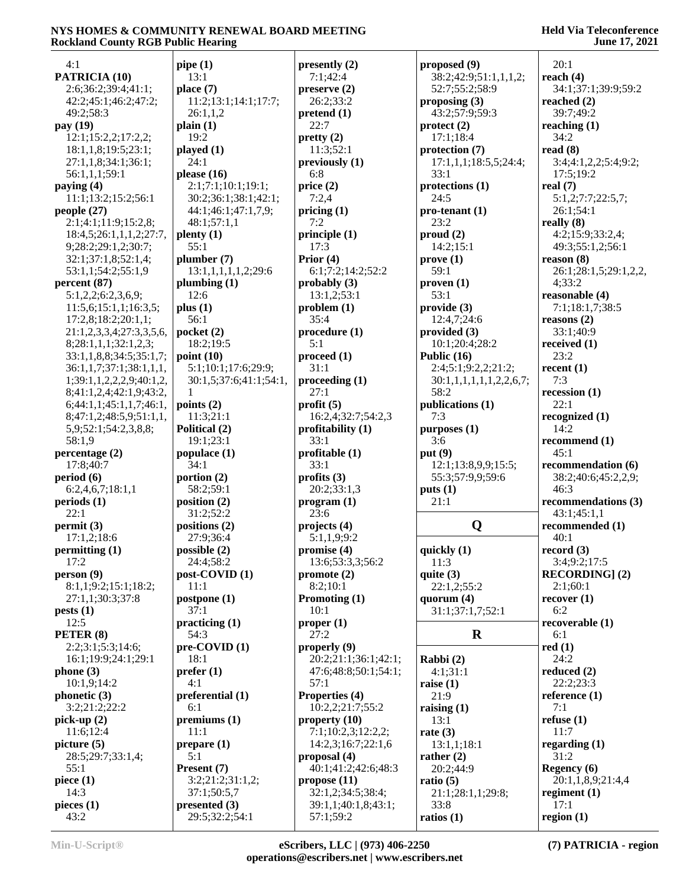4:1
**PATRICIA (10)**
2:6;36:2;39:4;41:1;
42:2;45:1;46:2;47:2;
49:2;58:3
**pay (19)**
12:1;15:2,2;17:2,2;
18:1,1,8;19:5;23:1;
27:1,1,8;34:1;36:1;
56:1,1,1;59:1
**paying (4)**
11:1;13:2;15:2;56:1
**people (27)**
2:1;4:1;11:9;15:2,8;
18:4,5;26:1,1,1,2;27:7,
9;28:2;29:1,2;30:7;
32:1;37:1,8;52:1,4;
53:1,1;54:2;55:1,9
**percent (87)**
5:1,2,2;6:2,3,6,9;
11:5,6;15:1,1;16:3,5;
17:2,8;18:2;20:1,1;
21:1,2,3,3,4;27:3,3,5,6,
8;28:1,1,1;32:1,2,3;
33:1,1,8,8;34:5;35:1,7;
36:1,1,7;37:1;38:1,1,1,
1;39:1,1,2,2,2,9;40:1,2,
8;41:1,2,4;42:1,9;43:2,
6;44:1,1;45:1,1,7;46:1,
8;47:1,2;48:5,9;51:1,1,
5,9;52:1;54:2,3,8,8;
58:1,9
**percentage (2)**
17:8;40:7
**period (6)**
6:2,4,6,7;18:1,1
**periods (1)**
22:1
**permit (3)**
17:1,2;18:6
**permitting (1)**
17:2
**person (9)**
8:1,1;9:2;15:1;18:2;
27:1,1;30:3;37:8
**pests (1)**
12:5
**PETER (8)**
2:2;3:1;5:3;14:6;
16:1;19:9;24:1;29:1
**phone (3)**
10:1,9;14:2
**phonetic (3)**
3:2;21:2;22:2
**pick-up (2)**
11:6;12:4
**picture (5)**
28:5;29:7;33:1,4;
55:1
**piece (1)**
14:3
**pieces (1)**
43:2
**pipe (1)**
13:1
**place (7)**
11:2;13:1;14:1;17:7;
26:1,1,2
**plain (1)**
19:2
**played (1)**
24:1
**please (16)**
2:1;7:1;10:1;19:1;
30:2;36:1;38:1;42:1;
44:1;46:1;47:1,7,9;
48:1;57:1,1
**plenty (1)**
55:1
**plumber (7)**
13:1,1,1,1,1,2;29:6
**plumbing (1)**
12:6
**plus (1)**
56:1
**pocket (2)**
18:2;19:5
**point (10)**
5:1;10:1;17:6;29:9;
30:1,5;37:6;41:1;54:1,
1
**points (2)**
11:3;21:1
**Political (2)**
19:1;23:1
**populace (1)**
34:1
**portion (2)**
58:2;59:1
**position (2)**
31:2;52:2
**positions (2)**
27:9;36:4
**possible (2)**
24:4;58:2
**post-COVID (1)**
11:1
**postpone (1)**
37:1
**practicing (1)**
54:3
**pre-COVID (1)**
18:1
**prefer (1)**
4:1
**preferential (1)**
6:1
**premiums (1)**
11:1
**prepare (1)**
5:1
**Present (7)**
3:2;21:2;31:1,2;
37:1;50:5,7
**presented (3)**
29:5;32:2;54:1
**presently (2)**
7:1;42:4
**preserve (2)**
26:2;33:2
**pretend (1)**
22:7
**pretty (2)**
11:3;52:1
**previously (1)**
6:8
**price (2)**
7:2,4
**pricing (1)**
7:2
**principle (1)**
17:3
**Prior (4)**
6:1;7:2;14:2;52:2
**probably (3)**
13:1,2;53:1
**problem (1)**
35:4
**procedure (1)**
5:1
**proceed (1)**
31:1
**proceeding (1)**
27:1
**profit (5)**
16:2,4;32:7;54:2,3
**profitability (1)**
33:1
**profitable (1)**
33:1
**profits (3)**
20:2;33:1,3
**program (1)**
23:6
**projects (4)**
5:1,1,9;9:2
**promise (4)**
13:6;53:3,3;56:2
**promote (2)**
8:2;10:1
**Promoting (1)**
10:1
**proper (1)**
27:2
**properly (9)**
20:2;21:1;36:1;42:1;
47:6;48:8;50:1;54:1;
57:1
**Properties (4)**
10:2,2;21:7;55:2
**property (10)**
7:1;10:2,3;12:2,2;
14:2,3;16:7;22:1,6
**proposal (4)**
40:1;41:2;42:6;48:3
**propose (11)**
32:1,2;34:5;38:4;
39:1,1;40:1,8;43:1;
57:1;59:2
**proposed (9)**
38:2;42:9;51:1,1,1,2;
52:7;55:2;58:9
**proposing (3)**
43:2;57:9;59:3
**protect (2)**
17:1;18:4
**protection (7)**
17:1,1,1;18:5,5;24:4;
33:1
**protections (1)**
24:5
**pro-tenant (1)**
23:2
**proud (2)**
14:2;15:1
**prove (1)**
59:1
**proven (1)**
53:1
**provide (3)**
12:4,7;24:6
**provided (3)**
10:1;20:4;28:2
**Public (16)**
2:4;5:1;9:2,2;21:2;
30:1,1,1,1,1,1,2,2,6,7;
58:2
**publications (1)**
7:3
**purposes (1)**
3:6
**put (9)**
12:1;13:8,9,9;15:5;
55:3;57:9,9;59:6
**puts (1)**
21:1

## Q

**quickly (1)**
11:3
**quite (3)**
22:1,2;55:2
**quorum (4)**
31:1;37:1,7;52:1

## R

**Rabbi (2)**
4:1;31:1
**raise (1)**
21:9
**raising (1)**
13:1
**rate (3)**
13:1,1;18:1
**rather (2)**
20:2;44:9
**ratio (5)**
21:1;28:1,1;29:8;
33:8
**ratios (1)**
20:1
**reach (4)**
34:1;37:1;39:9;59:2
**reached (2)**
39:7;49:2
**reaching (1)**
34:2
**read (8)**
3:4;4:1,2,2;5:4;9:2;
17:5;19:2
**real (7)**
5:1,2;7:7;22:5,7;
26:1;54:1
**really (8)**
4:2;15:9;33:2,4;
49:3;55:1,2;56:1
**reason (8)**
26:1;28:1,5;29:1,2,2,
4;33:2
**reasonable (4)**
7:1;18:1,7;38:5
**reasons (2)**
33:1;40:9
**received (1)**
23:2
**recent (1)**
7:3
**recession (1)**
22:1
**recognized (1)**
14:2
**recommend (1)**
45:1
**recommendation (6)**
38:2;40:6;45:2,2,9;
46:3
**recommendations (3)**
43:1;45:1,1
**recommended (1)**
40:1
**record (3)**
3:4;9:2;17:5
**RECORDING] (2)**
2:1;60:1
**recover (1)**
6:2
**recoverable (1)**
6:1
**red (1)**
24:2
**reduced (2)**
22:2;23:3
**reference (1)**
7:1
**refuse (1)**
11:7
**regarding (1)**
31:2
**Regency (6)**
20:1,1,8,9;21:4,4
**regiment (1)**
17:1
**region (1)**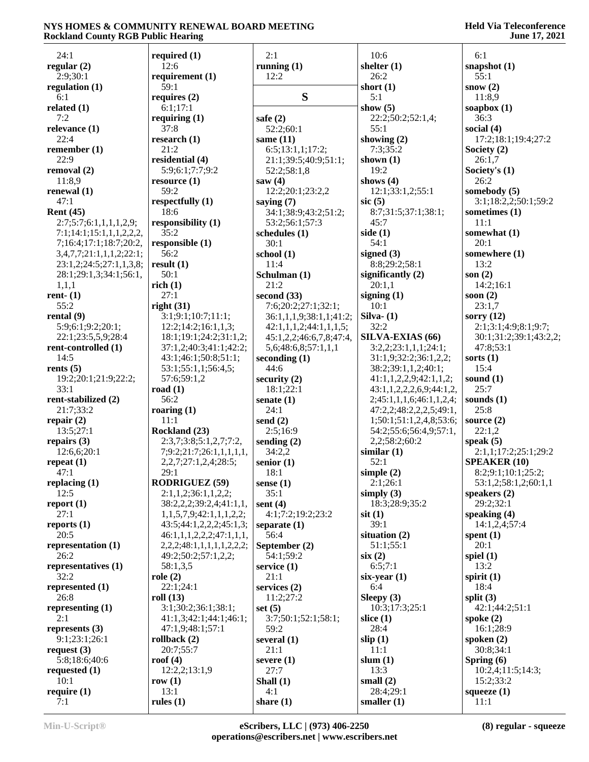24:1
**regular (2)**
2:9;30:1
**regulation (1)**
6:1
**related (1)**
7:2
**relevance (1)**
22:4
**remember (1)**
22:9
**removal (2)**
11:8,9
**renewal (1)**
47:1
**Rent (45)**
2:7;5:7;6:1,1,1,1,2,9;
7:1;14:1;15:1,1,1,2,2,2,
7;16:4;17:1;18:7;20:2,
3,4,7,7;21:1,1,1,2;22:1;
23:1,2;24:5;27:1,1,3,8;
28:1;29:1,3;34:1;56:1,
1,1,1
**rent- (1)**
55:2
**rental (9)**
5:9;6:1;9:2;20:1;
22:1;23:5,5,9;28:4
**rent-controlled (1)**
14:5
**rents (5)**
19:2;20:1;21:9;22:2;
33:1
**rent-stabilized (2)**
21:7;33:2
**repair (2)**
13:5;27:1
**repairs (3)**
12:6,6;20:1
**repeat (1)**
47:1
**replacing (1)**
12:5
**report (1)**
27:1
**reports (1)**
20:5
**representation (1)**
26:2
**representatives (1)**
32:2
**represented (1)**
26:8
**representing (1)**
2:1
**represents (3)**
9:1;23:1;26:1
**request (3)**
5:8;18:6;40:6
**requested (1)**
10:1
**require (1)**
7:1
**required (1)**
12:6
**requirement (1)**
59:1
**requires (2)**
6:1;17:1
**requiring (1)**
37:8
**research (1)**
21:2
**residential (4)**
5:9;6:1;7:7;9:2
**resource (1)**
59:2
**respectfully (1)**
18:6
**responsibility (1)**
35:2
**responsible (1)**
56:2
**result (1)**
50:1
**rich (1)**
27:1
**right (31)**
3:1;9:1;10:7;11:1;
12:2;14:2;16:1,1,3;
18:1;19:1;24:2;31:1,2;
37:1,2;40:3;41:1;42:2;
43:1;46:1;50:8;51:1;
53:1;55:1,1;56:4,5;
57:6;59:1,2
**road (1)**
56:2
**roaring (1)**
11:1
**Rockland (23)**
2:3,7;3:8;5:1,2,7;7:2,
7;9:2;21:7;26:1,1,1,1,1,
2,2,7;27:1,2,4;28:5;
29:1
**RODRIGUEZ (59)**
2:1,1,2;36:1,1,2,2;
38:2,2,2;39:2,4;41:1,1,
1,1,5,7,9;42:1,1,1,2,2;
43:5;44:1,2,2,2;45:1,3;
46:1,1,1,2,2,2;47:1,1,1,
2,2,2;48:1,1,1,1,1,2,2,2;
49:2;50:2;57:1,2,2;
58:1,3,5
**role (2)**
22:1;24:1
**roll (13)**
3:1;30:2;36:1;38:1;
41:1,3;42:1;44:1;46:1;
47:1,9;48:1;57:1
**rollback (2)**
20:7;55:7
**roof (4)**
12:2,2;13:1,9
**row (1)**
13:1
**rules (1)**
2:1
**running (1)**
12:2

## S

**safe (2)**
52:2;60:1
**same (11)**
6:5;13:1,1;17:2;
21:1;39:5;40:9;51:1;
52:2;58:1,8
**saw (4)**
12:2;20:1;23:2,2
**saying (7)**
34:1;38:9;43:2;51:2;
53:2;56:1;57:3
**schedules (1)**
30:1
**school (1)**
11:4
**Schulman (1)**
21:2
**second (33)**
7:6;20:2;27:1;32:1;
36:1,1,1,9;38:1,1;41:2;
42:1,1,1,2;44:1,1,1,5;
45:1,2,2;46:6,7,8;47:4,
5,6;48:6,8;57:1,1,1
**seconding (1)**
44:6
**security (2)**
18:1;22:1
**senate (1)**
24:1
**send (2)**
2:5;16:9
**sending (2)**
34:2,2
**senior (1)**
18:1
**sense (1)**
35:1
**sent (4)**
4:1;7:2;19:2;23:2
**separate (1)**
56:4
**September (2)**
54:1;59:2
**service (1)**
21:1
**services (2)**
11:2;27:2
**set (5)**
3:7;50:1;52:1;58:1;
59:2
**several (1)**
21:1
**severe (1)**
27:7
**Shall (1)**
4:1
**share (1)**
10:6
**shelter (1)**
26:2
**short (1)**
5:1
**show (5)**
22:2;50:2;52:1,4;
55:1
**showing (2)**
7:3;35:2
**shown (1)**
19:2
**shows (4)**
12:1;33:1,2;55:1
**sic (5)**
8:7;31:5;37:1;38:1;
45:7
**side (1)**
54:1
**signed (3)**
8:8;29:2;58:1
**significantly (2)**
20:1,1
**signing (1)**
10:1
**Silva- (1)**
32:2
**SILVA-EXIAS (66)**
3:2,2;23:1,1,1;24:1;
31:1,9;32:2;36:1,2,2;
38:2;39:1,1,2;40:1;
41:1,1,2,2,9;42:1,1,2;
43:1,1,2,2,2,6,9;44:1,2,
2;45:1,1,1,6;46:1,1,2,4;
47:2,2;48:2,2,2,5;49:1,
1;50:1;51:1,2,4,8;53:6;
54:2;55:6;56:4,9;57:1,
2,2;58:2;60:2
**similar (1)**
52:1
**simple (2)**
2:1;26:1
**simply (3)**
18:3;28:9;35:2
**sit (1)**
39:1
**situation (2)**
51:1;55:1
**six (2)**
6:5;7:1
**six-year (1)**
6:4
**Sleepy (3)**
10:3;17:3;25:1
**slice (1)**
28:4
**slip (1)**
11:1
**slum (1)**
13:3
**small (2)**
28:4;29:1
**smaller (1)**
6:1
**snapshot (1)**
55:1
**snow (2)**
11:8,9
**soapbox (1)**
36:3
**social (4)**
17:2;18:1;19:4;27:2
**Society (2)**
26:1,7
**Society's (1)**
26:2
**somebody (5)**
3:1;18:2,2;50:1;59:2
**sometimes (1)**
11:1
**somewhat (1)**
20:1
**somewhere (1)**
13:2
**son (2)**
14:2;16:1
**soon (2)**
23:1,7
**sorry (12)**
2:1;3:1;4:9;8:1;9:7;
30:1;31:2;39:1;43:2,2;
47:8;53:1
**sorts (1)**
15:4
**sound (1)**
25:7
**sounds (1)**
25:8
**source (2)**
22:1,2
**speak (5)**
2:1,1;17:2;25:1;29:2
**SPEAKER (10)**
8:2;9:1;10:1;25:2;
53:1,2;58:1,2;60:1,1
**speakers (2)**
29:2;32:1
**speaking (4)**
14:1,2,4;57:4
**spent (1)**
20:1
**spiel (1)**
13:2
**spirit (1)**
18:4
**split (3)**
42:1;44:2;51:1
**spoke (2)**
16:1;28:9
**spoken (2)**
30:8;34:1
**Spring (6)**
10:2,4;11:5;14:3;
15:2;33:2
**squeeze (1)**
11:1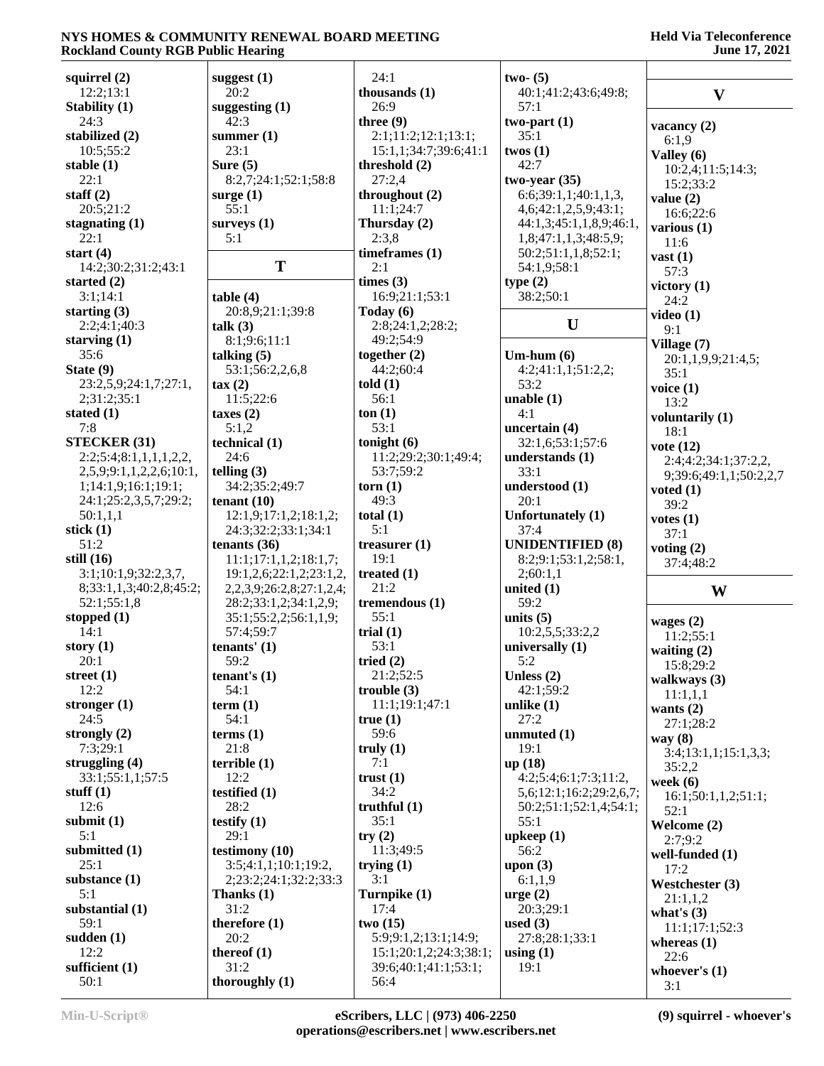**squirrel (2)**
12:2;13:1
**Stability (1)**
24:3
**stabilized (2)**
10:5;55:2
**stable (1)**
22:1
**staff (2)**
20:5;21:2
**stagnating (1)**
22:1
**start (4)**
14:2;30:2;31:2;43:1
**started (2)**
3:1;14:1
**starting (3)**
2:2;4:1;40:3
**starving (1)**
35:6
**State (9)**
23:2,5,9;24:1,7;27:1,2;31:2;35:1
**stated (1)**
7:8
**STECKER (31)**
2:2;5:4;8:1,1,1,1,2,2,2,5,9;9:1,1,2,2,6;10:1,1;14:1,9;16:1;19:1;24:1;25:2,3,5,7;29:2;50:1,1,1
**stick (1)**
51:2
**still (16)**
3:1;10:1,9;32:2,3,7,8;33:1,1,3;40:2,8;45:2;52:1;55:1,8
**stopped (1)**
14:1
**story (1)**
20:1
**street (1)**
12:2
**stronger (1)**
24:5
**strongly (2)**
7:3;29:1
**struggling (4)**
33:1;55:1,1;57:5
**stuff (1)**
12:6
**submit (1)**
5:1
**submitted (1)**
25:1
**substance (1)**
5:1
**substantial (1)**
59:1
**sudden (1)**
12:2
**sufficient (1)**
50:1
**suggest (1)**
20:2
**suggesting (1)**
42:3
**summer (1)**
23:1
**Sure (5)**
8:2,7;24:1;52:1;58:8
**surge (1)**
55:1
**surveys (1)**
5:1

## T

**table (4)**
20:8,9;21:1;39:8
**talk (3)**
8:1;9:6;11:1
**talking (5)**
53:1;56:2,2,6,8
**tax (2)**
11:5;22:6
**taxes (2)**
5:1,2
**technical (1)**
24:6
**telling (3)**
34:2;35:2;49:7
**tenant (10)**
12:1,9;17:1,2;18:1,2;24:3;32:2;33:1;34:1
**tenants (36)**
11:1;17:1,1,2;18:1,7;19:1,2,6;22:1,2;23:1,2,2,3,9;26:2,8;27:1,2,4;28:2;33:1,2;34:1,2,9;35:1;55:2,2;56:1,1,9;57:4;59:7
**tenants' (1)**
59:2
**tenant's (1)**
54:1
**term (1)**
54:1
**terms (1)**
21:8
**terrible (1)**
12:2
**testified (1)**
28:2
**testify (1)**
29:1
**testimony (10)**
3:5;4:1,1;10:1;19:2,2;23:2;24:1;32:2;33:3
**Thanks (1)**
31:2
**therefore (1)**
20:2
**thereof (1)**
31:2
**thoroughly (1)**
24:1
**thousands (1)**
26:9
**three (9)**
2:1;11:2;12:1;13:1;15:1,1;34:7;39:6;41:1
**threshold (2)**
27:2,4
**throughout (2)**
11:1;24:7
**Thursday (2)**
2:3,8
**timeframes (1)**
2:1
**times (3)**
16:9;21:1;53:1
**Today (6)**
2:8;24:1,2;28:2;49:2;54:9
**together (2)**
44:2;60:4
**told (1)**
56:1
**ton (1)**
53:1
**tonight (6)**
11:2;29:2;30:1;49:4;53:7;59:2
**torn (1)**
49:3
**total (1)**
5:1
**treasurer (1)**
19:1
**treated (1)**
21:2
**tremendous (1)**
55:1
**trial (1)**
53:1
**tried (2)**
21:2;52:5
**trouble (3)**
11:1;19:1;47:1
**true (1)**
59:6
**truly (1)**
7:1
**trust (1)**
34:2
**truthful (1)**
35:1
**try (2)**
11:3;49:5
**trying (1)**
3:1
**Turnpike (1)**
17:4
**two (15)**
5:9;9:1,2;13:1;14:9;15:1;20:1,2;24:3;38:1;39:6;40:1;41:1;53:1;56:4
**two- (5)**
40:1;41:2;43:6;49:8;57:1
**two-part (1)**
35:1
**twos (1)**
42:7
**two-year (35)**
6:6;39:1,1;40:1,1,3,4,6;42:1,2,5,9;43:1;44:1,3;45:1,1,8,9;46:1,1,8;47:1,1,3;48:5,9;50:2;51:1,1,8;52:1;54:1,9;58:1
**type (2)**
38:2;50:1

## U

**Um-hum (6)**
4:2;41:1,1;51:2,2;53:2
**unable (1)**
4:1
**uncertain (4)**
32:1,6;53:1;57:6
**understands (1)**
33:1
**understood (1)**
20:1
**Unfortunately (1)**
37:4
**UNIDENTIFIED (8)**
8:2;9:1;53:1,2;58:1,2;60:1,1
**united (1)**
59:2
**units (5)**
10:2,5,5;33:2,2
**universally (1)**
5:2
**Unless (2)**
42:1;59:2
**unlike (1)**
27:2
**unmuted (1)**
19:1
**up (18)**
4:2;5:4;6:1;7:3;11:2,5,6;12:1;16:2;29:2,6,7;50:2;51:1;52:1,4;54:1;55:1
**upkeep (1)**
56:2
**upon (3)**
6:1,1,9
**urge (2)**
20:3;29:1
**used (3)**
27:8;28:1;33:1
**using (1)**
19:1

## V

**vacancy (2)**
6:1,9
**Valley (6)**
10:2,4;11:5;14:3;15:2;33:2
**value (2)**
16:6;22:6
**various (1)**
11:6
**vast (1)**
57:3
**victory (1)**
24:2
**video (1)**
9:1
**Village (7)**
20:1,1,9,9;21:4,5;35:1
**voice (1)**
13:2
**voluntarily (1)**
18:1
**vote (12)**
2:4;4:2;34:1;37:2,2,9;39:6;49:1,1;50:2,2,7
**voted (1)**
39:2
**votes (1)**
37:1
**voting (2)**
37:4;48:2

## W

**wages (2)**
11:2;55:1
**waiting (2)**
15:8;29:2
**walkways (3)**
11:1,1,1
**wants (2)**
27:1;28:2
**way (8)**
3:4;13:1,1;15:1,3,3;35:2,2
**week (6)**
16:1;50:1,1,2;51:1;52:1
**Welcome (2)**
2:7;9:2
**well-funded (1)**
17:2
**Westchester (3)**
21:1,1,2
**what's (3)**
11:1;17:1;52:3
**whereas (1)**
22:6
**whoever's (1)**
3:1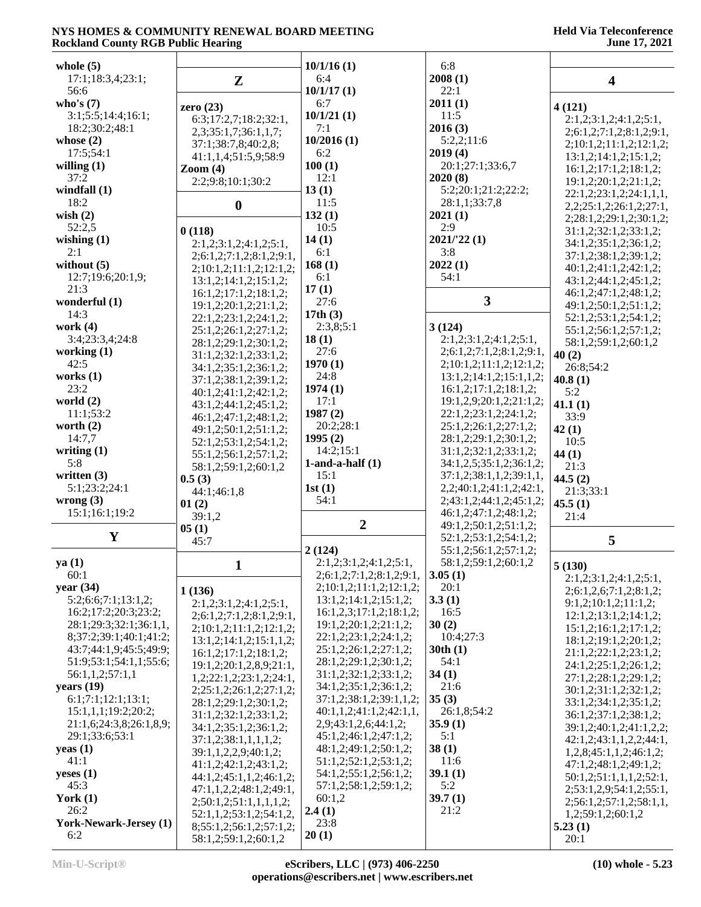whole (5)
17:1;18:3,4;23:1;
56:6

who's (7)
3:1;5:5;14:4;16:1;
18:2;30:2;48:1

whose (2)
17:5;54:1

willing (1)
37:2

windfall (1)
18:2

wish (2)
52:2,5

wishing (1)
2:1

without (5)
12:7;19:6;20:1,9;
21:3

wonderful (1)
14:3

work (4)
3:4;23:3,4;24:8

working (1)
42:5

works (1)
23:2

world (2)
11:1;53:2

worth (2)
14:7,7

writing (1)
5:8

written (3)
5:1;23:2;24:1

wrong (3)
15:1;16:1;19:2

## Y

ya (1)
60:1

year (34)
5:2;6:6;7:1;13:1,2;
16:2;17:2;20:3;23:2;
28:1;29:3;32:1;36:1,1,
8;37:2;39:1;40:1;41:2;
43:7;44:1,9;45:5;49:9;
51:9;53:1;54:1,1;55:6;
56:1,1,2;57:1,1

years (19)
6:1;7:1;12:1;13:1;
15:1,1,1;19:2;20:2;
21:1,6;24:3,8;26:1,8,9;
29:1;33:6;53:1

yeas (1)
41:1

yeses (1)
45:3

York (1)
26:2

York-Newark-Jersey (1)
6:2

## Z

zero (23)
6:3;17:2,7;18:2;32:1,
2,3;35:1,7;36:1,1,7;
37:1;38:7,8;40:2,8;
41:1,1,4;51:5,9;58:9

Zoom (4)
2:2;9:8;10:1;30:2

## 0

0 (118)
2:1,2;3:1,2;4:1,2;5:1,
2;6:1,2;7:1,2;8:1,2;9:1,
2;10:1,2;11:1,2;12:1,2;
13:1,2;14:1,2;15:1,2;
16:1,2;17:1,2;18:1,2;
19:1,2;20:1,2;21:1,2;
22:1,2;23:1,2;24:1,2;
25:1,2;26:1,2;27:1,2;
28:1,2;29:1,2;30:1,2;
31:1,2;32:1,2;33:1,2;
34:1,2;35:1,2;36:1,2;
37:1,2;38:1,2;39:1,2;
40:1,2;41:1,2;42:1,2;
43:1,2;44:1,2;45:1,2;
46:1,2;47:1,2;48:1,2;
49:1,2;50:1,2;51:1,2;
52:1,2;53:1,2;54:1,2;
55:1,2;56:1,2;57:1,2;
58:1,2;59:1,2;60:1,2

0.5 (3)
44:1;46:1,8

01 (2)
39:1,2

05 (1)
45:7

## 1

1 (136)
2:1,2;3:1,2;4:1,2;5:1,
2;6:1,2;7:1,2;8:1,2;9:1,
2;10:1,2;11:1,2;12:1,2;
13:1,2;14:1,2;15:1,1,2;
16:1,2;17:1,2;18:1,2;
19:1,2;20:1,2,8,9;21:1,
1,2;22:1,2;23:1,2;24:1,
2;25:1,2;26:1,2;27:1,2;
28:1,2;29:1,2;30:1,2;
31:1,2;32:1,2;33:1,2;
34:1,2;35:1,2;36:1,2;
37:1,2;38:1,1,1,1,2;
39:1,1,2,2,9;40:1,2;
41:1,2;42:1,2;43:1,2;
44:1,2;45:1,1,2;46:1,2;
47:1,1,2,2;48:1,2;49:1,
2;50:1,2;51:1,1,1,1,2;
52:1,1,2;53:1,2;54:1,2,
8;55:1,2;56:1,2;57:1,2;
58:1,2;59:1,2;60:1,2

10/1/16 (1)
6:4

10/1/17 (1)
6:7

10/1/21 (1)
7:1

10/2016 (1)
6:2

100 (1)
12:1

13 (1)
11:5

132 (1)
10:5

14 (1)
6:1

168 (1)
6:1

17 (1)
27:6

17th (3)
2:3,8;5:1

18 (1)
27:6

1970 (1)
24:8

1974 (1)
17:1

1987 (2)
20:2;28:1

1995 (2)
14:2;15:1

1-and-a-half (1)
15:1

1st (1)
54:1

## 2

2 (124)
2:1,2;3:1,2;4:1,2;5:1,
2;6:1,2;7:1,2;8:1,2;9:1,
2;10:1,2;11:1,2;12:1,2;
13:1,2;14:1,2;15:1,2;
16:1,2,3;17:1,2;18:1,2;
19:1,2;20:1,2;21:1,2;
22:1,2;23:1,2;24:1,2;
25:1,2;26:1,2;27:1,2;
28:1,2;29:1,2;30:1,2;
31:1,2;32:1,2;33:1,2;
34:1,2;35:1,2;36:1,2;
37:1,2;38:1,2;39:1,1,2;
40:1,1,2;41:1,2;42:1,1,
2,9;43:1,2,6;44:1,2;
45:1,2;46:1,2;47:1,2;
48:1,2;49:1,2;50:1,2;
51:1,2;52:1,2;53:1,2;
54:1,2;55:1,2;56:1,2;
57:1,2;58:1,2;59:1,2;
60:1,2

2.4 (1)
23:8

20 (1)
6:8

2008 (1)
22:1

2011 (1)
11:5

2016 (3)
5:2,2;11:6

2019 (4)
20:1;27:1;33:6,7

2020 (8)
5:2;20:1;21:2;22:2;
28:1,1;33:7,8

2021 (1)
2:9

2021/'22 (1)
3:8

2022 (1)
54:1

## 3

3 (124)
2:1,2;3:1,2;4:1,2;5:1,
2;6:1,2;7:1,2;8:1,2;9:1,
2;10:1,2;11:1,2;12:1,2;
13:1,2;14:1,2;15:1,1,2;
16:1,2;17:1,2;18:1,2;
19:1,2,9;20:1,2;21:1,2;
22:1,2;23:1,2;24:1,2;
25:1,2;26:1,2;27:1,2;
28:1,2;29:1,2;30:1,2;
31:1,2;32:1,2;33:1,2;
34:1,2,5;35:1,2;36:1,2;
37:1,2;38:1,1,2;39:1,1,
2,2;40:1,2;41:1,2;42:1,
2;43:1,2;44:1,2;45:1,2;
46:1,2;47:1,2;48:1,2;
49:1,2;50:1,2;51:1,2;
52:1,2;53:1,2;54:1,2;
55:1,2;56:1,2;57:1,2;
58:1,2;59:1,2;60:1,2

3.05 (1)
20:1

3.3 (1)
16:5

30 (2)
10:4;27:3

30th (1)
54:1

34 (1)
21:6

35 (3)
26:1,8;54:2

35.9 (1)
5:1

38 (1)
11:6

39.1 (1)
5:2

39.7 (1)
21:2

## 4

4 (121)
2:1,2;3:1,2;4:1,2;5:1,
2;6:1,2;7:1,2;8:1,2;9:1,
2;10:1,2;11:1,2;12:1,2;
13:1,2;14:1,2;15:1,2;
16:1,2;17:1,2;18:1,2;
19:1,2;20:1,2;21:1,2;
22:1,2;23:1,2;24:1,1,1,
2,2;25:1,2;26:1,2;27:1,
2;28:1,2;29:1,2;30:1,2;
31:1,2;32:1,2;33:1,2;
34:1,2;35:1,2;36:1,2;
37:1,2;38:1,2;39:1,2;
40:1,2;41:1,2;42:1,2;
43:1,2;44:1,2;45:1,2;
46:1,2;47:1,2;48:1,2;
49:1,2;50:1,2;51:1,2;
52:1,2;53:1,2;54:1,2;
55:1,2;56:1,2;57:1,2;
58:1,2;59:1,2;60:1,2

40 (2)
26:8;54:2

40.8 (1)
5:2

41.1 (1)
33:9

42 (1)
10:5

44 (1)
21:3

44.5 (2)
21:3;33:1

45.5 (1)
21:4

## 5

5 (130)
2:1,2;3:1,2;4:1,2;5:1,
2;6:1,2,6;7:1,2;8:1,2;
9:1,2;10:1,2;11:1,2;
12:1,2;13:1,2;14:1,2;
15:1,2;16:1,2;17:1,2;
18:1,2;19:1,2;20:1,2;
21:1,2;22:1,2;23:1,2;
24:1,2;25:1,2;26:1,2;
27:1,2;28:1,2;29:1,2;
30:1,2;31:1,2;32:1,2;
33:1,2;34:1,2;35:1,2;
36:1,2;37:1,2;38:1,2;
39:1,2;40:1,2;41:1,2,2;
42:1,2;43:1,1,2,2;44:1,
1,2,8;45:1,1,2;46:1,2;
47:1,2;48:1,2;49:1,2;
50:1,2;51:1,1,1,2;52:1,
2;53:1,2,9;54:1,2;55:1,
2;56:1,2;57:1,2;58:1,1,
1,2;59:1,2;60:1,2

5.23 (1)
20:1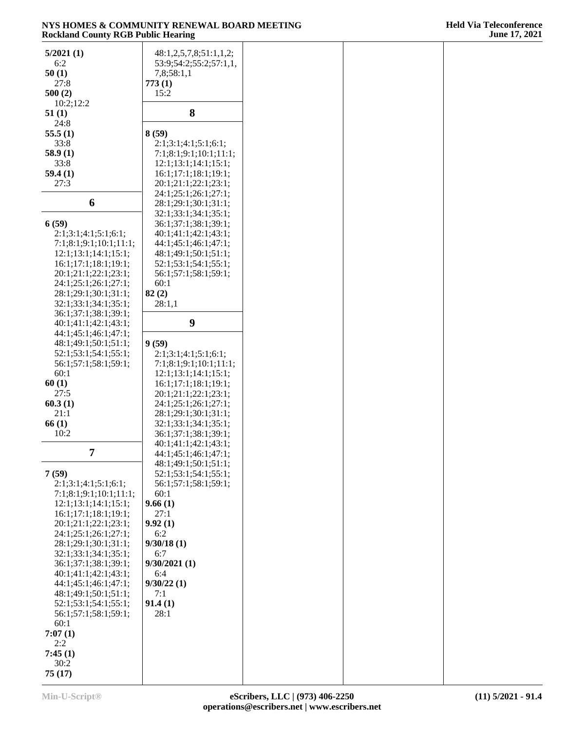**5/2021 (1)**
6:2
**50 (1)**
27:8
**500 (2)**
10:2;12:2
**51 (1)**
24:8
**55.5 (1)**
33:8
**58.9 (1)**
33:8
**59.4 (1)**
27:3

## 6

**6 (59)**
2:1;3:1;4:1;5:1;6:1;7:1;8:1;9:1;10:1;11:1;12:1;13:1;14:1;15:1;16:1;17:1;18:1;19:1;20:1;21:1;22:1;23:1;24:1;25:1;26:1;27:1;28:1;29:1;30:1;31:1;32:1;33:1;34:1;35:1;36:1;37:1;38:1;39:1;40:1;41:1;42:1;43:1;44:1;45:1;46:1;47:1;48:1;49:1;50:1;51:1;52:1;53:1;54:1;55:1;56:1;57:1;58:1;59:1;60:1
**60 (1)**
27:5
**60.3 (1)**
21:1
**66 (1)**
10:2

## 7

**7 (59)**
2:1;3:1;4:1;5:1;6:1;7:1;8:1;9:1;10:1;11:1;12:1;13:1;14:1;15:1;16:1;17:1;18:1;19:1;20:1;21:1;22:1;23:1;24:1;25:1;26:1;27:1;28:1;29:1;30:1;31:1;32:1;33:1;34:1;35:1;36:1;37:1;38:1;39:1;40:1;41:1;42:1;43:1;44:1;45:1;46:1;47:1;48:1;49:1;50:1;51:1;52:1;53:1;54:1;55:1;56:1;57:1;58:1;59:1;60:1
**7:07 (1)**
2:2
**7:45 (1)**
30:2
**75 (17)**
48:1,2,5,7,8;51:1,1,2;53:9;54:2;55:2;57:1,1,7,8;58:1,1
**773 (1)**
15:2

## 8

**8 (59)**
2:1;3:1;4:1;5:1;6:1;7:1;8:1;9:1;10:1;11:1;12:1;13:1;14:1;15:1;16:1;17:1;18:1;19:1;20:1;21:1;22:1;23:1;24:1;25:1;26:1;27:1;28:1;29:1;30:1;31:1;32:1;33:1;34:1;35:1;36:1;37:1;38:1;39:1;40:1;41:1;42:1;43:1;44:1;45:1;46:1;47:1;48:1;49:1;50:1;51:1;52:1;53:1;54:1;55:1;56:1;57:1;58:1;59:1;60:1
**82 (2)**
28:1,1

## 9

**9 (59)**
2:1;3:1;4:1;5:1;6:1;7:1;8:1;9:1;10:1;11:1;12:1;13:1;14:1;15:1;16:1;17:1;18:1;19:1;20:1;21:1;22:1;23:1;24:1;25:1;26:1;27:1;28:1;29:1;30:1;31:1;32:1;33:1;34:1;35:1;36:1;37:1;38:1;39:1;40:1;41:1;42:1;43:1;44:1;45:1;46:1;47:1;48:1;49:1;50:1;51:1;52:1;53:1;54:1;55:1;56:1;57:1;58:1;59:1;60:1
**9.66 (1)**
27:1
**9.92 (1)**
6:2
**9/30/18 (1)**
6:7
**9/30/2021 (1)**
6:4
**9/30/22 (1)**
7:1
**91.4 (1)**
28:1